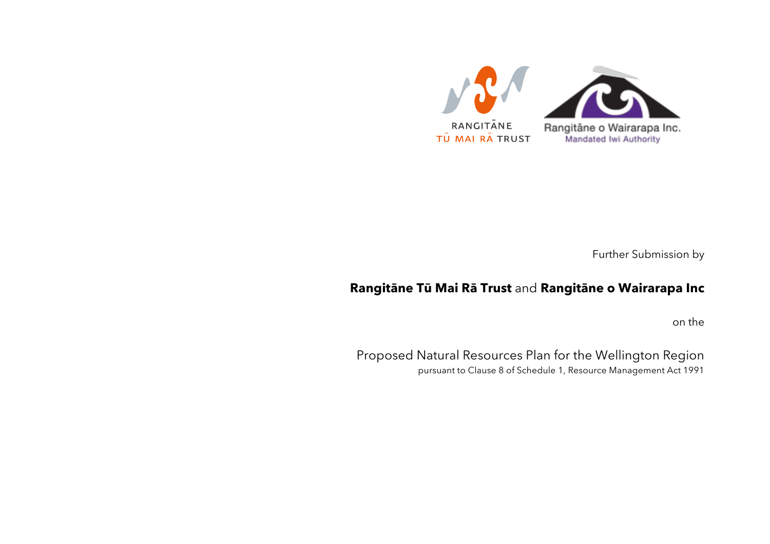RANGITĀNE TŪ MAI RĀ TRUST

Rangitāne o Wairarapa Inc.
Mandated Iwi Authority

Further Submission by

**Rangitāne Tū Mai Rā Trust** and **Rangitāne o Wairarapa Inc**

on the

Proposed Natural Resources Plan for the Wellington Region

pursuant to Clause 8 of Schedule 1, Resource Management Act 1991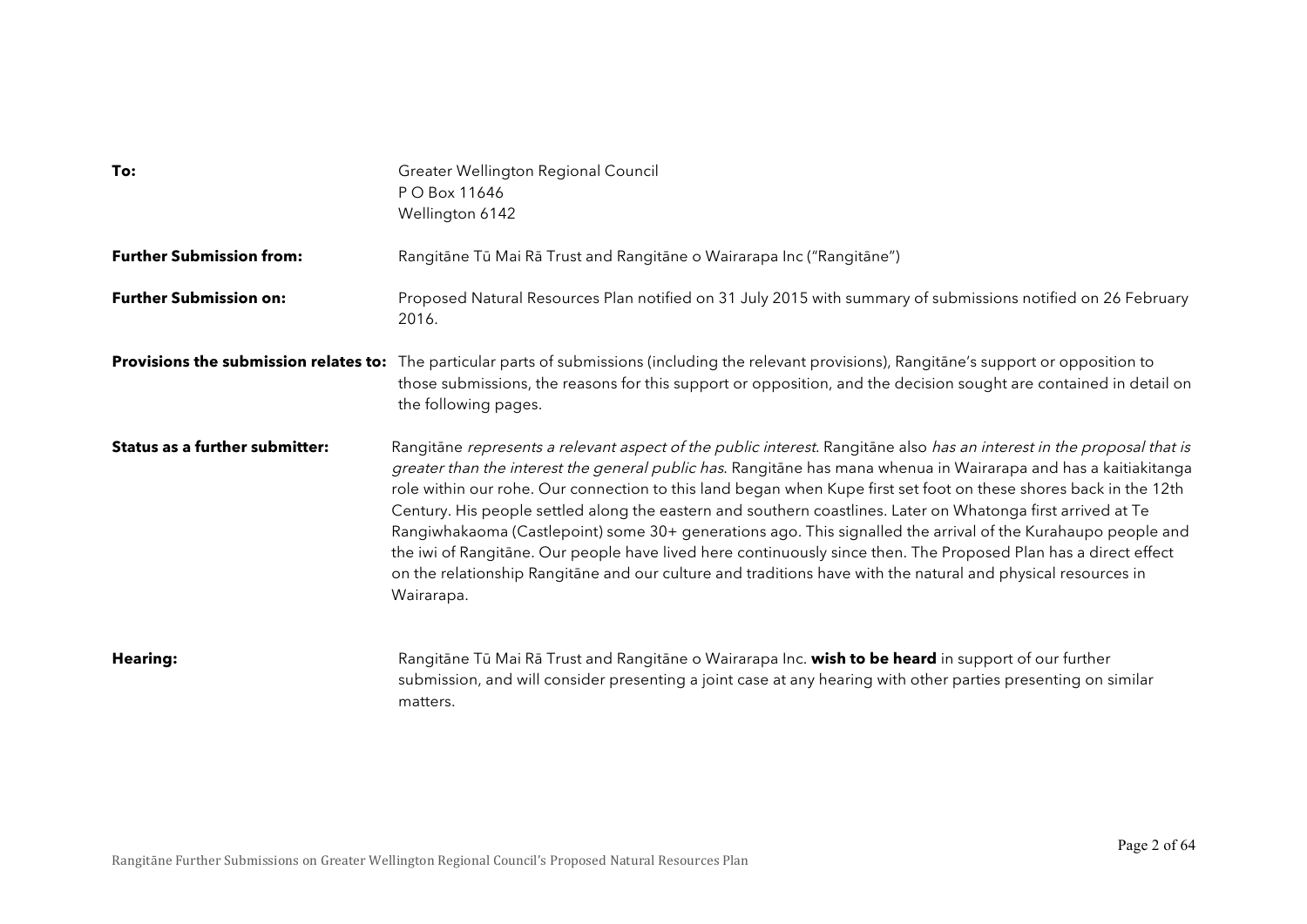**To:** Greater Wellington Regional Council
P O Box 11646
Wellington 6142

**Further Submission from:** Rangitāne Tū Mai Rā Trust and Rangitāne o Wairarapa Inc ("Rangitāne")

**Further Submission on:** Proposed Natural Resources Plan notified on 31 July 2015 with summary of submissions notified on 26 February 2016.

**Provisions the submission relates to:** The particular parts of submissions (including the relevant provisions), Rangitāne's support or opposition to those submissions, the reasons for this support or opposition, and the decision sought are contained in detail on the following pages.

**Status as a further submitter:** Rangitāne *represents a relevant aspect of the public interest*. Rangitāne also *has an interest in the proposal that is greater than the interest the general public has*. Rangitāne has mana whenua in Wairarapa and has a kaitiakitanga role within our rohe. Our connection to this land began when Kupe first set foot on these shores back in the 12th Century. His people settled along the eastern and southern coastlines. Later on Whatonga first arrived at Te Rangiwhakaoma (Castlepoint) some 30+ generations ago. This signalled the arrival of the Kurahaupo people and the iwi of Rangitāne. Our people have lived here continuously since then. The Proposed Plan has a direct effect on the relationship Rangitāne and our culture and traditions have with the natural and physical resources in Wairarapa.

**Hearing:** Rangitāne Tū Mai Rā Trust and Rangitāne o Wairarapa Inc. **wish to be heard** in support of our further submission, and will consider presenting a joint case at any hearing with other parties presenting on similar matters.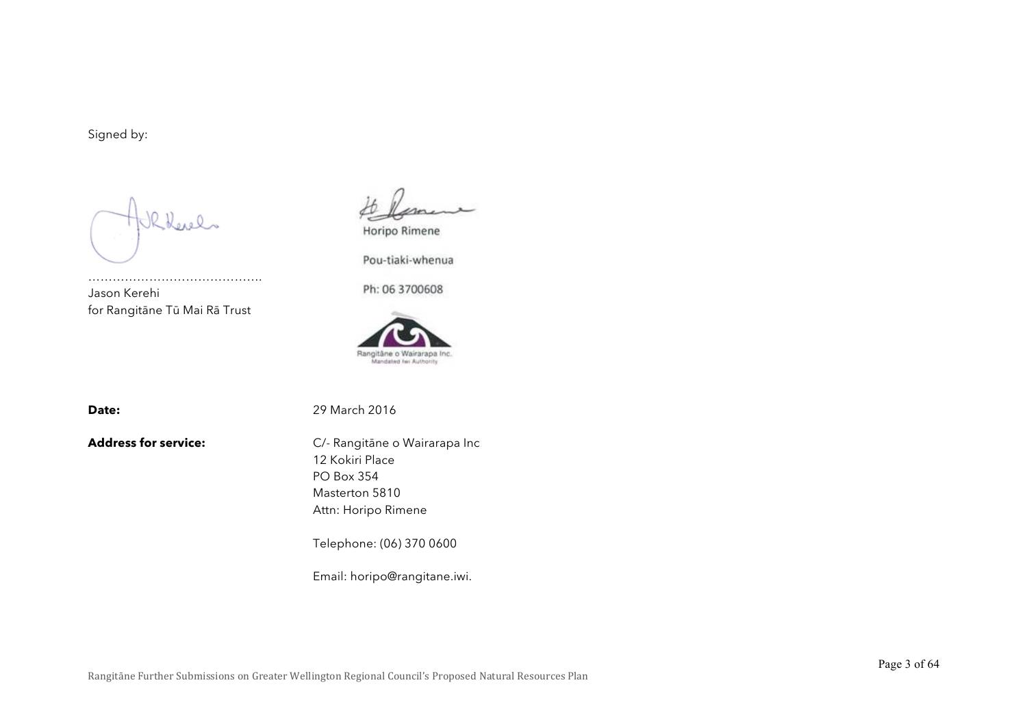Signed by:

……………………………………
Jason Kerehi
for Rangitāne Tū Mai Rā Trust

Horipo Rimene

Pou-tiaki-whenua

Ph: 06 3700608

Rangitāne o Wairarapa Inc.
Mandated Iwi Authority

**Date:** 29 March 2016

**Address for service:** C/- Rangitāne o Wairarapa Inc
12 Kokiri Place
PO Box 354
Masterton 5810
Attn: Horipo Rimene

Telephone: (06) 370 0600

Email: horipo@rangitane.iwi.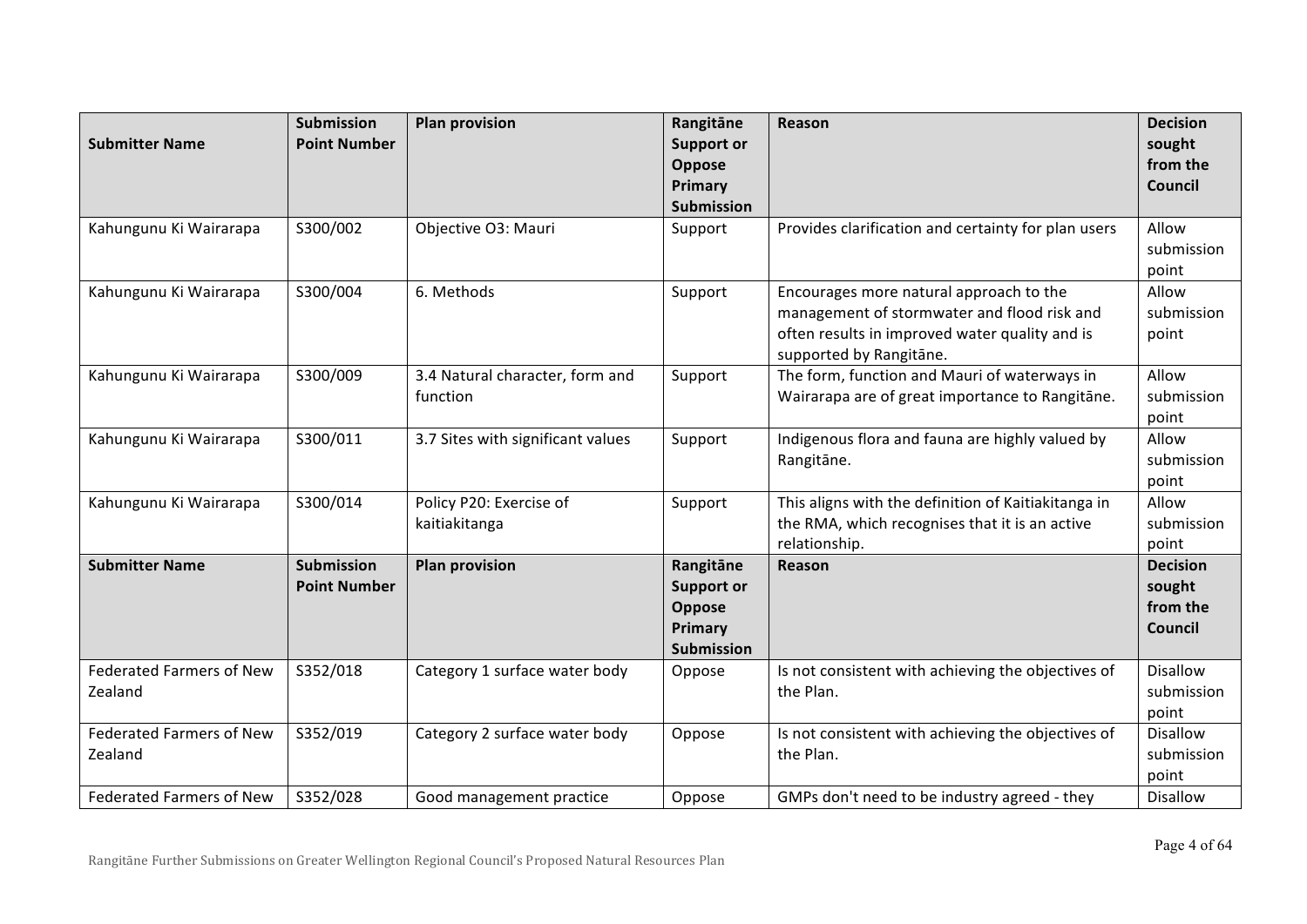| Submitter Name | Submission Point Number | Plan provision | Rangitāne Support or Oppose Primary Submission | Reason | Decision sought from the Council |
|---|---|---|---|---|---|
| Kahungunu Ki Wairarapa | S300/002 | Objective O3: Mauri | Support | Provides clarification and certainty for plan users | Allow submission point |
| Kahungunu Ki Wairarapa | S300/004 | 6. Methods | Support | Encourages more natural approach to the management of stormwater and flood risk and often results in improved water quality and is supported by Rangitāne. | Allow submission point |
| Kahungunu Ki Wairarapa | S300/009 | 3.4 Natural character, form and function | Support | The form, function and Mauri of waterways in Wairarapa are of great importance to Rangitāne. | Allow submission point |
| Kahungunu Ki Wairarapa | S300/011 | 3.7 Sites with significant values | Support | Indigenous flora and fauna are highly valued by Rangitāne. | Allow submission point |
| Kahungunu Ki Wairarapa | S300/014 | Policy P20: Exercise of kaitiakitanga | Support | This aligns with the definition of Kaitiakitanga in the RMA, which recognises that it is an active relationship. | Allow submission point |

| Submitter Name | Submission Point Number | Plan provision | Rangitāne Support or Oppose Primary Submission | Reason | Decision sought from the Council |
|---|---|---|---|---|---|
| Federated Farmers of New Zealand | S352/018 | Category 1 surface water body | Oppose | Is not consistent with achieving the objectives of the Plan. | Disallow submission point |
| Federated Farmers of New Zealand | S352/019 | Category 2 surface water body | Oppose | Is not consistent with achieving the objectives of the Plan. | Disallow submission point |
| Federated Farmers of New | S352/028 | Good management practice | Oppose | GMPs don't need to be industry agreed - they | Disallow |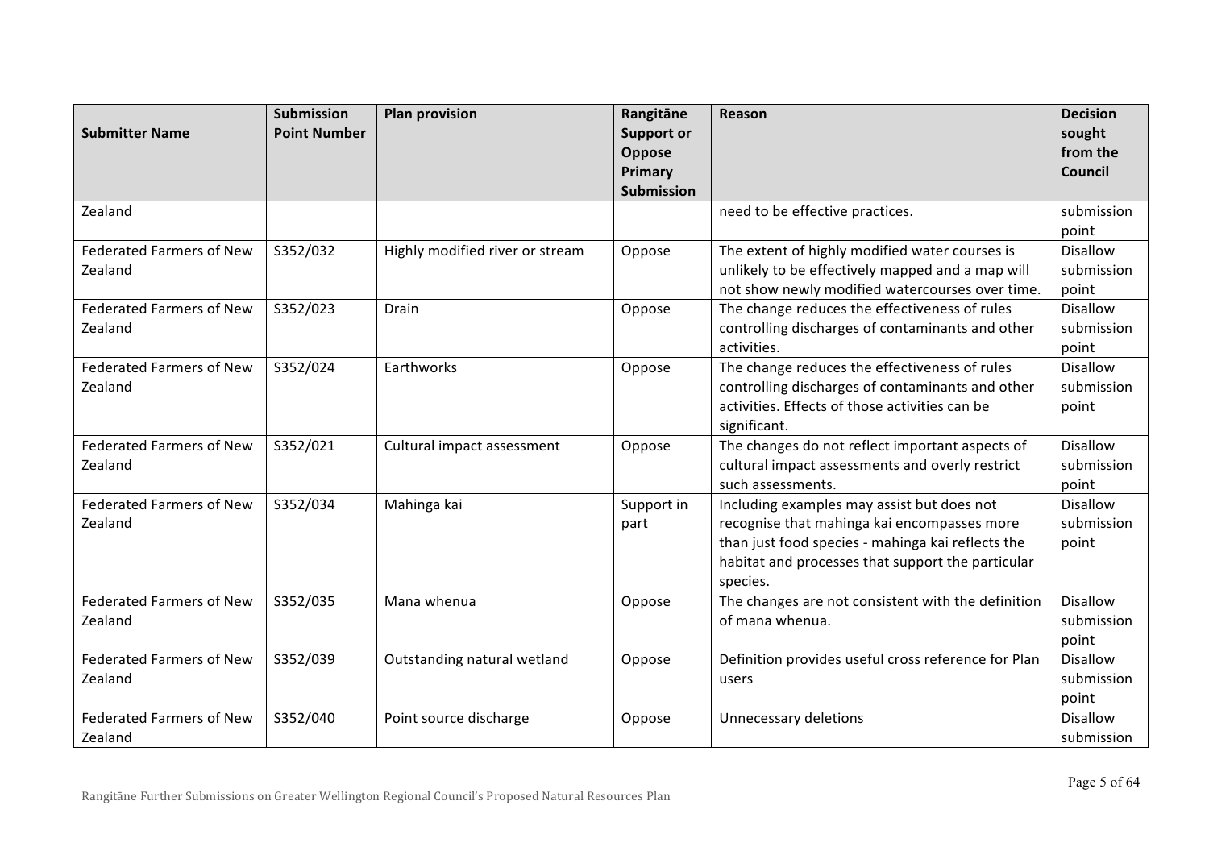| Submitter Name | Submission Point Number | Plan provision | Rangitāne Support or Oppose Primary Submission | Reason | Decision sought from the Council |
|---|---|---|---|---|---|
| Zealand | | | | need to be effective practices. | submission point |
| Federated Farmers of New Zealand | S352/032 | Highly modified river or stream | Oppose | The extent of highly modified water courses is unlikely to be effectively mapped and a map will not show newly modified watercourses over time. | Disallow submission point |
| Federated Farmers of New Zealand | S352/023 | Drain | Oppose | The change reduces the effectiveness of rules controlling discharges of contaminants and other activities. | Disallow submission point |
| Federated Farmers of New Zealand | S352/024 | Earthworks | Oppose | The change reduces the effectiveness of rules controlling discharges of contaminants and other activities. Effects of those activities can be significant. | Disallow submission point |
| Federated Farmers of New Zealand | S352/021 | Cultural impact assessment | Oppose | The changes do not reflect important aspects of cultural impact assessments and overly restrict such assessments. | Disallow submission point |
| Federated Farmers of New Zealand | S352/034 | Mahinga kai | Support in part | Including examples may assist but does not recognise that mahinga kai encompasses more than just food species - mahinga kai reflects the habitat and processes that support the particular species. | Disallow submission point |
| Federated Farmers of New Zealand | S352/035 | Mana whenua | Oppose | The changes are not consistent with the definition of mana whenua. | Disallow submission point |
| Federated Farmers of New Zealand | S352/039 | Outstanding natural wetland | Oppose | Definition provides useful cross reference for Plan users | Disallow submission point |
| Federated Farmers of New Zealand | S352/040 | Point source discharge | Oppose | Unnecessary deletions | Disallow submission |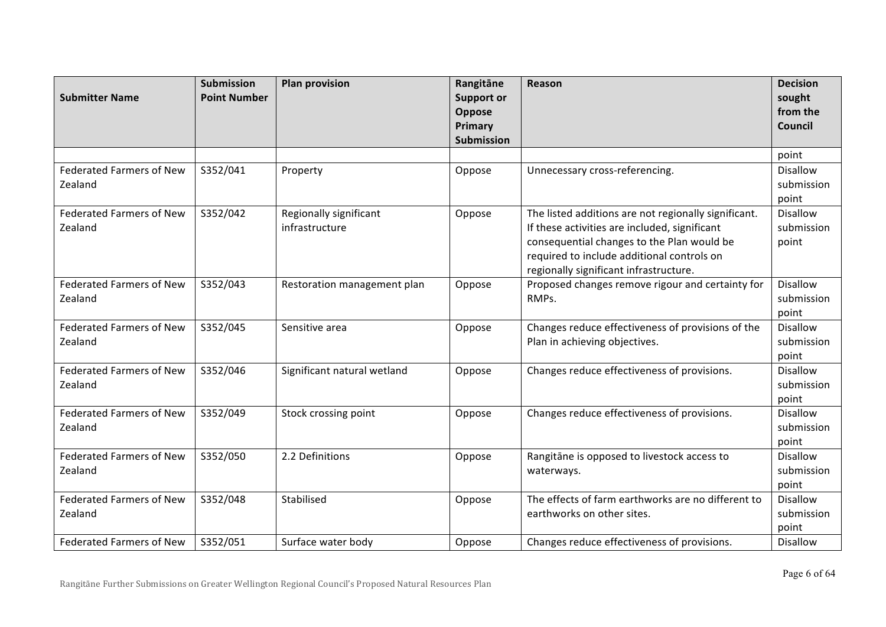| Submitter Name | Submission Point Number | Plan provision | Rangitāne Support or Oppose Primary Submission | Reason | Decision sought from the Council |
| --- | --- | --- | --- | --- | --- |
| | | | | | point |
| Federated Farmers of New Zealand | S352/041 | Property | Oppose | Unnecessary cross-referencing. | Disallow submission point |
| Federated Farmers of New Zealand | S352/042 | Regionally significant infrastructure | Oppose | The listed additions are not regionally significant. If these activities are included, significant consequential changes to the Plan would be required to include additional controls on regionally significant infrastructure. | Disallow submission point |
| Federated Farmers of New Zealand | S352/043 | Restoration management plan | Oppose | Proposed changes remove rigour and certainty for RMPs. | Disallow submission point |
| Federated Farmers of New Zealand | S352/045 | Sensitive area | Oppose | Changes reduce effectiveness of provisions of the Plan in achieving objectives. | Disallow submission point |
| Federated Farmers of New Zealand | S352/046 | Significant natural wetland | Oppose | Changes reduce effectiveness of provisions. | Disallow submission point |
| Federated Farmers of New Zealand | S352/049 | Stock crossing point | Oppose | Changes reduce effectiveness of provisions. | Disallow submission point |
| Federated Farmers of New Zealand | S352/050 | 2.2 Definitions | Oppose | Rangitāne is opposed to livestock access to waterways. | Disallow submission point |
| Federated Farmers of New Zealand | S352/048 | Stabilised | Oppose | The effects of farm earthworks are no different to earthworks on other sites. | Disallow submission point |
| Federated Farmers of New | S352/051 | Surface water body | Oppose | Changes reduce effectiveness of provisions. | Disallow |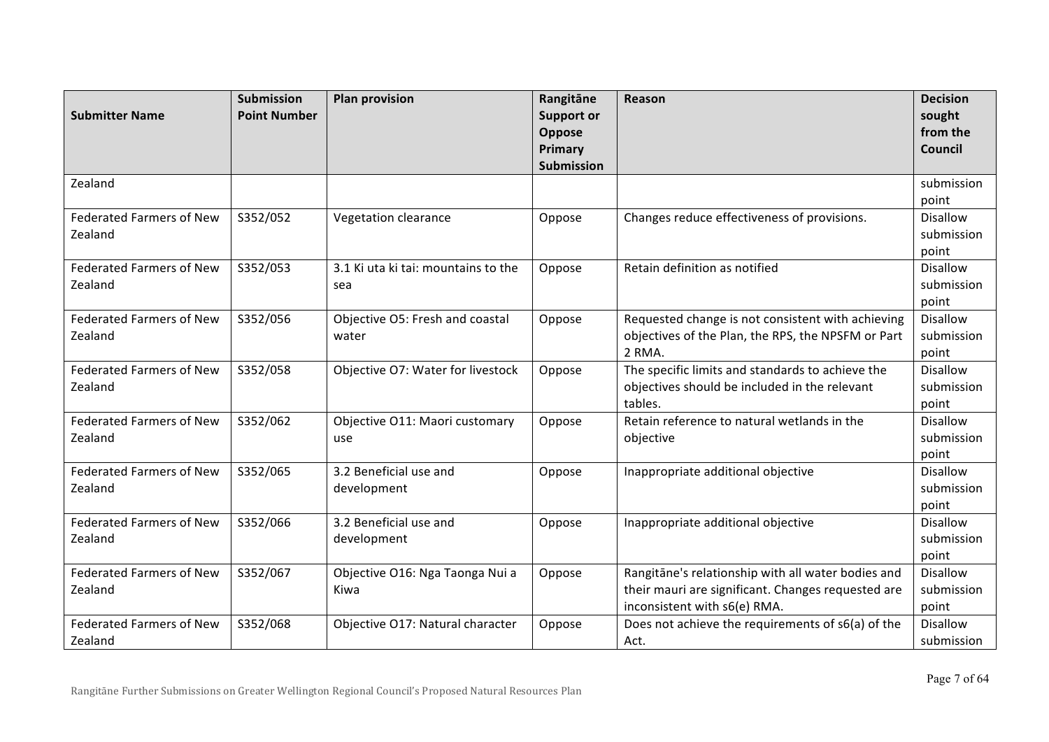| Submitter Name | Submission Point Number | Plan provision | Rangitāne Support or Oppose Primary Submission | Reason | Decision sought from the Council |
|---|---|---|---|---|---|
| Zealand | | | | | submission point |
| Federated Farmers of New Zealand | S352/052 | Vegetation clearance | Oppose | Changes reduce effectiveness of provisions. | Disallow submission point |
| Federated Farmers of New Zealand | S352/053 | 3.1 Ki uta ki tai: mountains to the sea | Oppose | Retain definition as notified | Disallow submission point |
| Federated Farmers of New Zealand | S352/056 | Objective O5: Fresh and coastal water | Oppose | Requested change is not consistent with achieving objectives of the Plan, the RPS, the NPSFM or Part 2 RMA. | Disallow submission point |
| Federated Farmers of New Zealand | S352/058 | Objective O7: Water for livestock | Oppose | The specific limits and standards to achieve the objectives should be included in the relevant tables. | Disallow submission point |
| Federated Farmers of New Zealand | S352/062 | Objective O11: Maori customary use | Oppose | Retain reference to natural wetlands in the objective | Disallow submission point |
| Federated Farmers of New Zealand | S352/065 | 3.2 Beneficial use and development | Oppose | Inappropriate additional objective | Disallow submission point |
| Federated Farmers of New Zealand | S352/066 | 3.2 Beneficial use and development | Oppose | Inappropriate additional objective | Disallow submission point |
| Federated Farmers of New Zealand | S352/067 | Objective O16: Nga Taonga Nui a Kiwa | Oppose | Rangitāne's relationship with all water bodies and their mauri are significant. Changes requested are inconsistent with s6(e) RMA. | Disallow submission point |
| Federated Farmers of New Zealand | S352/068 | Objective O17: Natural character | Oppose | Does not achieve the requirements of s6(a) of the Act. | Disallow submission |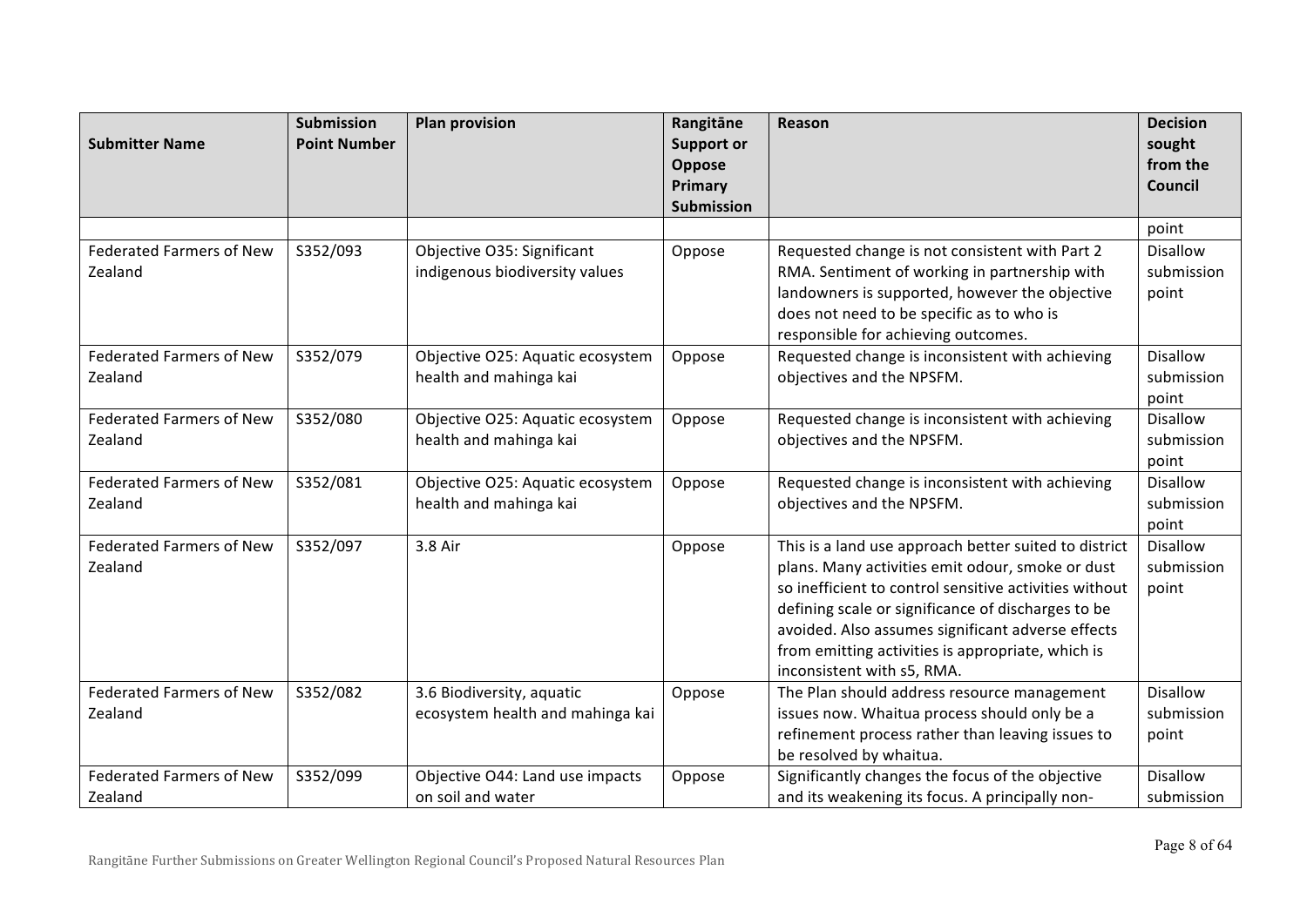| Submitter Name | Submission Point Number | Plan provision | Rangitāne Support or Oppose Primary Submission | Reason | Decision sought from the Council |
|---|---|---|---|---|---|
| | | | | | point |
| Federated Farmers of New Zealand | S352/093 | Objective O35: Significant indigenous biodiversity values | Oppose | Requested change is not consistent with Part 2 RMA. Sentiment of working in partnership with landowners is supported, however the objective does not need to be specific as to who is responsible for achieving outcomes. | Disallow submission point |
| Federated Farmers of New Zealand | S352/079 | Objective O25: Aquatic ecosystem health and mahinga kai | Oppose | Requested change is inconsistent with achieving objectives and the NPSFM. | Disallow submission point |
| Federated Farmers of New Zealand | S352/080 | Objective O25: Aquatic ecosystem health and mahinga kai | Oppose | Requested change is inconsistent with achieving objectives and the NPSFM. | Disallow submission point |
| Federated Farmers of New Zealand | S352/081 | Objective O25: Aquatic ecosystem health and mahinga kai | Oppose | Requested change is inconsistent with achieving objectives and the NPSFM. | Disallow submission point |
| Federated Farmers of New Zealand | S352/097 | 3.8 Air | Oppose | This is a land use approach better suited to district plans. Many activities emit odour, smoke or dust so inefficient to control sensitive activities without defining scale or significance of discharges to be avoided. Also assumes significant adverse effects from emitting activities is appropriate, which is inconsistent with s5, RMA. | Disallow submission point |
| Federated Farmers of New Zealand | S352/082 | 3.6 Biodiversity, aquatic ecosystem health and mahinga kai | Oppose | The Plan should address resource management issues now. Whaitua process should only be a refinement process rather than leaving issues to be resolved by whaitua. | Disallow submission point |
| Federated Farmers of New Zealand | S352/099 | Objective O44: Land use impacts on soil and water | Oppose | Significantly changes the focus of the objective and its weakening its focus. A principally non- | Disallow submission |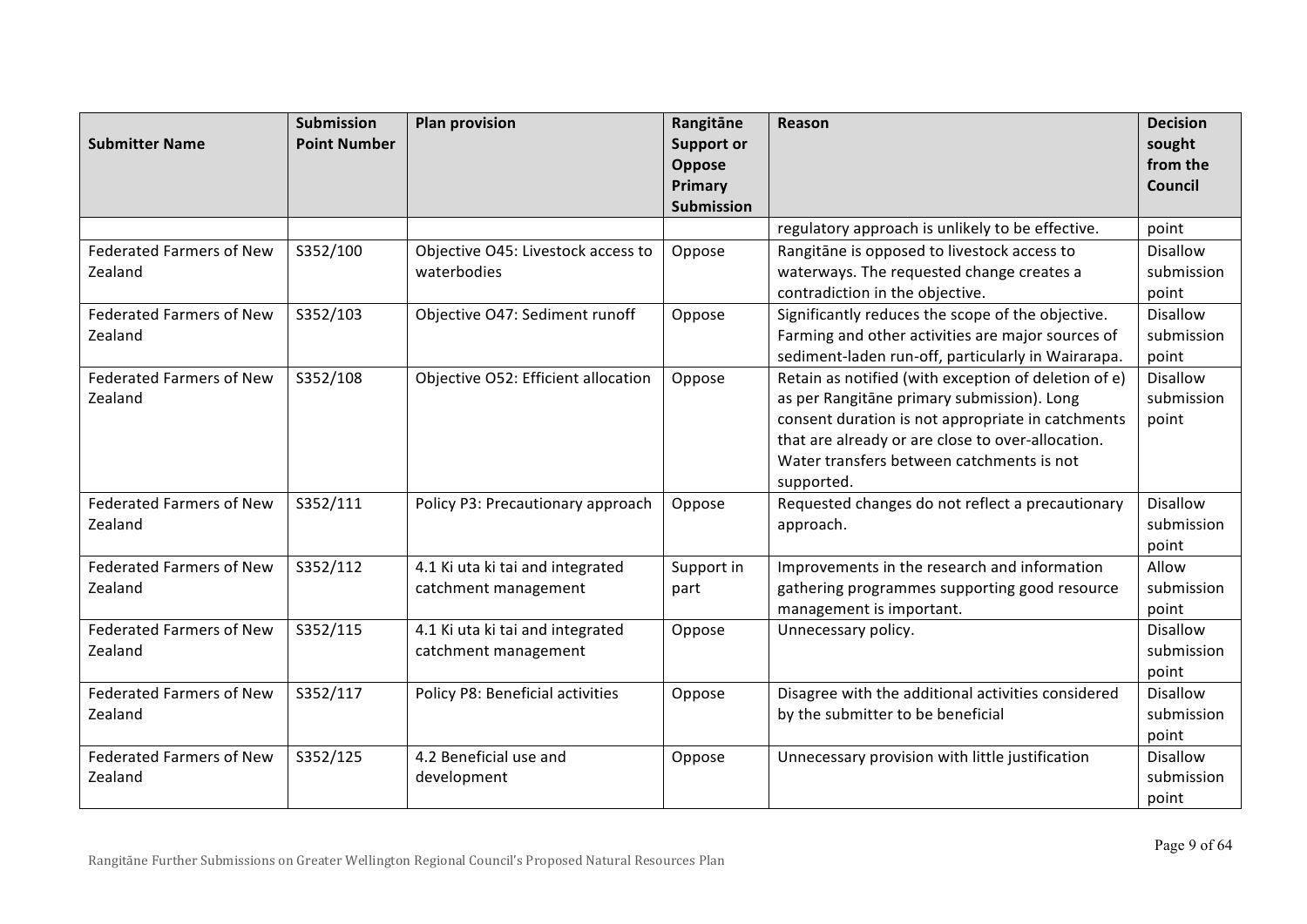| Submitter Name | Submission Point Number | Plan provision | Rangitāne Support or Oppose Primary Submission | Reason | Decision sought from the Council |
|---|---|---|---|---|---|
| | | | | regulatory approach is unlikely to be effective. | point |
| Federated Farmers of New Zealand | S352/100 | Objective O45: Livestock access to waterbodies | Oppose | Rangitāne is opposed to livestock access to waterways. The requested change creates a contradiction in the objective. | Disallow submission point |
| Federated Farmers of New Zealand | S352/103 | Objective O47: Sediment runoff | Oppose | Significantly reduces the scope of the objective. Farming and other activities are major sources of sediment-laden run-off, particularly in Wairarapa. | Disallow submission point |
| Federated Farmers of New Zealand | S352/108 | Objective O52: Efficient allocation | Oppose | Retain as notified (with exception of deletion of e) as per Rangitāne primary submission). Long consent duration is not appropriate in catchments that are already or are close to over-allocation. Water transfers between catchments is not supported. | Disallow submission point |
| Federated Farmers of New Zealand | S352/111 | Policy P3: Precautionary approach | Oppose | Requested changes do not reflect a precautionary approach. | Disallow submission point |
| Federated Farmers of New Zealand | S352/112 | 4.1 Ki uta ki tai and integrated catchment management | Support in part | Improvements in the research and information gathering programmes supporting good resource management is important. | Allow submission point |
| Federated Farmers of New Zealand | S352/115 | 4.1 Ki uta ki tai and integrated catchment management | Oppose | Unnecessary policy. | Disallow submission point |
| Federated Farmers of New Zealand | S352/117 | Policy P8: Beneficial activities | Oppose | Disagree with the additional activities considered by the submitter to be beneficial | Disallow submission point |
| Federated Farmers of New Zealand | S352/125 | 4.2 Beneficial use and development | Oppose | Unnecessary provision with little justification | Disallow submission point |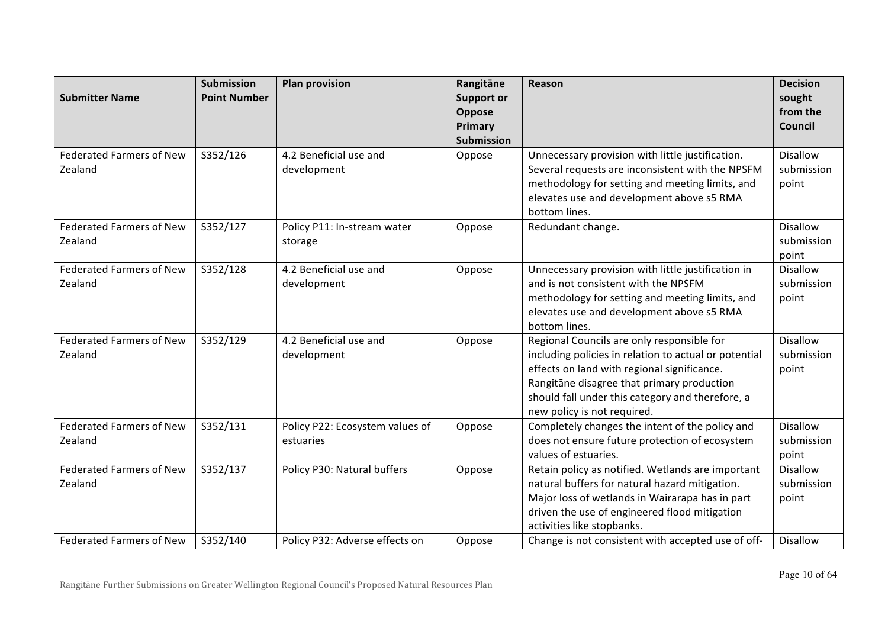| Submitter Name | Submission Point Number | Plan provision | Rangitāne Support or Oppose Primary Submission | Reason | Decision sought from the Council |
|---|---|---|---|---|---|
| Federated Farmers of New Zealand | S352/126 | 4.2 Beneficial use and development | Oppose | Unnecessary provision with little justification. Several requests are inconsistent with the NPSFM methodology for setting and meeting limits, and elevates use and development above s5 RMA bottom lines. | Disallow submission point |
| Federated Farmers of New Zealand | S352/127 | Policy P11: In-stream water storage | Oppose | Redundant change. | Disallow submission point |
| Federated Farmers of New Zealand | S352/128 | 4.2 Beneficial use and development | Oppose | Unnecessary provision with little justification in and is not consistent with the NPSFM methodology for setting and meeting limits, and elevates use and development above s5 RMA bottom lines. | Disallow submission point |
| Federated Farmers of New Zealand | S352/129 | 4.2 Beneficial use and development | Oppose | Regional Councils are only responsible for including policies in relation to actual or potential effects on land with regional significance. Rangitāne disagree that primary production should fall under this category and therefore, a new policy is not required. | Disallow submission point |
| Federated Farmers of New Zealand | S352/131 | Policy P22: Ecosystem values of estuaries | Oppose | Completely changes the intent of the policy and does not ensure future protection of ecosystem values of estuaries. | Disallow submission point |
| Federated Farmers of New Zealand | S352/137 | Policy P30: Natural buffers | Oppose | Retain policy as notified. Wetlands are important natural buffers for natural hazard mitigation. Major loss of wetlands in Wairarapa has in part driven the use of engineered flood mitigation activities like stopbanks. | Disallow submission point |
| Federated Farmers of New | S352/140 | Policy P32: Adverse effects on | Oppose | Change is not consistent with accepted use of off- | Disallow |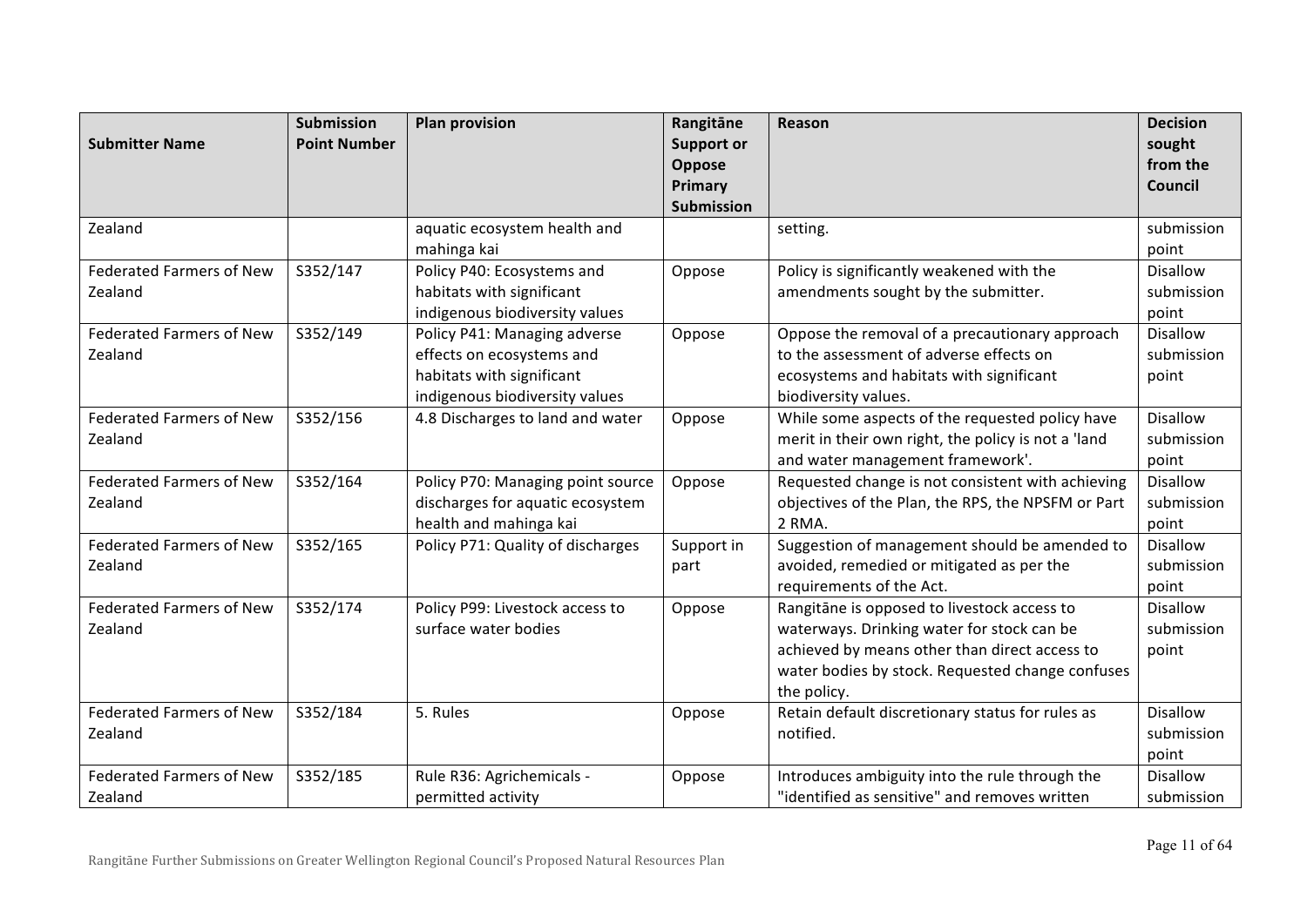| Submitter Name | Submission Point Number | Plan provision | Rangitāne Support or Oppose Primary Submission | Reason | Decision sought from the Council |
|---|---|---|---|---|---|
| Zealand | | aquatic ecosystem health and mahinga kai | | setting. | submission point |
| Federated Farmers of New Zealand | S352/147 | Policy P40: Ecosystems and habitats with significant indigenous biodiversity values | Oppose | Policy is significantly weakened with the amendments sought by the submitter. | Disallow submission point |
| Federated Farmers of New Zealand | S352/149 | Policy P41: Managing adverse effects on ecosystems and habitats with significant indigenous biodiversity values | Oppose | Oppose the removal of a precautionary approach to the assessment of adverse effects on ecosystems and habitats with significant biodiversity values. | Disallow submission point |
| Federated Farmers of New Zealand | S352/156 | 4.8 Discharges to land and water | Oppose | While some aspects of the requested policy have merit in their own right, the policy is not a 'land and water management framework'. | Disallow submission point |
| Federated Farmers of New Zealand | S352/164 | Policy P70: Managing point source discharges for aquatic ecosystem health and mahinga kai | Oppose | Requested change is not consistent with achieving objectives of the Plan, the RPS, the NPSFM or Part 2 RMA. | Disallow submission point |
| Federated Farmers of New Zealand | S352/165 | Policy P71: Quality of discharges | Support in part | Suggestion of management should be amended to avoided, remedied or mitigated as per the requirements of the Act. | Disallow submission point |
| Federated Farmers of New Zealand | S352/174 | Policy P99: Livestock access to surface water bodies | Oppose | Rangitāne is opposed to livestock access to waterways. Drinking water for stock can be achieved by means other than direct access to water bodies by stock. Requested change confuses the policy. | Disallow submission point |
| Federated Farmers of New Zealand | S352/184 | 5. Rules | Oppose | Retain default discretionary status for rules as notified. | Disallow submission point |
| Federated Farmers of New Zealand | S352/185 | Rule R36: Agrichemicals - permitted activity | Oppose | Introduces ambiguity into the rule through the "identified as sensitive" and removes written | Disallow submission |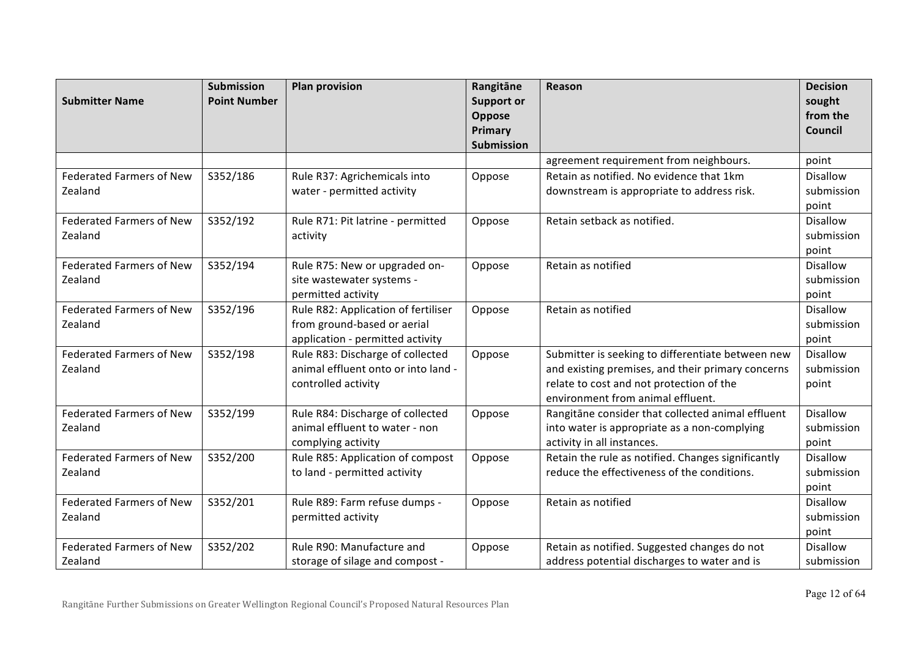| Submitter Name | Submission Point Number | Plan provision | Rangitāne Support or Oppose Primary Submission | Reason | Decision sought from the Council |
|---|---|---|---|---|---|
| | | | | agreement requirement from neighbours. | point |
| Federated Farmers of New Zealand | S352/186 | Rule R37: Agrichemicals into water - permitted activity | Oppose | Retain as notified. No evidence that 1km downstream is appropriate to address risk. | Disallow submission point |
| Federated Farmers of New Zealand | S352/192 | Rule R71: Pit latrine - permitted activity | Oppose | Retain setback as notified. | Disallow submission point |
| Federated Farmers of New Zealand | S352/194 | Rule R75: New or upgraded on-site wastewater systems - permitted activity | Oppose | Retain as notified | Disallow submission point |
| Federated Farmers of New Zealand | S352/196 | Rule R82: Application of fertiliser from ground-based or aerial application - permitted activity | Oppose | Retain as notified | Disallow submission point |
| Federated Farmers of New Zealand | S352/198 | Rule R83: Discharge of collected animal effluent onto or into land - controlled activity | Oppose | Submitter is seeking to differentiate between new and existing premises, and their primary concerns relate to cost and not protection of the environment from animal effluent. | Disallow submission point |
| Federated Farmers of New Zealand | S352/199 | Rule R84: Discharge of collected animal effluent to water - non complying activity | Oppose | Rangitāne consider that collected animal effluent into water is appropriate as a non-complying activity in all instances. | Disallow submission point |
| Federated Farmers of New Zealand | S352/200 | Rule R85: Application of compost to land - permitted activity | Oppose | Retain the rule as notified. Changes significantly reduce the effectiveness of the conditions. | Disallow submission point |
| Federated Farmers of New Zealand | S352/201 | Rule R89: Farm refuse dumps - permitted activity | Oppose | Retain as notified | Disallow submission point |
| Federated Farmers of New Zealand | S352/202 | Rule R90: Manufacture and storage of silage and compost - | Oppose | Retain as notified. Suggested changes do not address potential discharges to water and is | Disallow submission |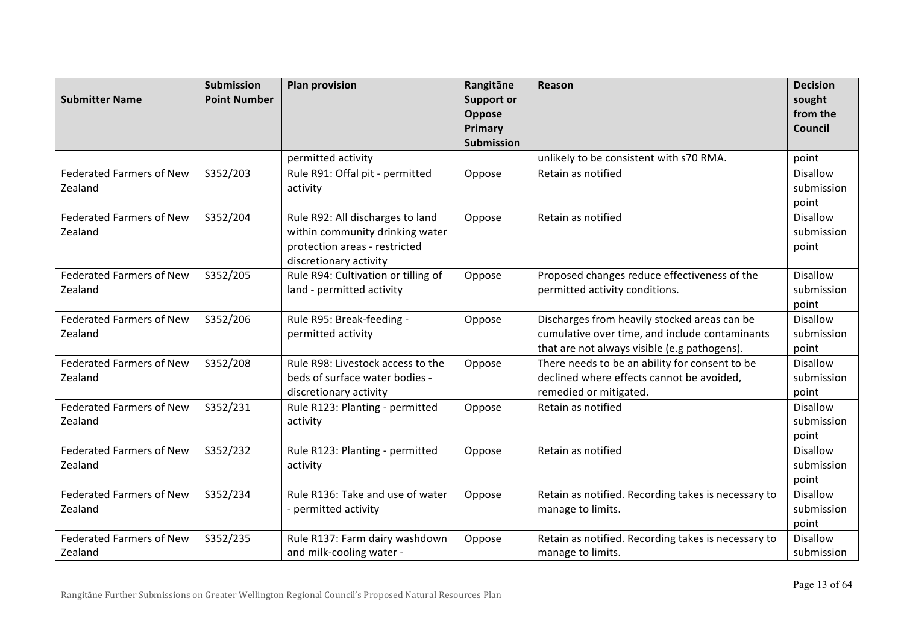| Submitter Name | Submission Point Number | Plan provision | Rangitāne Support or Oppose Primary Submission | Reason | Decision sought from the Council |
|---|---|---|---|---|---|
| | | permitted activity | | unlikely to be consistent with s70 RMA. | point |
| Federated Farmers of New Zealand | S352/203 | Rule R91: Offal pit - permitted activity | Oppose | Retain as notified | Disallow submission point |
| Federated Farmers of New Zealand | S352/204 | Rule R92: All discharges to land within community drinking water protection areas - restricted discretionary activity | Oppose | Retain as notified | Disallow submission point |
| Federated Farmers of New Zealand | S352/205 | Rule R94: Cultivation or tilling of land - permitted activity | Oppose | Proposed changes reduce effectiveness of the permitted activity conditions. | Disallow submission point |
| Federated Farmers of New Zealand | S352/206 | Rule R95: Break-feeding - permitted activity | Oppose | Discharges from heavily stocked areas can be cumulative over time, and include contaminants that are not always visible (e.g pathogens). | Disallow submission point |
| Federated Farmers of New Zealand | S352/208 | Rule R98: Livestock access to the beds of surface water bodies - discretionary activity | Oppose | There needs to be an ability for consent to be declined where effects cannot be avoided, remedied or mitigated. | Disallow submission point |
| Federated Farmers of New Zealand | S352/231 | Rule R123: Planting - permitted activity | Oppose | Retain as notified | Disallow submission point |
| Federated Farmers of New Zealand | S352/232 | Rule R123: Planting - permitted activity | Oppose | Retain as notified | Disallow submission point |
| Federated Farmers of New Zealand | S352/234 | Rule R136: Take and use of water - permitted activity | Oppose | Retain as notified. Recording takes is necessary to manage to limits. | Disallow submission point |
| Federated Farmers of New Zealand | S352/235 | Rule R137: Farm dairy washdown and milk-cooling water - | Oppose | Retain as notified. Recording takes is necessary to manage to limits. | Disallow submission |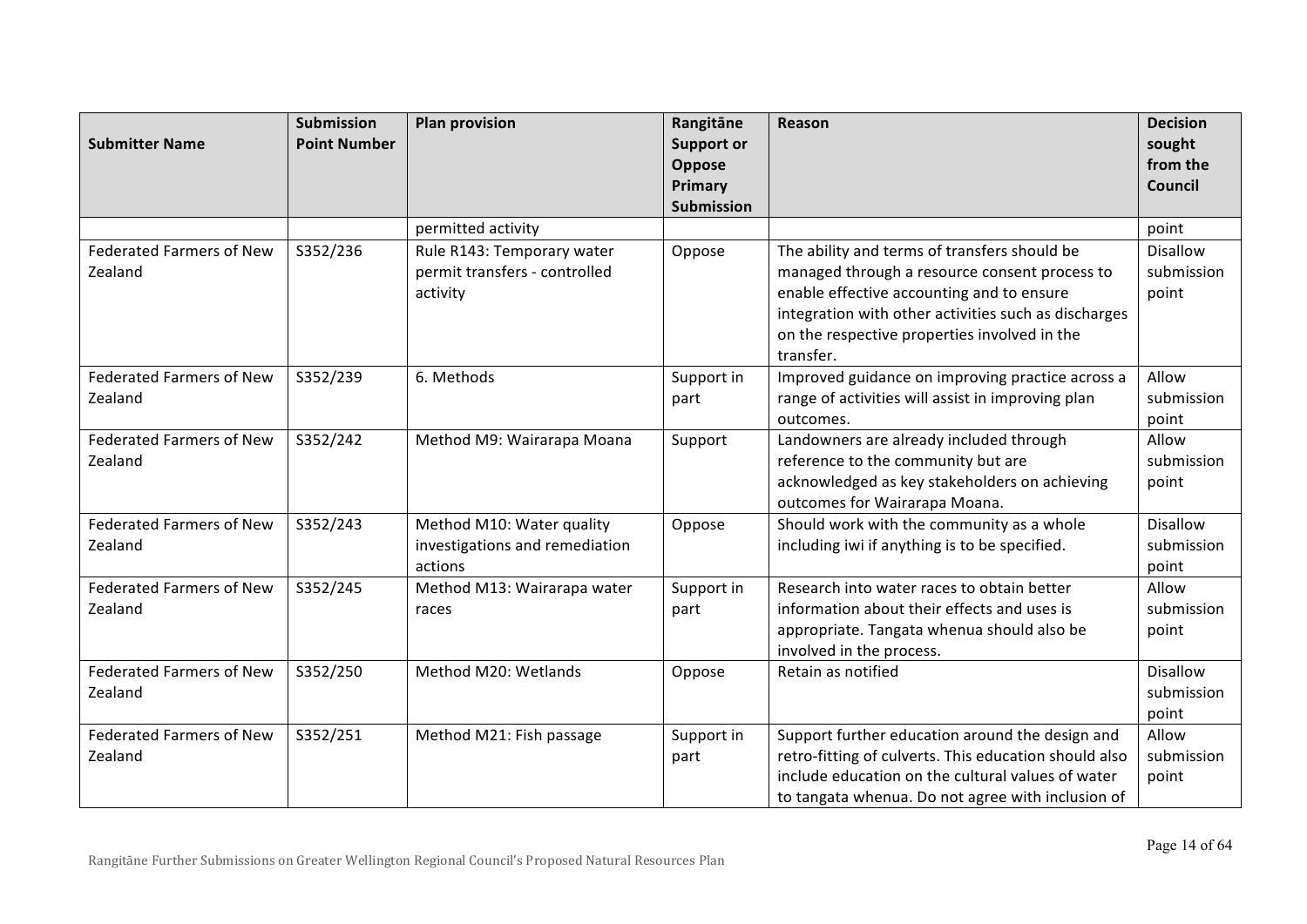| Submitter Name | Submission Point Number | Plan provision | Rangitāne Support or Oppose Primary Submission | Reason | Decision sought from the Council |
|---|---|---|---|---|---|
| | | permitted activity | | | point |
| Federated Farmers of New Zealand | S352/236 | Rule R143: Temporary water permit transfers - controlled activity | Oppose | The ability and terms of transfers should be managed through a resource consent process to enable effective accounting and to ensure integration with other activities such as discharges on the respective properties involved in the transfer. | Disallow submission point |
| Federated Farmers of New Zealand | S352/239 | 6. Methods | Support in part | Improved guidance on improving practice across a range of activities will assist in improving plan outcomes. | Allow submission point |
| Federated Farmers of New Zealand | S352/242 | Method M9: Wairarapa Moana | Support | Landowners are already included through reference to the community but are acknowledged as key stakeholders on achieving outcomes for Wairarapa Moana. | Allow submission point |
| Federated Farmers of New Zealand | S352/243 | Method M10: Water quality investigations and remediation actions | Oppose | Should work with the community as a whole including iwi if anything is to be specified. | Disallow submission point |
| Federated Farmers of New Zealand | S352/245 | Method M13: Wairarapa water races | Support in part | Research into water races to obtain better information about their effects and uses is appropriate. Tangata whenua should also be involved in the process. | Allow submission point |
| Federated Farmers of New Zealand | S352/250 | Method M20: Wetlands | Oppose | Retain as notified | Disallow submission point |
| Federated Farmers of New Zealand | S352/251 | Method M21: Fish passage | Support in part | Support further education around the design and retro-fitting of culverts. This education should also include education on the cultural values of water to tangata whenua. Do not agree with inclusion of | Allow submission point |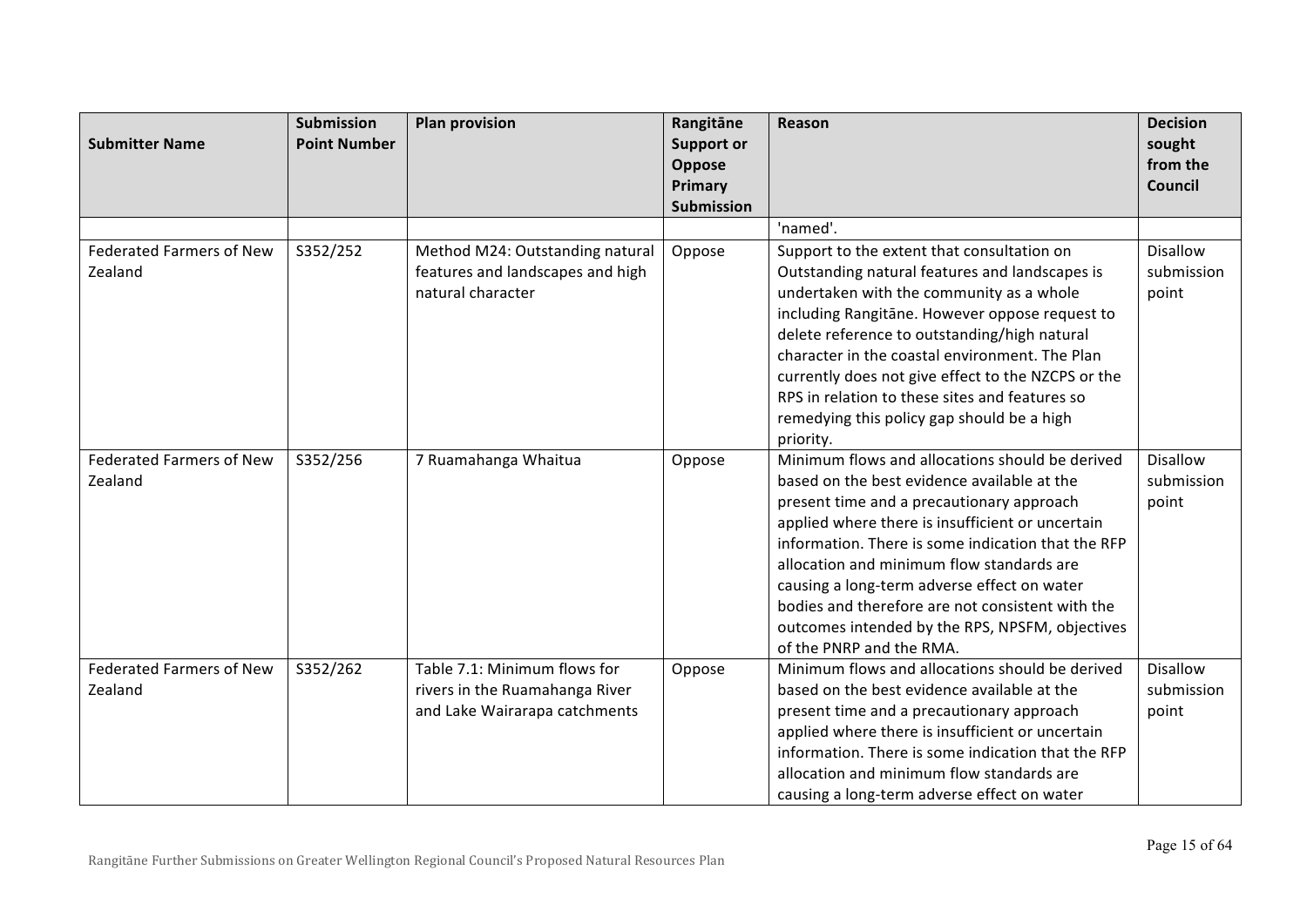| Submitter Name | Submission Point Number | Plan provision | Rangitāne Support or Oppose Primary Submission | Reason | Decision sought from the Council |
|---|---|---|---|---|---|
| | | | | 'named'. | |
| Federated Farmers of New Zealand | S352/252 | Method M24: Outstanding natural features and landscapes and high natural character | Oppose | Support to the extent that consultation on Outstanding natural features and landscapes is undertaken with the community as a whole including Rangitāne. However oppose request to delete reference to outstanding/high natural character in the coastal environment. The Plan currently does not give effect to the NZCPS or the RPS in relation to these sites and features so remedying this policy gap should be a high priority. | Disallow submission point |
| Federated Farmers of New Zealand | S352/256 | 7 Ruamahanga Whaitua | Oppose | Minimum flows and allocations should be derived based on the best evidence available at the present time and a precautionary approach applied where there is insufficient or uncertain information. There is some indication that the RFP allocation and minimum flow standards are causing a long-term adverse effect on water bodies and therefore are not consistent with the outcomes intended by the RPS, NPSFM, objectives of the PNRP and the RMA. | Disallow submission point |
| Federated Farmers of New Zealand | S352/262 | Table 7.1: Minimum flows for rivers in the Ruamahanga River and Lake Wairarapa catchments | Oppose | Minimum flows and allocations should be derived based on the best evidence available at the present time and a precautionary approach applied where there is insufficient or uncertain information. There is some indication that the RFP allocation and minimum flow standards are causing a long-term adverse effect on water | Disallow submission point |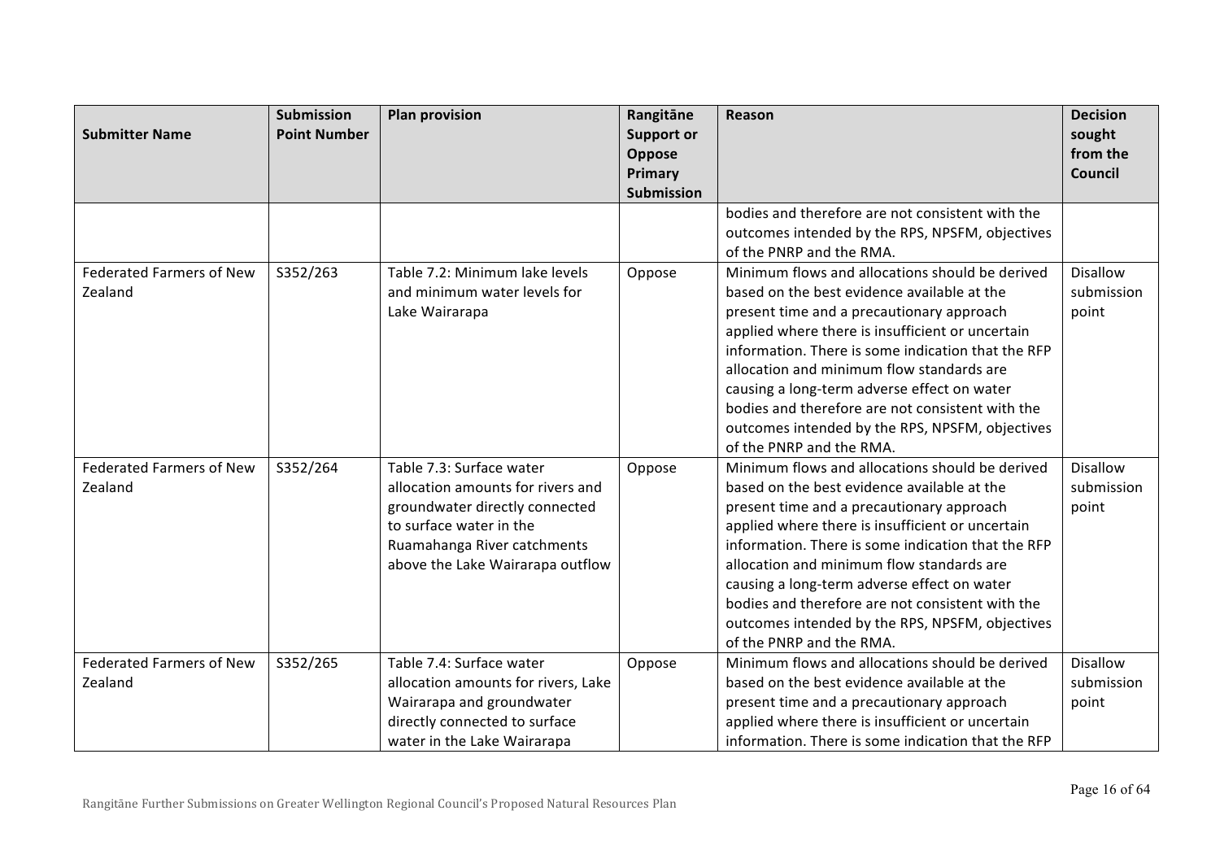| Submitter Name | Submission Point Number | Plan provision | Rangitāne Support or Oppose Primary Submission | Reason | Decision sought from the Council |
|---|---|---|---|---|---|
| | | | | bodies and therefore are not consistent with the outcomes intended by the RPS, NPSFM, objectives of the PNRP and the RMA. | |
| Federated Farmers of New Zealand | S352/263 | Table 7.2: Minimum lake levels and minimum water levels for Lake Wairarapa | Oppose | Minimum flows and allocations should be derived based on the best evidence available at the present time and a precautionary approach applied where there is insufficient or uncertain information. There is some indication that the RFP allocation and minimum flow standards are causing a long-term adverse effect on water bodies and therefore are not consistent with the outcomes intended by the RPS, NPSFM, objectives of the PNRP and the RMA. | Disallow submission point |
| Federated Farmers of New Zealand | S352/264 | Table 7.3: Surface water allocation amounts for rivers and groundwater directly connected to surface water in the Ruamahanga River catchments above the Lake Wairarapa outflow | Oppose | Minimum flows and allocations should be derived based on the best evidence available at the present time and a precautionary approach applied where there is insufficient or uncertain information. There is some indication that the RFP allocation and minimum flow standards are causing a long-term adverse effect on water bodies and therefore are not consistent with the outcomes intended by the RPS, NPSFM, objectives of the PNRP and the RMA. | Disallow submission point |
| Federated Farmers of New Zealand | S352/265 | Table 7.4: Surface water allocation amounts for rivers, Lake Wairarapa and groundwater directly connected to surface water in the Lake Wairarapa | Oppose | Minimum flows and allocations should be derived based on the best evidence available at the present time and a precautionary approach applied where there is insufficient or uncertain information. There is some indication that the RFP | Disallow submission point |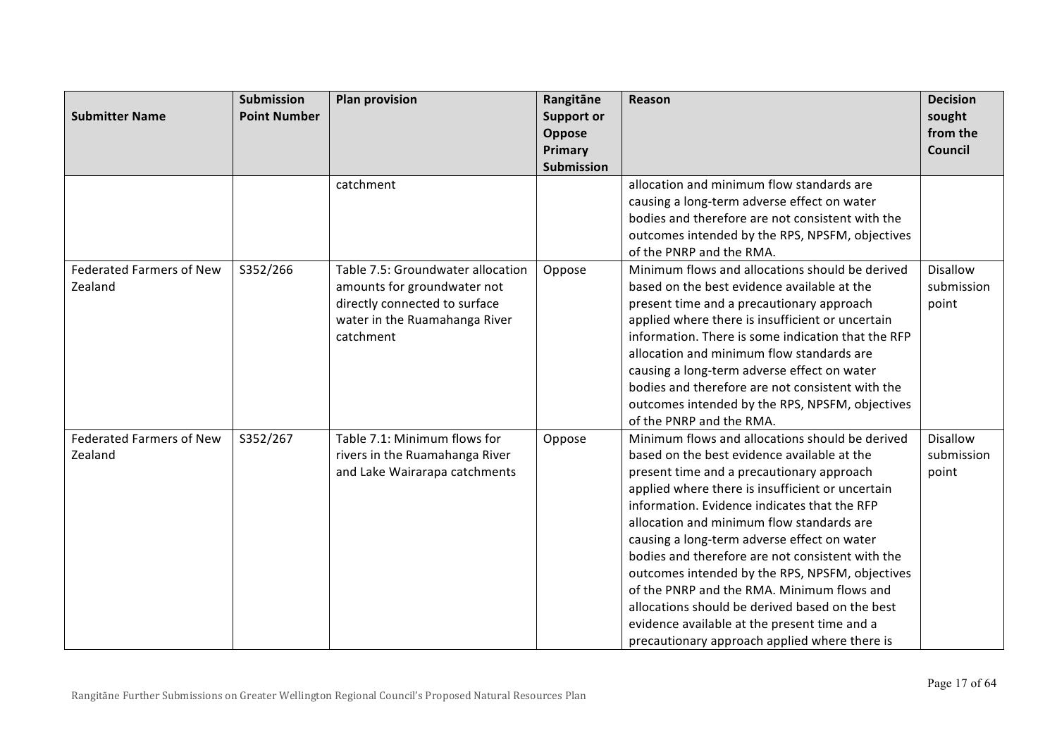| Submitter Name | Submission Point Number | Plan provision | Rangitāne Support or Oppose Primary Submission | Reason | Decision sought from the Council |
|---|---|---|---|---|---|
| | | catchment | | allocation and minimum flow standards are causing a long-term adverse effect on water bodies and therefore are not consistent with the outcomes intended by the RPS, NPSFM, objectives of the PNRP and the RMA. | |
| Federated Farmers of New Zealand | S352/266 | Table 7.5: Groundwater allocation amounts for groundwater not directly connected to surface water in the Ruamahanga River catchment | Oppose | Minimum flows and allocations should be derived based on the best evidence available at the present time and a precautionary approach applied where there is insufficient or uncertain information. There is some indication that the RFP allocation and minimum flow standards are causing a long-term adverse effect on water bodies and therefore are not consistent with the outcomes intended by the RPS, NPSFM, objectives of the PNRP and the RMA. | Disallow submission point |
| Federated Farmers of New Zealand | S352/267 | Table 7.1: Minimum flows for rivers in the Ruamahanga River and Lake Wairarapa catchments | Oppose | Minimum flows and allocations should be derived based on the best evidence available at the present time and a precautionary approach applied where there is insufficient or uncertain information. Evidence indicates that the RFP allocation and minimum flow standards are causing a long-term adverse effect on water bodies and therefore are not consistent with the outcomes intended by the RPS, NPSFM, objectives of the PNRP and the RMA. Minimum flows and allocations should be derived based on the best evidence available at the present time and a precautionary approach applied where there is | Disallow submission point |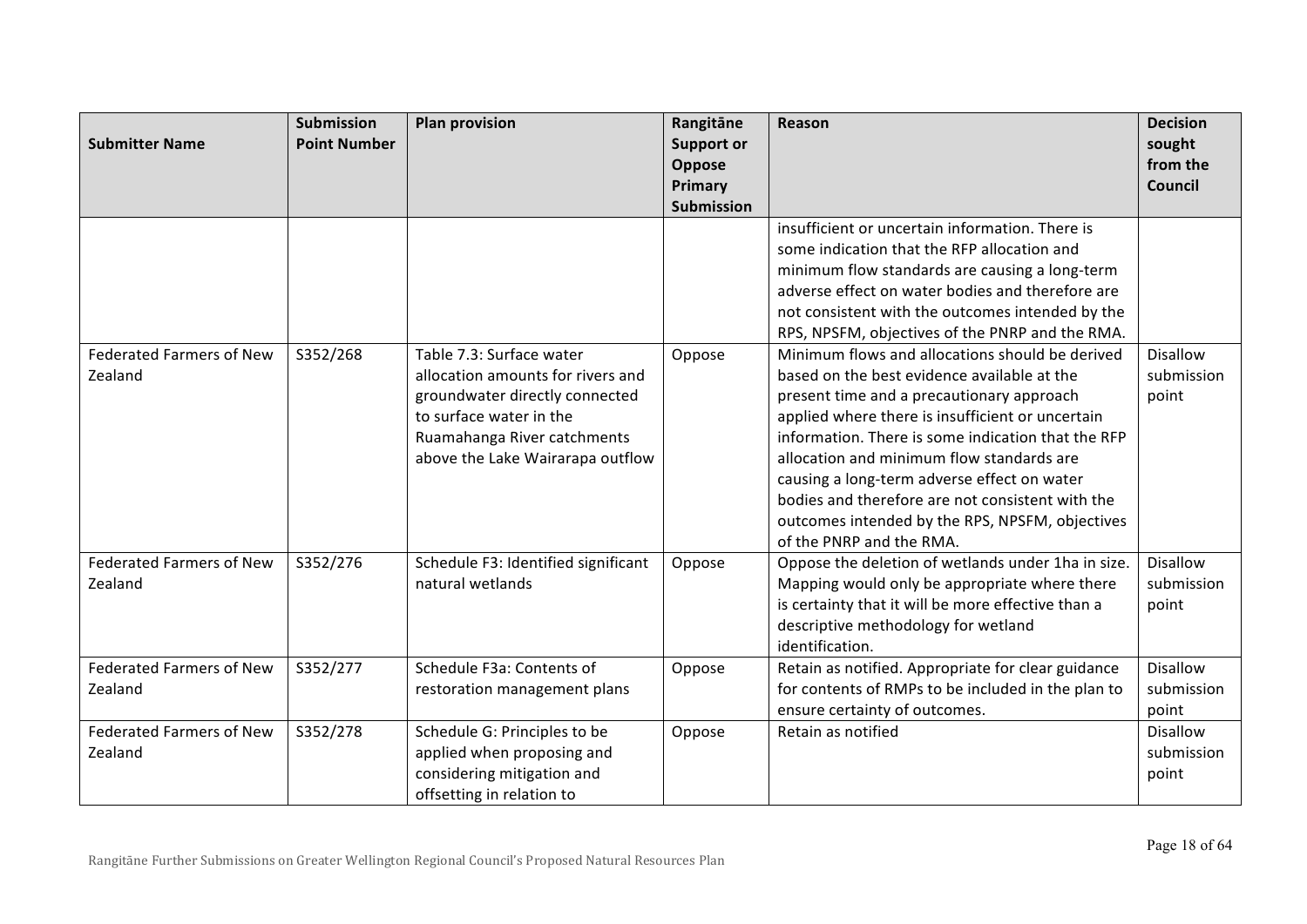| Submitter Name | Submission Point Number | Plan provision | Rangitāne Support or Oppose Primary Submission | Reason | Decision sought from the Council |
|---|---|---|---|---|---|
| | | | | insufficient or uncertain information. There is some indication that the RFP allocation and minimum flow standards are causing a long-term adverse effect on water bodies and therefore are not consistent with the outcomes intended by the RPS, NPSFM, objectives of the PNRP and the RMA. | |
| Federated Farmers of New Zealand | S352/268 | Table 7.3: Surface water allocation amounts for rivers and groundwater directly connected to surface water in the Ruamahanga River catchments above the Lake Wairarapa outflow | Oppose | Minimum flows and allocations should be derived based on the best evidence available at the present time and a precautionary approach applied where there is insufficient or uncertain information. There is some indication that the RFP allocation and minimum flow standards are causing a long-term adverse effect on water bodies and therefore are not consistent with the outcomes intended by the RPS, NPSFM, objectives of the PNRP and the RMA. | Disallow submission point |
| Federated Farmers of New Zealand | S352/276 | Schedule F3: Identified significant natural wetlands | Oppose | Oppose the deletion of wetlands under 1ha in size. Mapping would only be appropriate where there is certainty that it will be more effective than a descriptive methodology for wetland identification. | Disallow submission point |
| Federated Farmers of New Zealand | S352/277 | Schedule F3a: Contents of restoration management plans | Oppose | Retain as notified. Appropriate for clear guidance for contents of RMPs to be included in the plan to ensure certainty of outcomes. | Disallow submission point |
| Federated Farmers of New Zealand | S352/278 | Schedule G: Principles to be applied when proposing and considering mitigation and offsetting in relation to | Oppose | Retain as notified | Disallow submission point |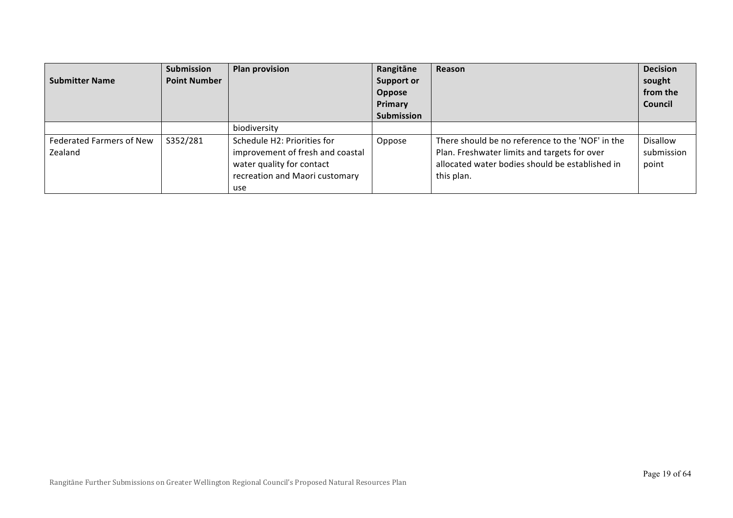| Submitter Name | Submission Point Number | Plan provision | Rangitāne Support or Oppose Primary Submission | Reason | Decision sought from the Council |
|---|---|---|---|---|---|
| | | biodiversity | | | |
| Federated Farmers of New Zealand | S352/281 | Schedule H2: Priorities for improvement of fresh and coastal water quality for contact recreation and Maori customary use | Oppose | There should be no reference to the 'NOF' in the Plan. Freshwater limits and targets for over allocated water bodies should be established in this plan. | Disallow submission point |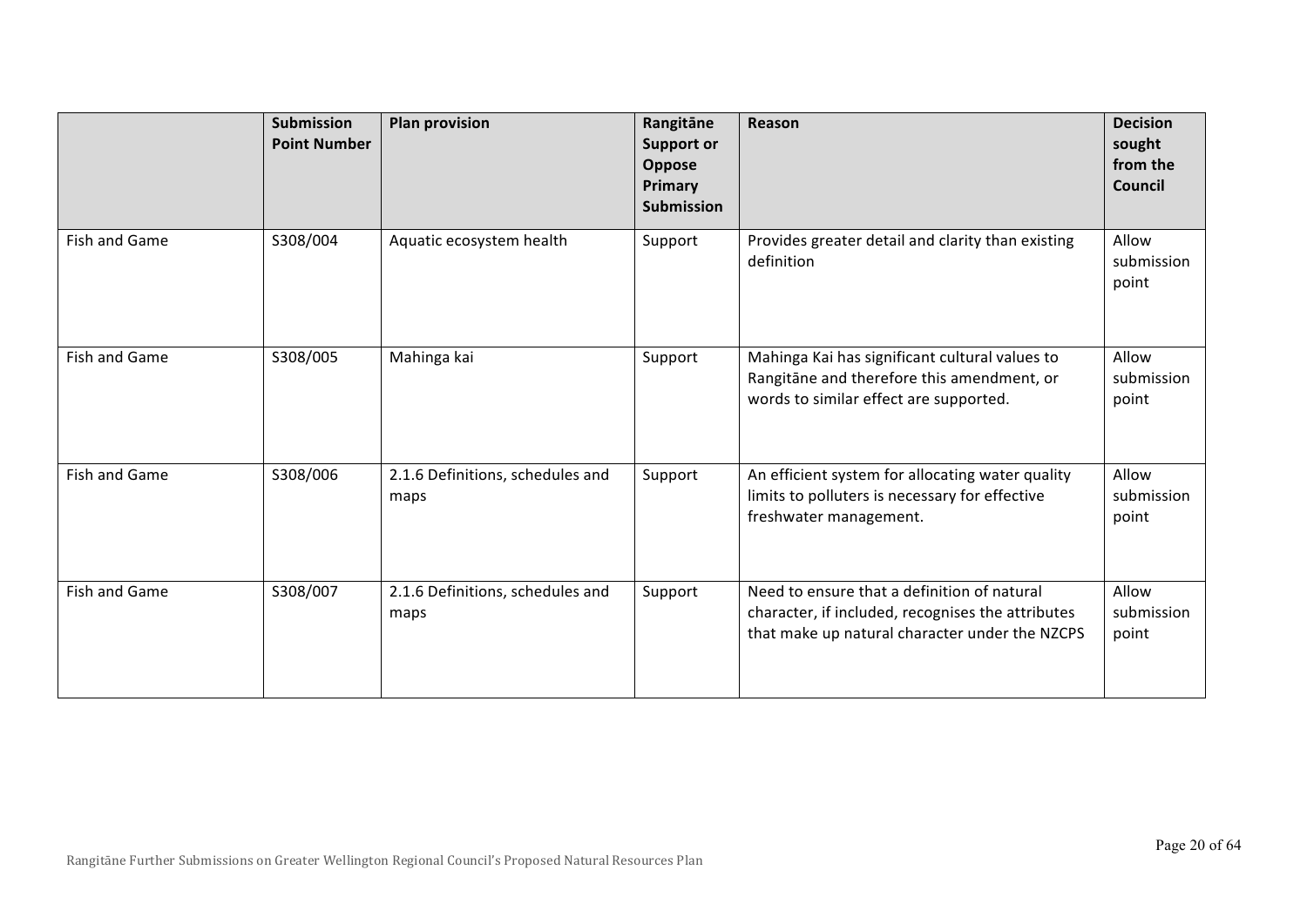| | Submission Point Number | Plan provision | Rangitāne Support or Oppose Primary Submission | Reason | Decision sought from the Council |
|---|---|---|---|---|---|
| Fish and Game | S308/004 | Aquatic ecosystem health | Support | Provides greater detail and clarity than existing definition | Allow submission point |
| Fish and Game | S308/005 | Mahinga kai | Support | Mahinga Kai has significant cultural values to Rangitāne and therefore this amendment, or words to similar effect are supported. | Allow submission point |
| Fish and Game | S308/006 | 2.1.6 Definitions, schedules and maps | Support | An efficient system for allocating water quality limits to polluters is necessary for effective freshwater management. | Allow submission point |
| Fish and Game | S308/007 | 2.1.6 Definitions, schedules and maps | Support | Need to ensure that a definition of natural character, if included, recognises the attributes that make up natural character under the NZCPS | Allow submission point |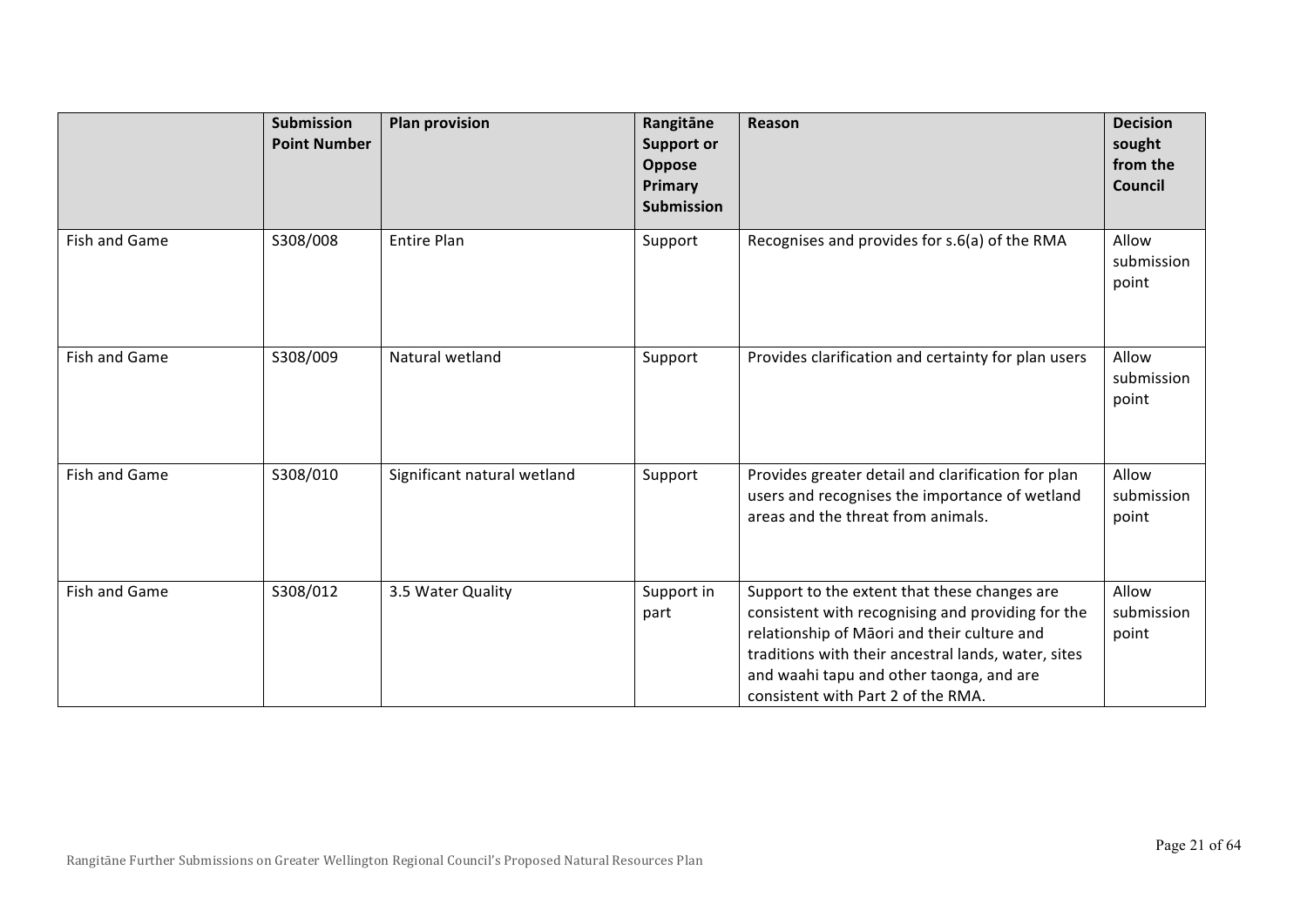| | Submission Point Number | Plan provision | Rangitāne Support or Oppose Primary Submission | Reason | Decision sought from the Council |
|---|---|---|---|---|---|
| Fish and Game | S308/008 | Entire Plan | Support | Recognises and provides for s.6(a) of the RMA | Allow submission point |
| Fish and Game | S308/009 | Natural wetland | Support | Provides clarification and certainty for plan users | Allow submission point |
| Fish and Game | S308/010 | Significant natural wetland | Support | Provides greater detail and clarification for plan users and recognises the importance of wetland areas and the threat from animals. | Allow submission point |
| Fish and Game | S308/012 | 3.5 Water Quality | Support in part | Support to the extent that these changes are consistent with recognising and providing for the relationship of Māori and their culture and traditions with their ancestral lands, water, sites and waahi tapu and other taonga, and are consistent with Part 2 of the RMA. | Allow submission point |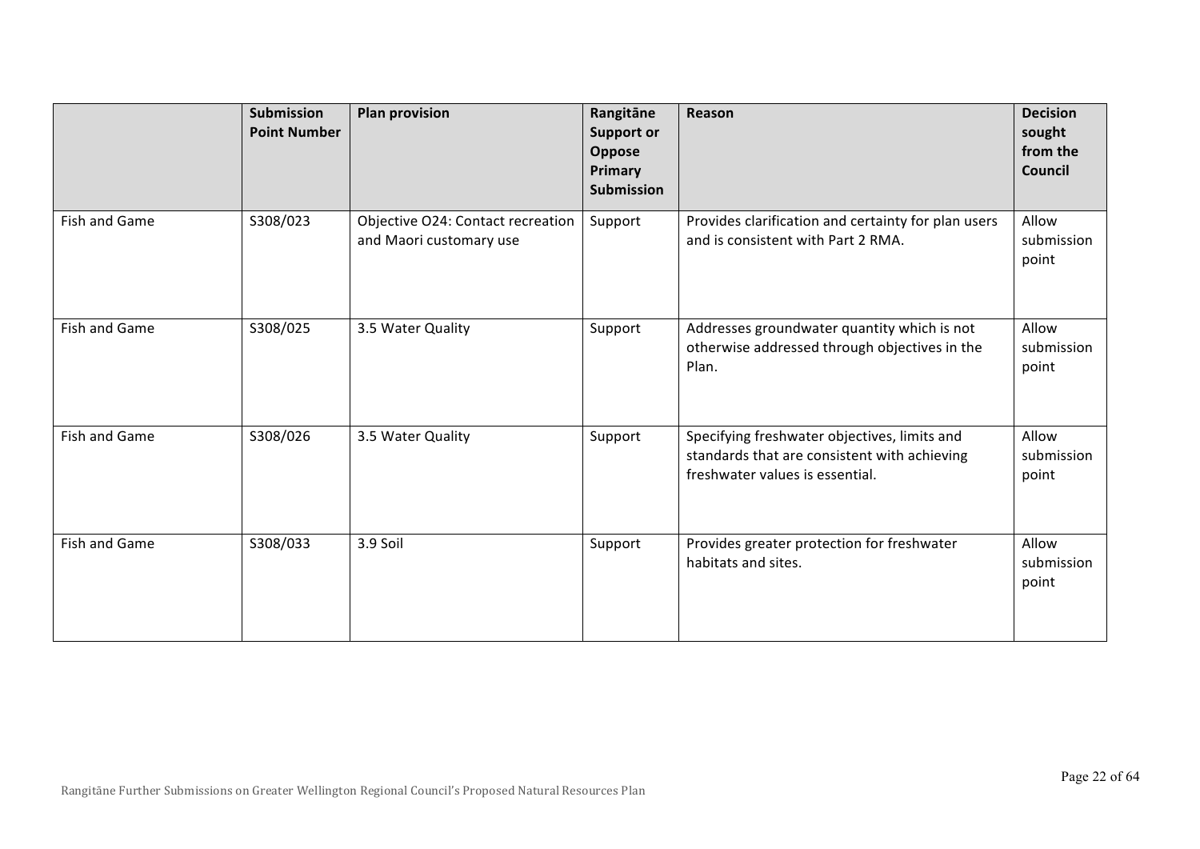| | Submission Point Number | Plan provision | Rangitāne Support or Oppose Primary Submission | Reason | Decision sought from the Council |
|---|---|---|---|---|---|
| Fish and Game | S308/023 | Objective O24: Contact recreation and Maori customary use | Support | Provides clarification and certainty for plan users and is consistent with Part 2 RMA. | Allow submission point |
| Fish and Game | S308/025 | 3.5 Water Quality | Support | Addresses groundwater quantity which is not otherwise addressed through objectives in the Plan. | Allow submission point |
| Fish and Game | S308/026 | 3.5 Water Quality | Support | Specifying freshwater objectives, limits and standards that are consistent with achieving freshwater values is essential. | Allow submission point |
| Fish and Game | S308/033 | 3.9 Soil | Support | Provides greater protection for freshwater habitats and sites. | Allow submission point |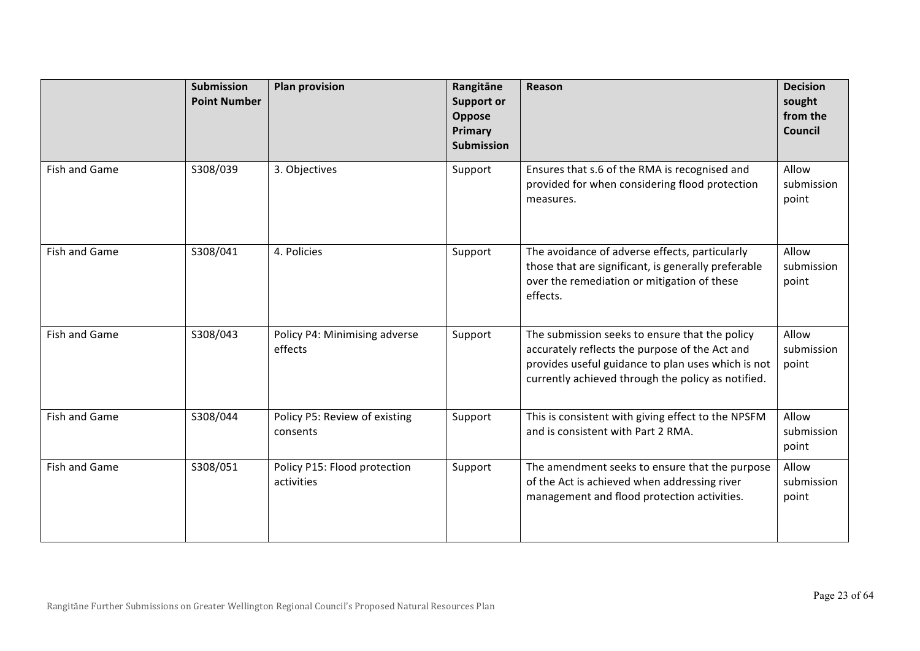| | Submission Point Number | Plan provision | Rangitāne Support or Oppose Primary Submission | Reason | Decision sought from the Council |
|---|---|---|---|---|---|
| Fish and Game | S308/039 | 3. Objectives | Support | Ensures that s.6 of the RMA is recognised and provided for when considering flood protection measures. | Allow submission point |
| Fish and Game | S308/041 | 4. Policies | Support | The avoidance of adverse effects, particularly those that are significant, is generally preferable over the remediation or mitigation of these effects. | Allow submission point |
| Fish and Game | S308/043 | Policy P4: Minimising adverse effects | Support | The submission seeks to ensure that the policy accurately reflects the purpose of the Act and provides useful guidance to plan uses which is not currently achieved through the policy as notified. | Allow submission point |
| Fish and Game | S308/044 | Policy P5: Review of existing consents | Support | This is consistent with giving effect to the NPSFM and is consistent with Part 2 RMA. | Allow submission point |
| Fish and Game | S308/051 | Policy P15: Flood protection activities | Support | The amendment seeks to ensure that the purpose of the Act is achieved when addressing river management and flood protection activities. | Allow submission point |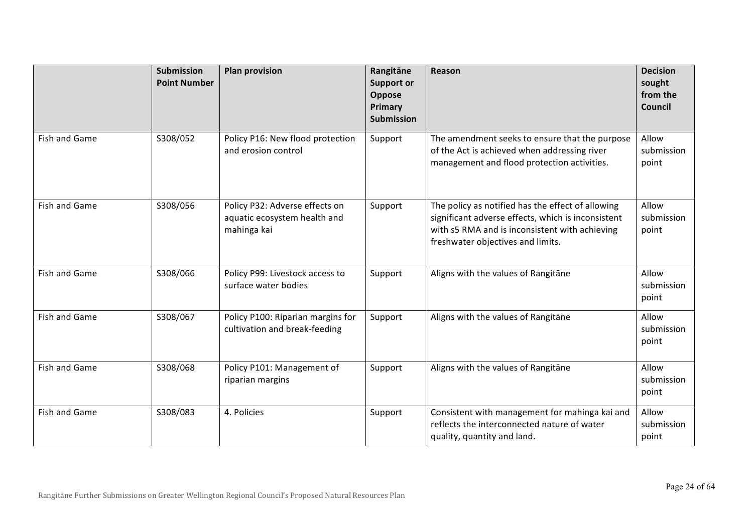| | Submission Point Number | Plan provision | Rangitāne Support or Oppose Primary Submission | Reason | Decision sought from the Council |
|---|---|---|---|---|---|
| Fish and Game | S308/052 | Policy P16: New flood protection and erosion control | Support | The amendment seeks to ensure that the purpose of the Act is achieved when addressing river management and flood protection activities. | Allow submission point |
| Fish and Game | S308/056 | Policy P32: Adverse effects on aquatic ecosystem health and mahinga kai | Support | The policy as notified has the effect of allowing significant adverse effects, which is inconsistent with s5 RMA and is inconsistent with achieving freshwater objectives and limits. | Allow submission point |
| Fish and Game | S308/066 | Policy P99: Livestock access to surface water bodies | Support | Aligns with the values of Rangitāne | Allow submission point |
| Fish and Game | S308/067 | Policy P100: Riparian margins for cultivation and break-feeding | Support | Aligns with the values of Rangitāne | Allow submission point |
| Fish and Game | S308/068 | Policy P101: Management of riparian margins | Support | Aligns with the values of Rangitāne | Allow submission point |
| Fish and Game | S308/083 | 4. Policies | Support | Consistent with management for mahinga kai and reflects the interconnected nature of water quality, quantity and land. | Allow submission point |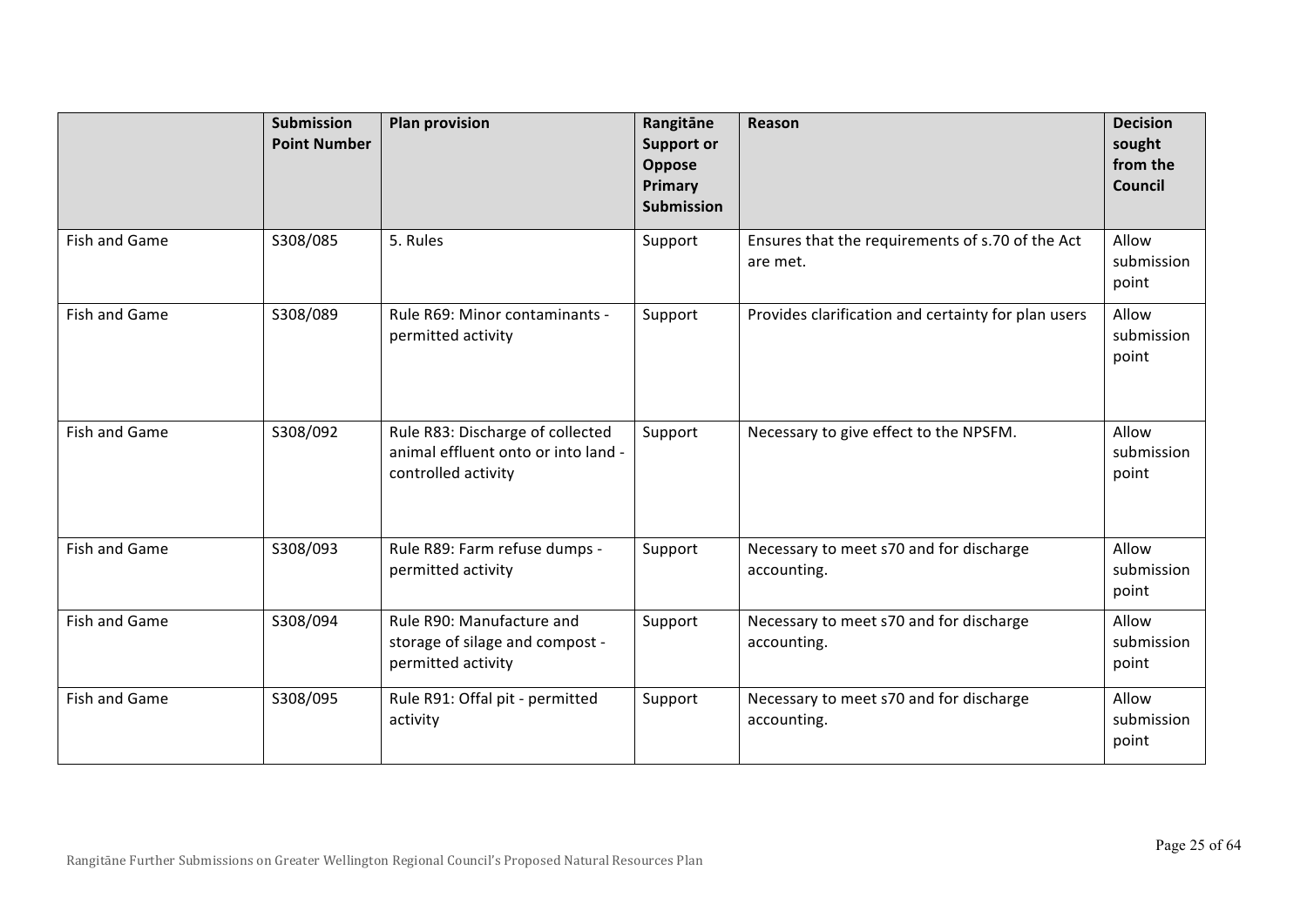| | Submission Point Number | Plan provision | Rangitāne Support or Oppose Primary Submission | Reason | Decision sought from the Council |
|---|---|---|---|---|---|
| Fish and Game | S308/085 | 5. Rules | Support | Ensures that the requirements of s.70 of the Act are met. | Allow submission point |
| Fish and Game | S308/089 | Rule R69: Minor contaminants - permitted activity | Support | Provides clarification and certainty for plan users | Allow submission point |
| Fish and Game | S308/092 | Rule R83: Discharge of collected animal effluent onto or into land - controlled activity | Support | Necessary to give effect to the NPSFM. | Allow submission point |
| Fish and Game | S308/093 | Rule R89: Farm refuse dumps - permitted activity | Support | Necessary to meet s70 and for discharge accounting. | Allow submission point |
| Fish and Game | S308/094 | Rule R90: Manufacture and storage of silage and compost - permitted activity | Support | Necessary to meet s70 and for discharge accounting. | Allow submission point |
| Fish and Game | S308/095 | Rule R91: Offal pit - permitted activity | Support | Necessary to meet s70 and for discharge accounting. | Allow submission point |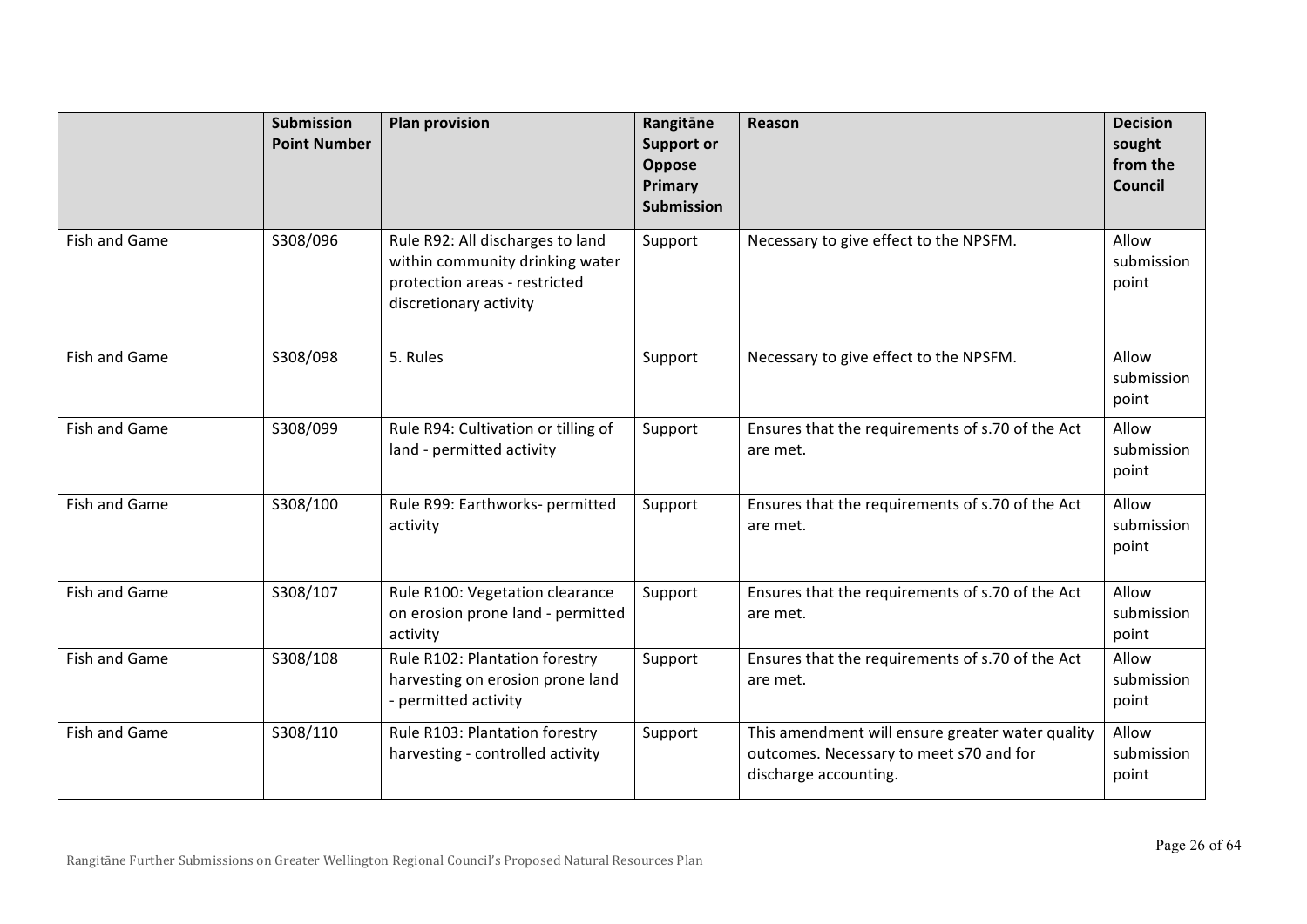| | Submission Point Number | Plan provision | Rangitāne Support or Oppose Primary Submission | Reason | Decision sought from the Council |
|---|---|---|---|---|---|
| Fish and Game | S308/096 | Rule R92: All discharges to land within community drinking water protection areas - restricted discretionary activity | Support | Necessary to give effect to the NPSFM. | Allow submission point |
| Fish and Game | S308/098 | 5. Rules | Support | Necessary to give effect to the NPSFM. | Allow submission point |
| Fish and Game | S308/099 | Rule R94: Cultivation or tilling of land - permitted activity | Support | Ensures that the requirements of s.70 of the Act are met. | Allow submission point |
| Fish and Game | S308/100 | Rule R99: Earthworks- permitted activity | Support | Ensures that the requirements of s.70 of the Act are met. | Allow submission point |
| Fish and Game | S308/107 | Rule R100: Vegetation clearance on erosion prone land - permitted activity | Support | Ensures that the requirements of s.70 of the Act are met. | Allow submission point |
| Fish and Game | S308/108 | Rule R102: Plantation forestry harvesting on erosion prone land - permitted activity | Support | Ensures that the requirements of s.70 of the Act are met. | Allow submission point |
| Fish and Game | S308/110 | Rule R103: Plantation forestry harvesting - controlled activity | Support | This amendment will ensure greater water quality outcomes. Necessary to meet s70 and for discharge accounting. | Allow submission point |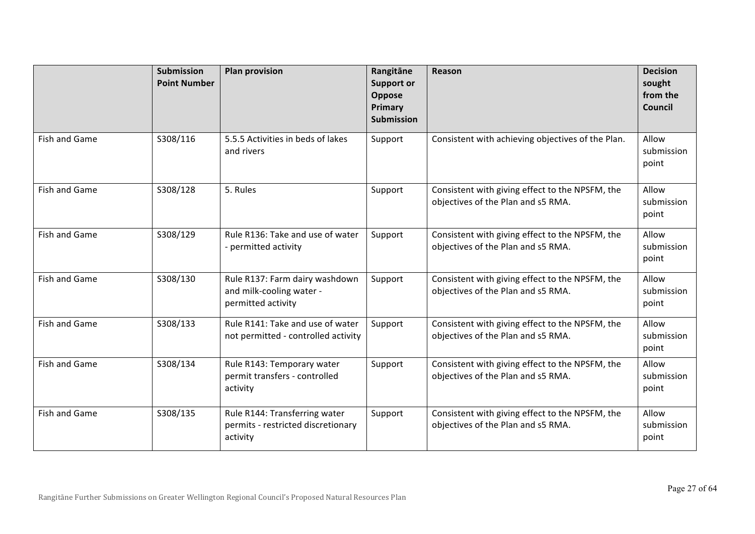| | Submission Point Number | Plan provision | Rangitāne Support or Oppose Primary Submission | Reason | Decision sought from the Council |
|---|---|---|---|---|---|
| Fish and Game | S308/116 | 5.5.5 Activities in beds of lakes and rivers | Support | Consistent with achieving objectives of the Plan. | Allow submission point |
| Fish and Game | S308/128 | 5. Rules | Support | Consistent with giving effect to the NPSFM, the objectives of the Plan and s5 RMA. | Allow submission point |
| Fish and Game | S308/129 | Rule R136: Take and use of water - permitted activity | Support | Consistent with giving effect to the NPSFM, the objectives of the Plan and s5 RMA. | Allow submission point |
| Fish and Game | S308/130 | Rule R137: Farm dairy washdown and milk-cooling water - permitted activity | Support | Consistent with giving effect to the NPSFM, the objectives of the Plan and s5 RMA. | Allow submission point |
| Fish and Game | S308/133 | Rule R141: Take and use of water not permitted - controlled activity | Support | Consistent with giving effect to the NPSFM, the objectives of the Plan and s5 RMA. | Allow submission point |
| Fish and Game | S308/134 | Rule R143: Temporary water permit transfers - controlled activity | Support | Consistent with giving effect to the NPSFM, the objectives of the Plan and s5 RMA. | Allow submission point |
| Fish and Game | S308/135 | Rule R144: Transferring water permits - restricted discretionary activity | Support | Consistent with giving effect to the NPSFM, the objectives of the Plan and s5 RMA. | Allow submission point |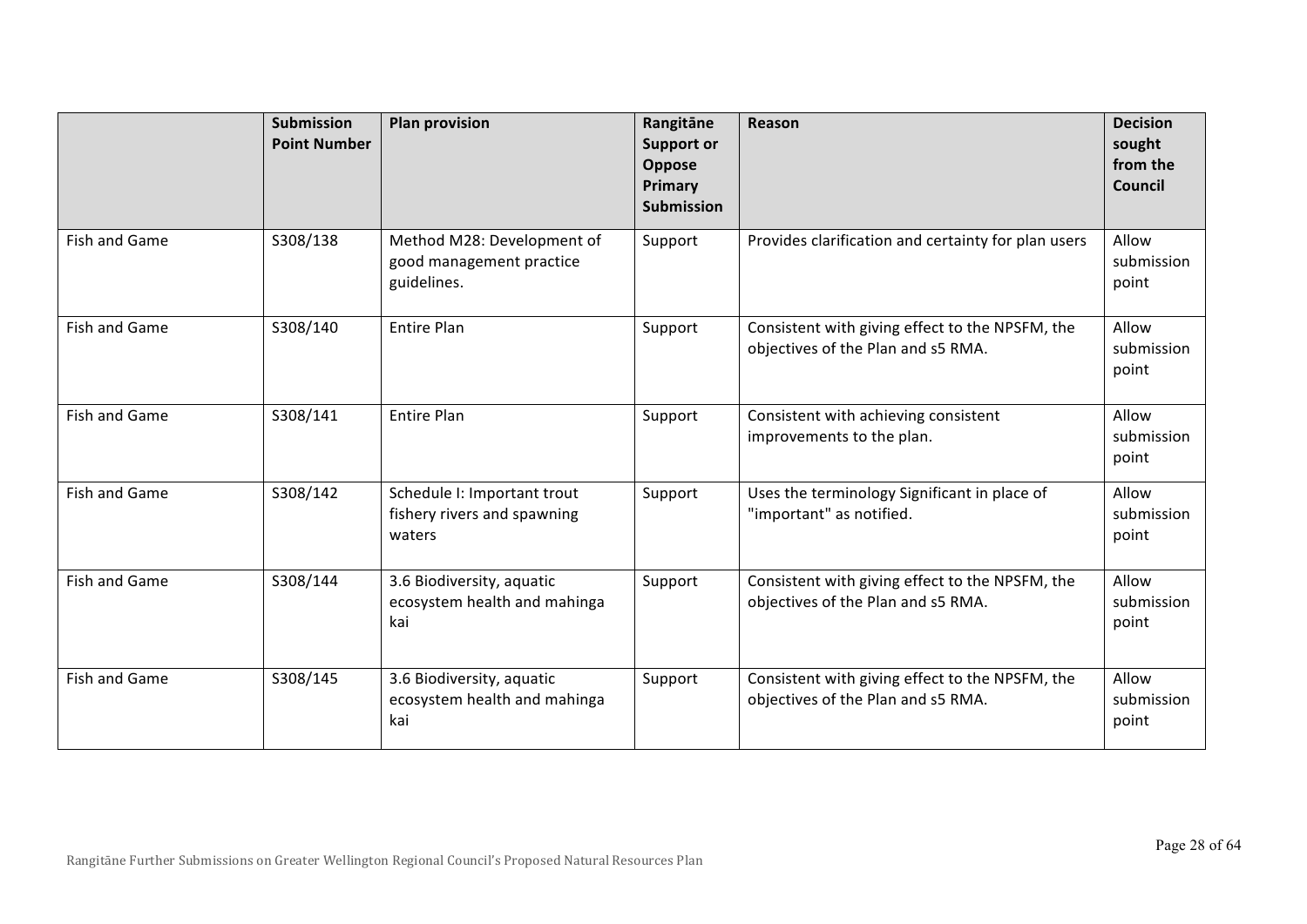| | Submission Point Number | Plan provision | Rangitāne Support or Oppose Primary Submission | Reason | Decision sought from the Council |
|---|---|---|---|---|---|
| Fish and Game | S308/138 | Method M28: Development of good management practice guidelines. | Support | Provides clarification and certainty for plan users | Allow submission point |
| Fish and Game | S308/140 | Entire Plan | Support | Consistent with giving effect to the NPSFM, the objectives of the Plan and s5 RMA. | Allow submission point |
| Fish and Game | S308/141 | Entire Plan | Support | Consistent with achieving consistent improvements to the plan. | Allow submission point |
| Fish and Game | S308/142 | Schedule I: Important trout fishery rivers and spawning waters | Support | Uses the terminology Significant in place of "important" as notified. | Allow submission point |
| Fish and Game | S308/144 | 3.6 Biodiversity, aquatic ecosystem health and mahinga kai | Support | Consistent with giving effect to the NPSFM, the objectives of the Plan and s5 RMA. | Allow submission point |
| Fish and Game | S308/145 | 3.6 Biodiversity, aquatic ecosystem health and mahinga kai | Support | Consistent with giving effect to the NPSFM, the objectives of the Plan and s5 RMA. | Allow submission point |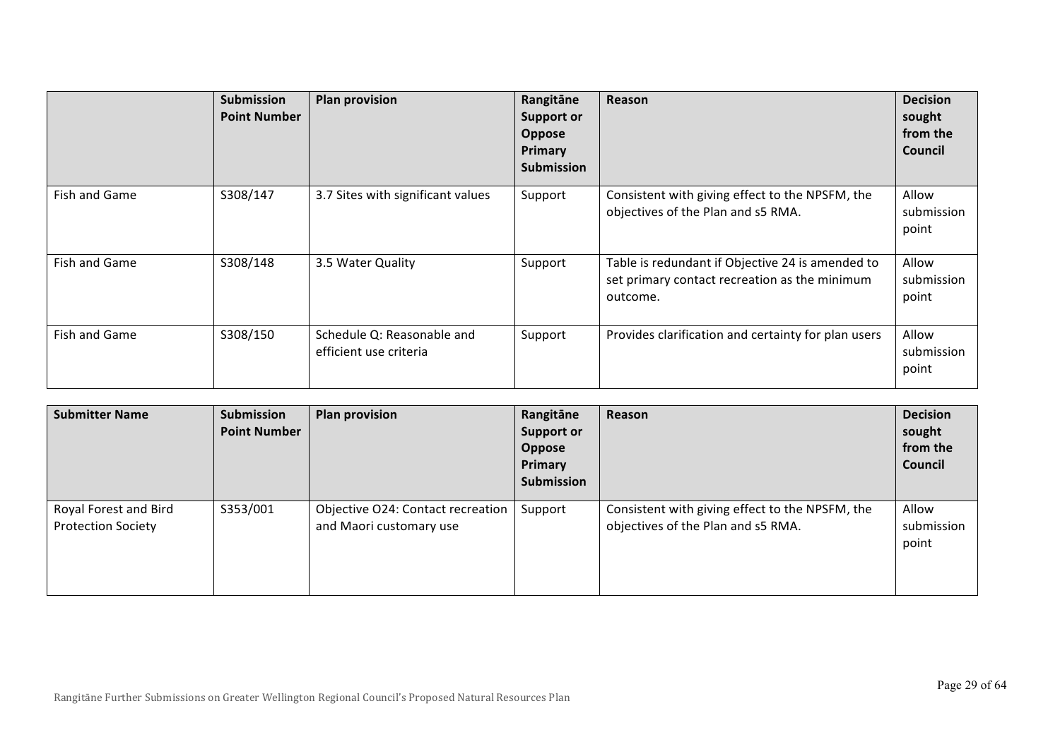| | Submission Point Number | Plan provision | Rangitāne Support or Oppose Primary Submission | Reason | Decision sought from the Council |
|---|---|---|---|---|---|
| Fish and Game | S308/147 | 3.7 Sites with significant values | Support | Consistent with giving effect to the NPSFM, the objectives of the Plan and s5 RMA. | Allow submission point |
| Fish and Game | S308/148 | 3.5 Water Quality | Support | Table is redundant if Objective 24 is amended to set primary contact recreation as the minimum outcome. | Allow submission point |
| Fish and Game | S308/150 | Schedule Q: Reasonable and efficient use criteria | Support | Provides clarification and certainty for plan users | Allow submission point |

| Submitter Name | Submission Point Number | Plan provision | Rangitāne Support or Oppose Primary Submission | Reason | Decision sought from the Council |
|---|---|---|---|---|---|
| Royal Forest and Bird Protection Society | S353/001 | Objective O24: Contact recreation and Maori customary use | Support | Consistent with giving effect to the NPSFM, the objectives of the Plan and s5 RMA. | Allow submission point |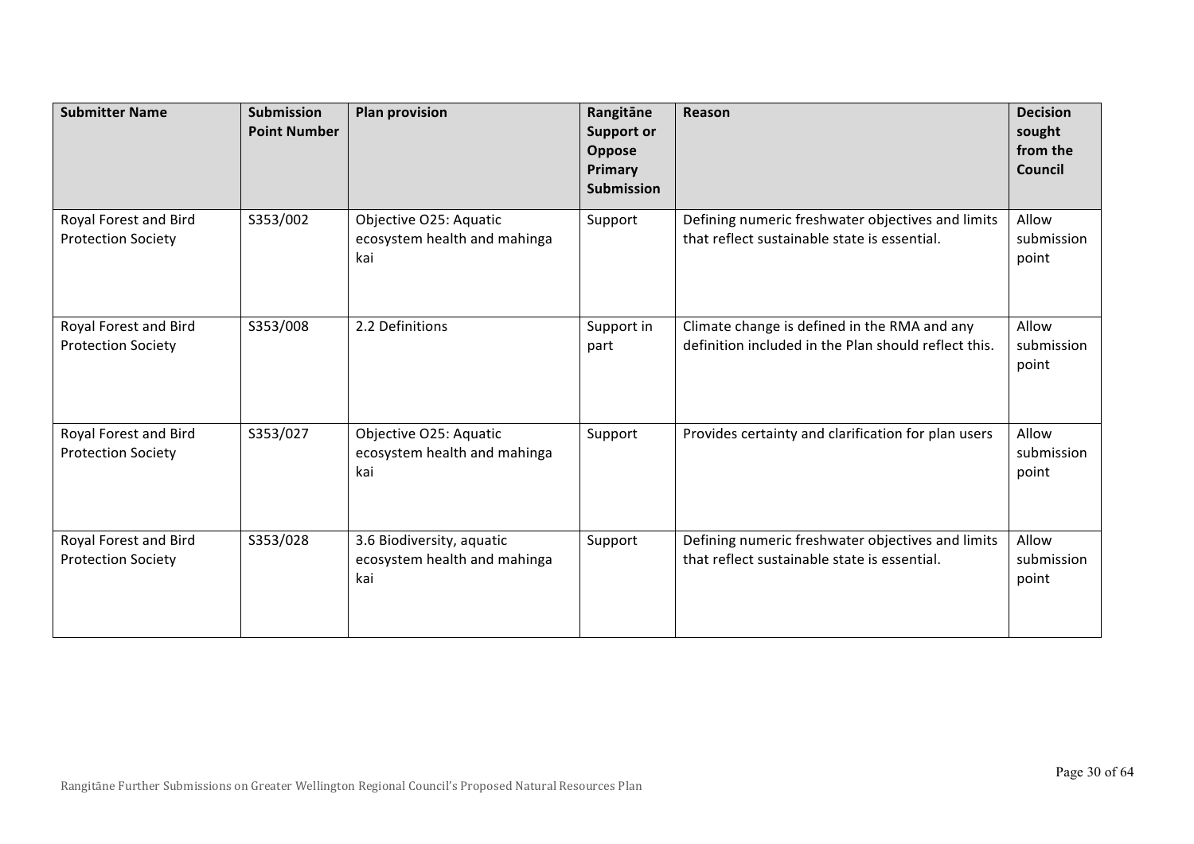| Submitter Name | Submission Point Number | Plan provision | Rangitāne Support or Oppose Primary Submission | Reason | Decision sought from the Council |
|---|---|---|---|---|---|
| Royal Forest and Bird Protection Society | S353/002 | Objective O25: Aquatic ecosystem health and mahinga kai | Support | Defining numeric freshwater objectives and limits that reflect sustainable state is essential. | Allow submission point |
| Royal Forest and Bird Protection Society | S353/008 | 2.2 Definitions | Support in part | Climate change is defined in the RMA and any definition included in the Plan should reflect this. | Allow submission point |
| Royal Forest and Bird Protection Society | S353/027 | Objective O25: Aquatic ecosystem health and mahinga kai | Support | Provides certainty and clarification for plan users | Allow submission point |
| Royal Forest and Bird Protection Society | S353/028 | 3.6 Biodiversity, aquatic ecosystem health and mahinga kai | Support | Defining numeric freshwater objectives and limits that reflect sustainable state is essential. | Allow submission point |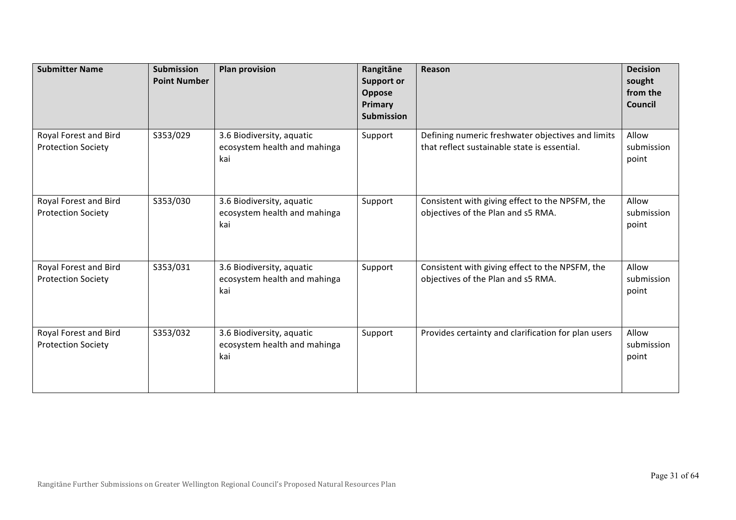| Submitter Name | Submission Point Number | Plan provision | Rangitāne Support or Oppose Primary Submission | Reason | Decision sought from the Council |
|---|---|---|---|---|---|
| Royal Forest and Bird Protection Society | S353/029 | 3.6 Biodiversity, aquatic ecosystem health and mahinga kai | Support | Defining numeric freshwater objectives and limits that reflect sustainable state is essential. | Allow submission point |
| Royal Forest and Bird Protection Society | S353/030 | 3.6 Biodiversity, aquatic ecosystem health and mahinga kai | Support | Consistent with giving effect to the NPSFM, the objectives of the Plan and s5 RMA. | Allow submission point |
| Royal Forest and Bird Protection Society | S353/031 | 3.6 Biodiversity, aquatic ecosystem health and mahinga kai | Support | Consistent with giving effect to the NPSFM, the objectives of the Plan and s5 RMA. | Allow submission point |
| Royal Forest and Bird Protection Society | S353/032 | 3.6 Biodiversity, aquatic ecosystem health and mahinga kai | Support | Provides certainty and clarification for plan users | Allow submission point |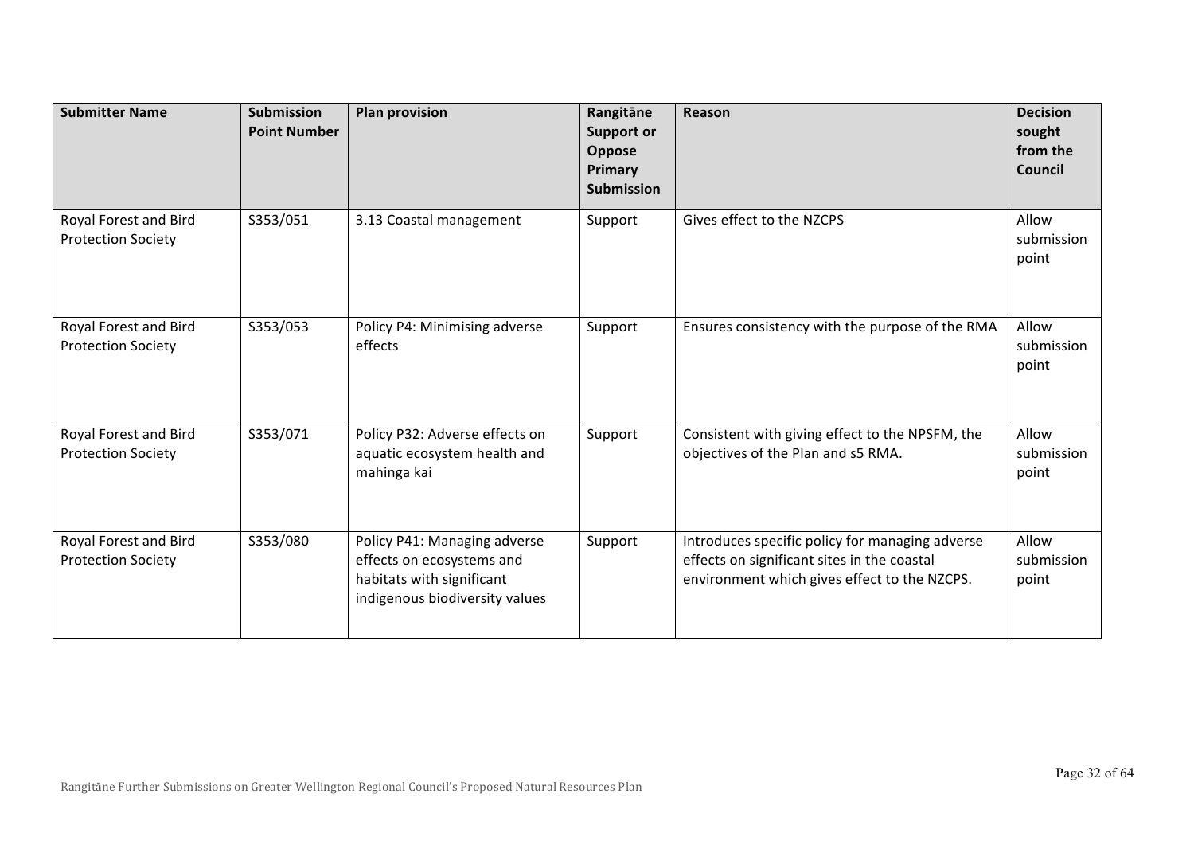| Submitter Name | Submission Point Number | Plan provision | Rangitāne Support or Oppose Primary Submission | Reason | Decision sought from the Council |
|---|---|---|---|---|---|
| Royal Forest and Bird Protection Society | S353/051 | 3.13 Coastal management | Support | Gives effect to the NZCPS | Allow submission point |
| Royal Forest and Bird Protection Society | S353/053 | Policy P4: Minimising adverse effects | Support | Ensures consistency with the purpose of the RMA | Allow submission point |
| Royal Forest and Bird Protection Society | S353/071 | Policy P32: Adverse effects on aquatic ecosystem health and mahinga kai | Support | Consistent with giving effect to the NPSFM, the objectives of the Plan and s5 RMA. | Allow submission point |
| Royal Forest and Bird Protection Society | S353/080 | Policy P41: Managing adverse effects on ecosystems and habitats with significant indigenous biodiversity values | Support | Introduces specific policy for managing adverse effects on significant sites in the coastal environment which gives effect to the NZCPS. | Allow submission point |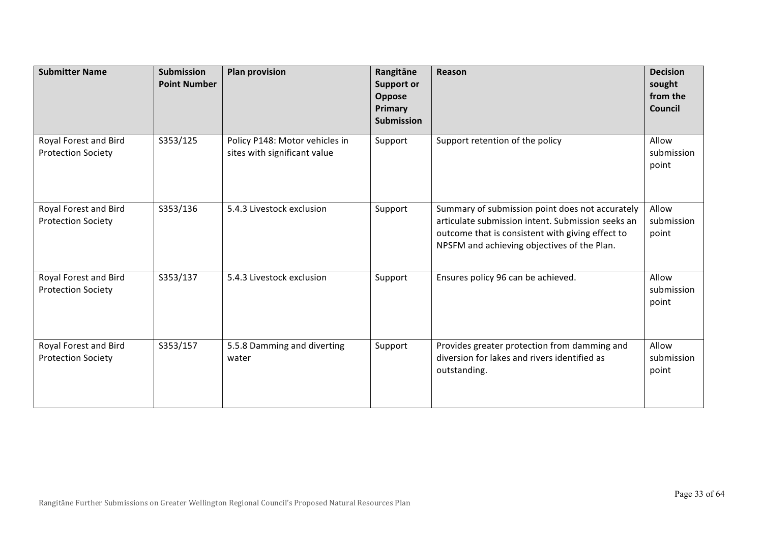| Submitter Name | Submission Point Number | Plan provision | Rangitāne Support or Oppose Primary Submission | Reason | Decision sought from the Council |
|---|---|---|---|---|---|
| Royal Forest and Bird Protection Society | S353/125 | Policy P148: Motor vehicles in sites with significant value | Support | Support retention of the policy | Allow submission point |
| Royal Forest and Bird Protection Society | S353/136 | 5.4.3 Livestock exclusion | Support | Summary of submission point does not accurately articulate submission intent. Submission seeks an outcome that is consistent with giving effect to NPSFM and achieving objectives of the Plan. | Allow submission point |
| Royal Forest and Bird Protection Society | S353/137 | 5.4.3 Livestock exclusion | Support | Ensures policy 96 can be achieved. | Allow submission point |
| Royal Forest and Bird Protection Society | S353/157 | 5.5.8 Damming and diverting water | Support | Provides greater protection from damming and diversion for lakes and rivers identified as outstanding. | Allow submission point |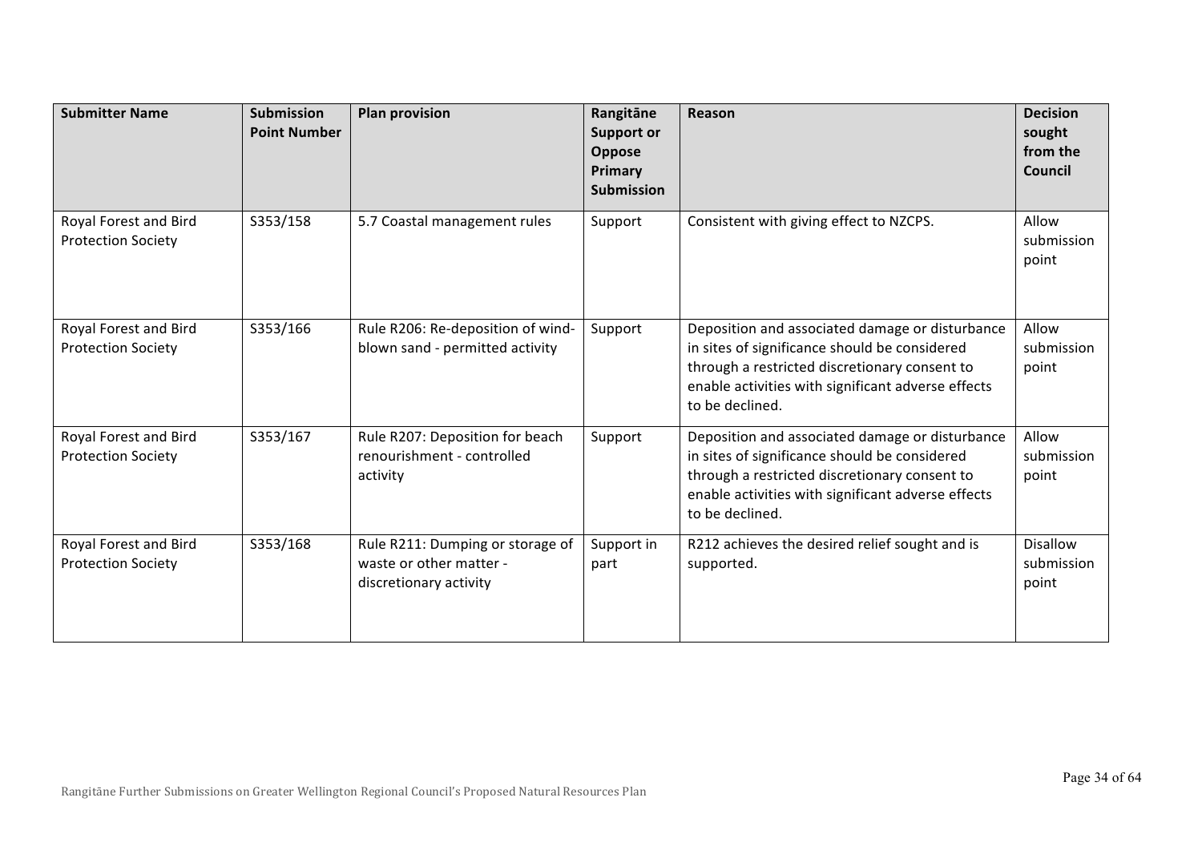| Submitter Name | Submission Point Number | Plan provision | Rangitāne Support or Oppose Primary Submission | Reason | Decision sought from the Council |
|---|---|---|---|---|---|
| Royal Forest and Bird Protection Society | S353/158 | 5.7 Coastal management rules | Support | Consistent with giving effect to NZCPS. | Allow submission point |
| Royal Forest and Bird Protection Society | S353/166 | Rule R206: Re-deposition of wind-blown sand - permitted activity | Support | Deposition and associated damage or disturbance in sites of significance should be considered through a restricted discretionary consent to enable activities with significant adverse effects to be declined. | Allow submission point |
| Royal Forest and Bird Protection Society | S353/167 | Rule R207: Deposition for beach renourishment - controlled activity | Support | Deposition and associated damage or disturbance in sites of significance should be considered through a restricted discretionary consent to enable activities with significant adverse effects to be declined. | Allow submission point |
| Royal Forest and Bird Protection Society | S353/168 | Rule R211: Dumping or storage of waste or other matter - discretionary activity | Support in part | R212 achieves the desired relief sought and is supported. | Disallow submission point |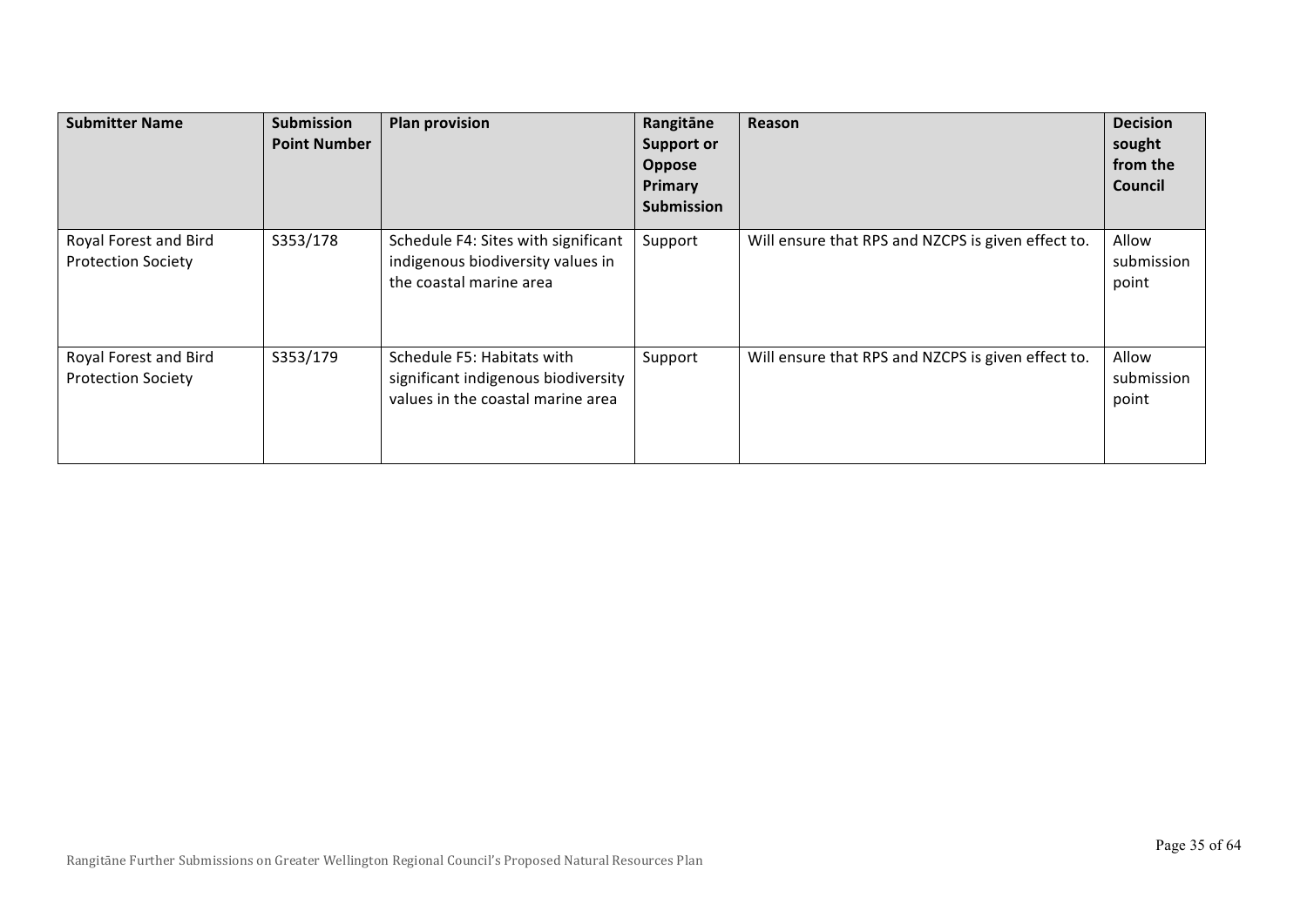| Submitter Name | Submission Point Number | Plan provision | Rangitāne Support or Oppose Primary Submission | Reason | Decision sought from the Council |
|---|---|---|---|---|---|
| Royal Forest and Bird Protection Society | S353/178 | Schedule F4: Sites with significant indigenous biodiversity values in the coastal marine area | Support | Will ensure that RPS and NZCPS is given effect to. | Allow submission point |
| Royal Forest and Bird Protection Society | S353/179 | Schedule F5: Habitats with significant indigenous biodiversity values in the coastal marine area | Support | Will ensure that RPS and NZCPS is given effect to. | Allow submission point |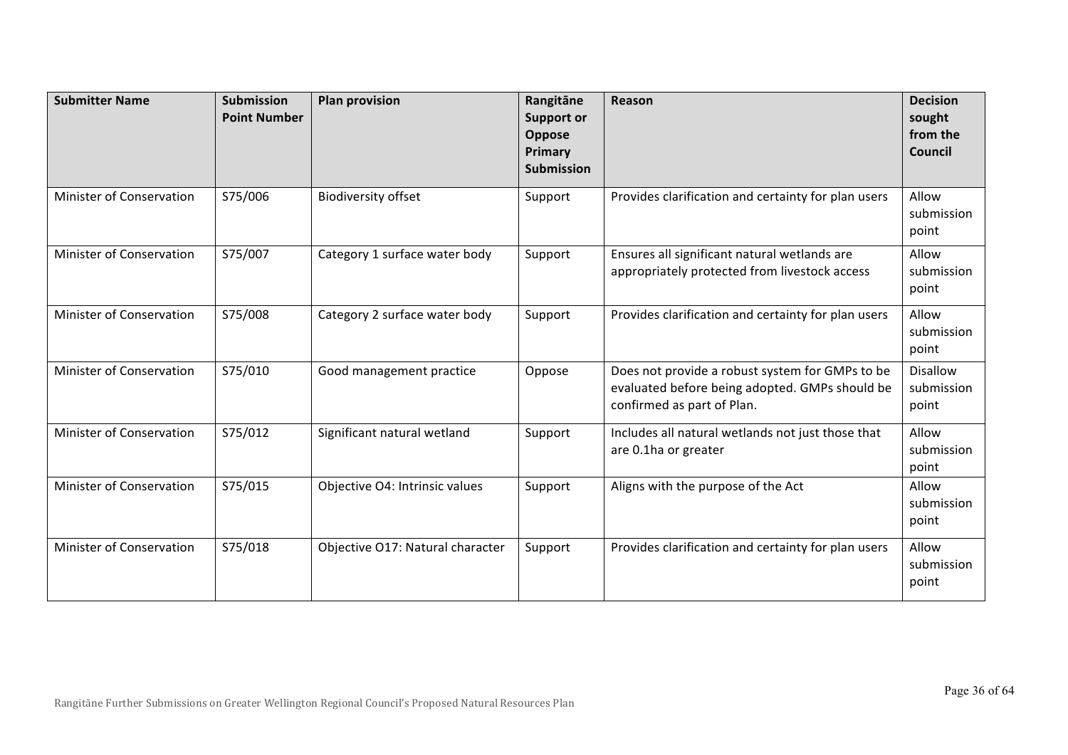| Submitter Name | Submission Point Number | Plan provision | Rangitāne Support or Oppose Primary Submission | Reason | Decision sought from the Council |
| --- | --- | --- | --- | --- | --- |
| Minister of Conservation | S75/006 | Biodiversity offset | Support | Provides clarification and certainty for plan users | Allow submission point |
| Minister of Conservation | S75/007 | Category 1 surface water body | Support | Ensures all significant natural wetlands are appropriately protected from livestock access | Allow submission point |
| Minister of Conservation | S75/008 | Category 2 surface water body | Support | Provides clarification and certainty for plan users | Allow submission point |
| Minister of Conservation | S75/010 | Good management practice | Oppose | Does not provide a robust system for GMPs to be evaluated before being adopted. GMPs should be confirmed as part of Plan. | Disallow submission point |
| Minister of Conservation | S75/012 | Significant natural wetland | Support | Includes all natural wetlands not just those that are 0.1ha or greater | Allow submission point |
| Minister of Conservation | S75/015 | Objective O4: Intrinsic values | Support | Aligns with the purpose of the Act | Allow submission point |
| Minister of Conservation | S75/018 | Objective O17: Natural character | Support | Provides clarification and certainty for plan users | Allow submission point |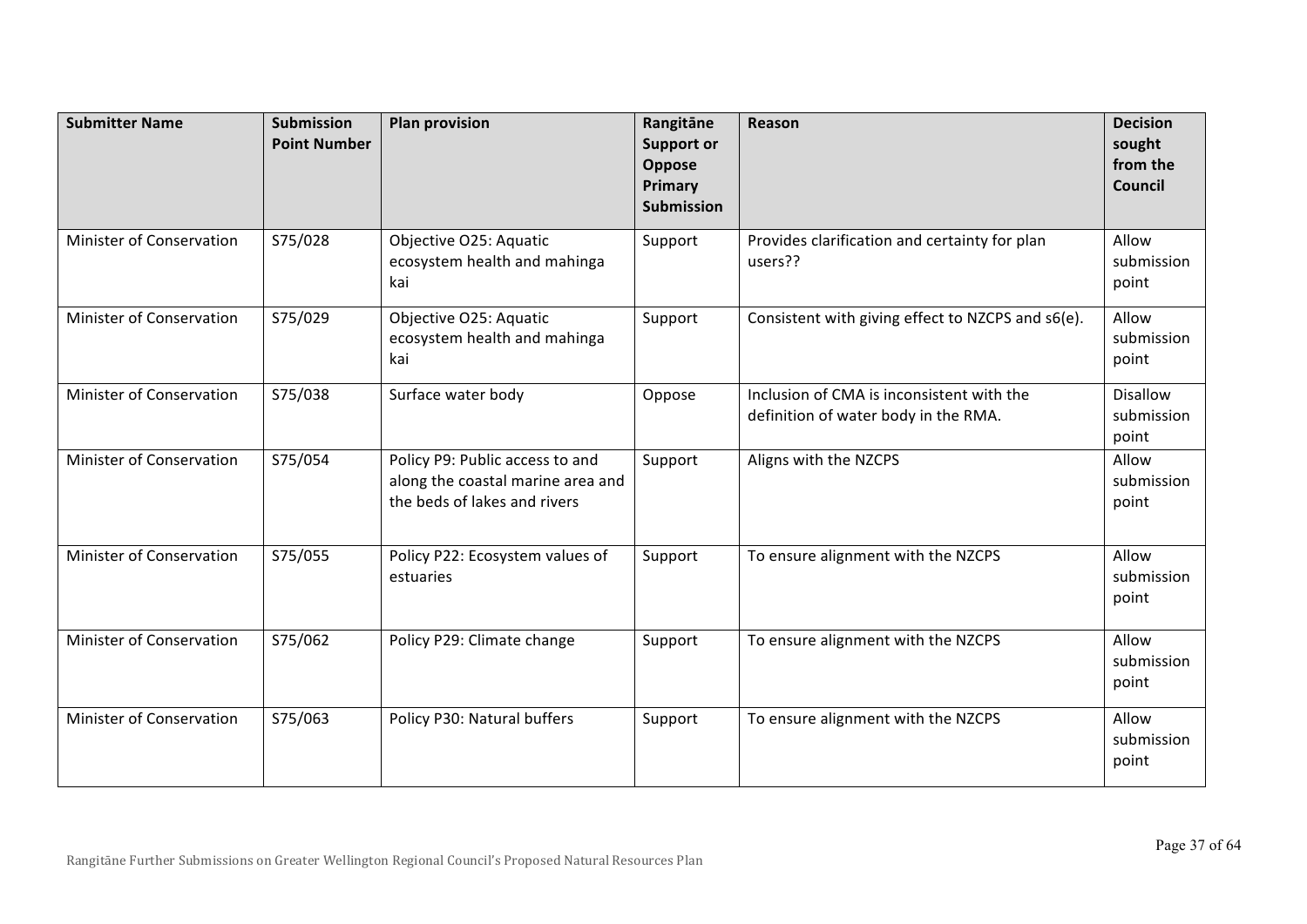| Submitter Name | Submission Point Number | Plan provision | Rangitāne Support or Oppose Primary Submission | Reason | Decision sought from the Council |
|---|---|---|---|---|---|
| Minister of Conservation | S75/028 | Objective O25: Aquatic ecosystem health and mahinga kai | Support | Provides clarification and certainty for plan users?? | Allow submission point |
| Minister of Conservation | S75/029 | Objective O25: Aquatic ecosystem health and mahinga kai | Support | Consistent with giving effect to NZCPS and s6(e). | Allow submission point |
| Minister of Conservation | S75/038 | Surface water body | Oppose | Inclusion of CMA is inconsistent with the definition of water body in the RMA. | Disallow submission point |
| Minister of Conservation | S75/054 | Policy P9: Public access to and along the coastal marine area and the beds of lakes and rivers | Support | Aligns with the NZCPS | Allow submission point |
| Minister of Conservation | S75/055 | Policy P22: Ecosystem values of estuaries | Support | To ensure alignment with the NZCPS | Allow submission point |
| Minister of Conservation | S75/062 | Policy P29: Climate change | Support | To ensure alignment with the NZCPS | Allow submission point |
| Minister of Conservation | S75/063 | Policy P30: Natural buffers | Support | To ensure alignment with the NZCPS | Allow submission point |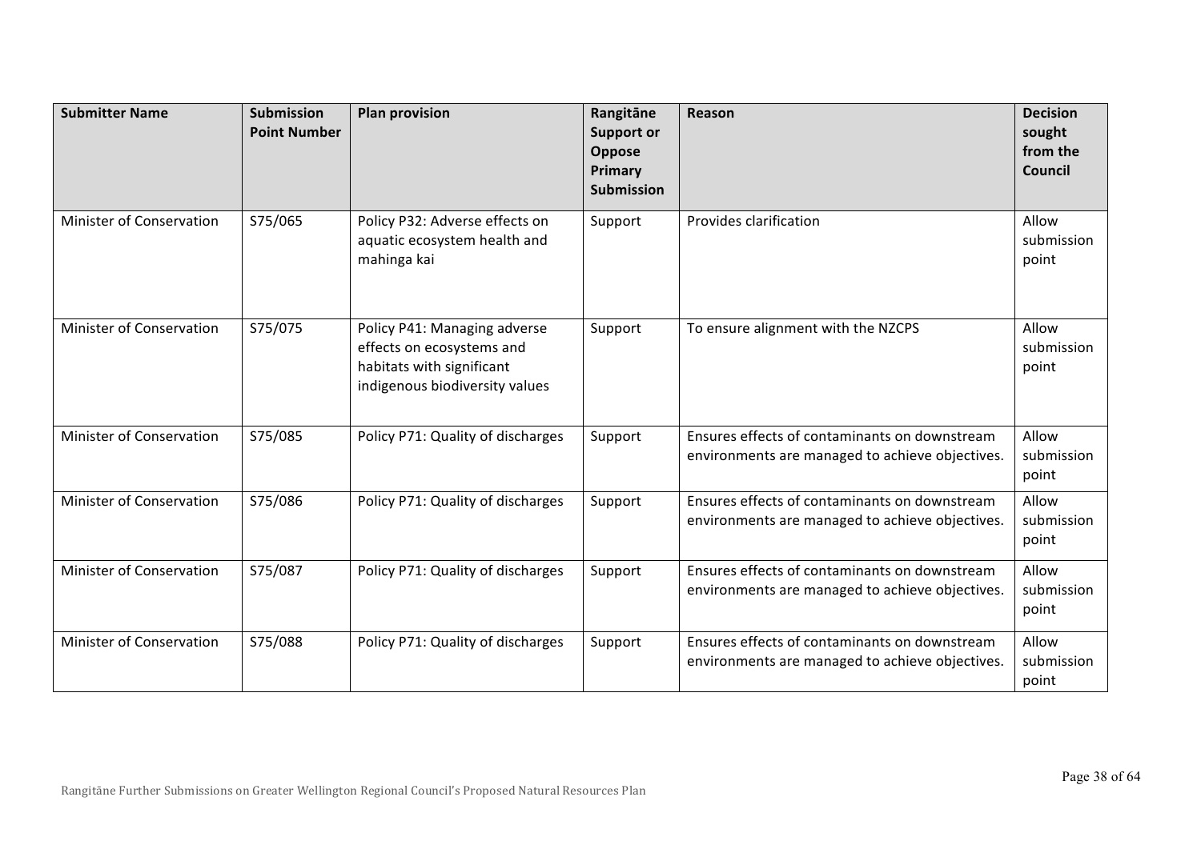| Submitter Name | Submission Point Number | Plan provision | Rangitāne Support or Oppose Primary Submission | Reason | Decision sought from the Council |
|---|---|---|---|---|---|
| Minister of Conservation | S75/065 | Policy P32: Adverse effects on aquatic ecosystem health and mahinga kai | Support | Provides clarification | Allow submission point |
| Minister of Conservation | S75/075 | Policy P41: Managing adverse effects on ecosystems and habitats with significant indigenous biodiversity values | Support | To ensure alignment with the NZCPS | Allow submission point |
| Minister of Conservation | S75/085 | Policy P71: Quality of discharges | Support | Ensures effects of contaminants on downstream environments are managed to achieve objectives. | Allow submission point |
| Minister of Conservation | S75/086 | Policy P71: Quality of discharges | Support | Ensures effects of contaminants on downstream environments are managed to achieve objectives. | Allow submission point |
| Minister of Conservation | S75/087 | Policy P71: Quality of discharges | Support | Ensures effects of contaminants on downstream environments are managed to achieve objectives. | Allow submission point |
| Minister of Conservation | S75/088 | Policy P71: Quality of discharges | Support | Ensures effects of contaminants on downstream environments are managed to achieve objectives. | Allow submission point |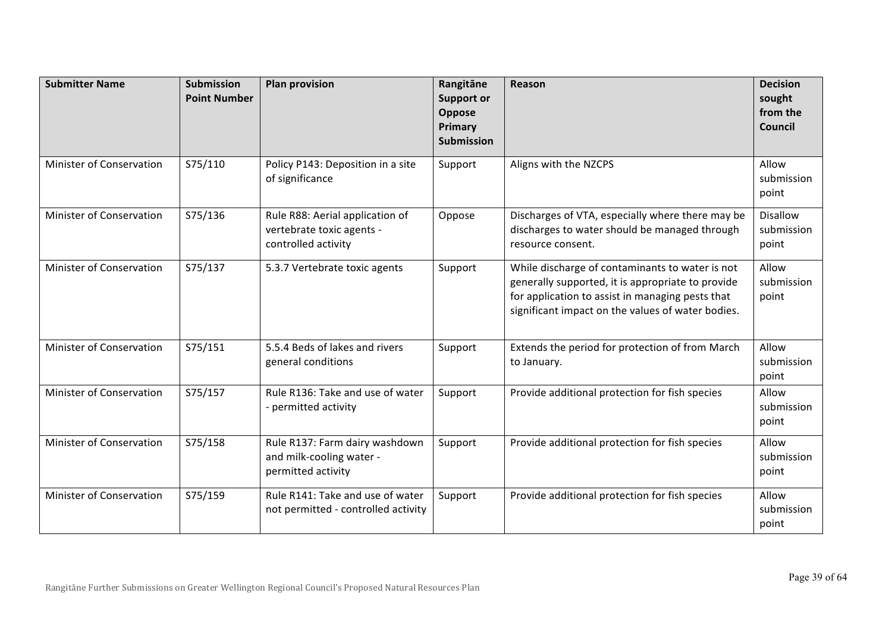| Submitter Name | Submission Point Number | Plan provision | Rangitāne Support or Oppose Primary Submission | Reason | Decision sought from the Council |
|---|---|---|---|---|---|
| Minister of Conservation | S75/110 | Policy P143: Deposition in a site of significance | Support | Aligns with the NZCPS | Allow submission point |
| Minister of Conservation | S75/136 | Rule R88: Aerial application of vertebrate toxic agents - controlled activity | Oppose | Discharges of VTA, especially where there may be discharges to water should be managed through resource consent. | Disallow submission point |
| Minister of Conservation | S75/137 | 5.3.7 Vertebrate toxic agents | Support | While discharge of contaminants to water is not generally supported, it is appropriate to provide for application to assist in managing pests that significant impact on the values of water bodies. | Allow submission point |
| Minister of Conservation | S75/151 | 5.5.4 Beds of lakes and rivers general conditions | Support | Extends the period for protection of from March to January. | Allow submission point |
| Minister of Conservation | S75/157 | Rule R136: Take and use of water - permitted activity | Support | Provide additional protection for fish species | Allow submission point |
| Minister of Conservation | S75/158 | Rule R137: Farm dairy washdown and milk-cooling water - permitted activity | Support | Provide additional protection for fish species | Allow submission point |
| Minister of Conservation | S75/159 | Rule R141: Take and use of water not permitted - controlled activity | Support | Provide additional protection for fish species | Allow submission point |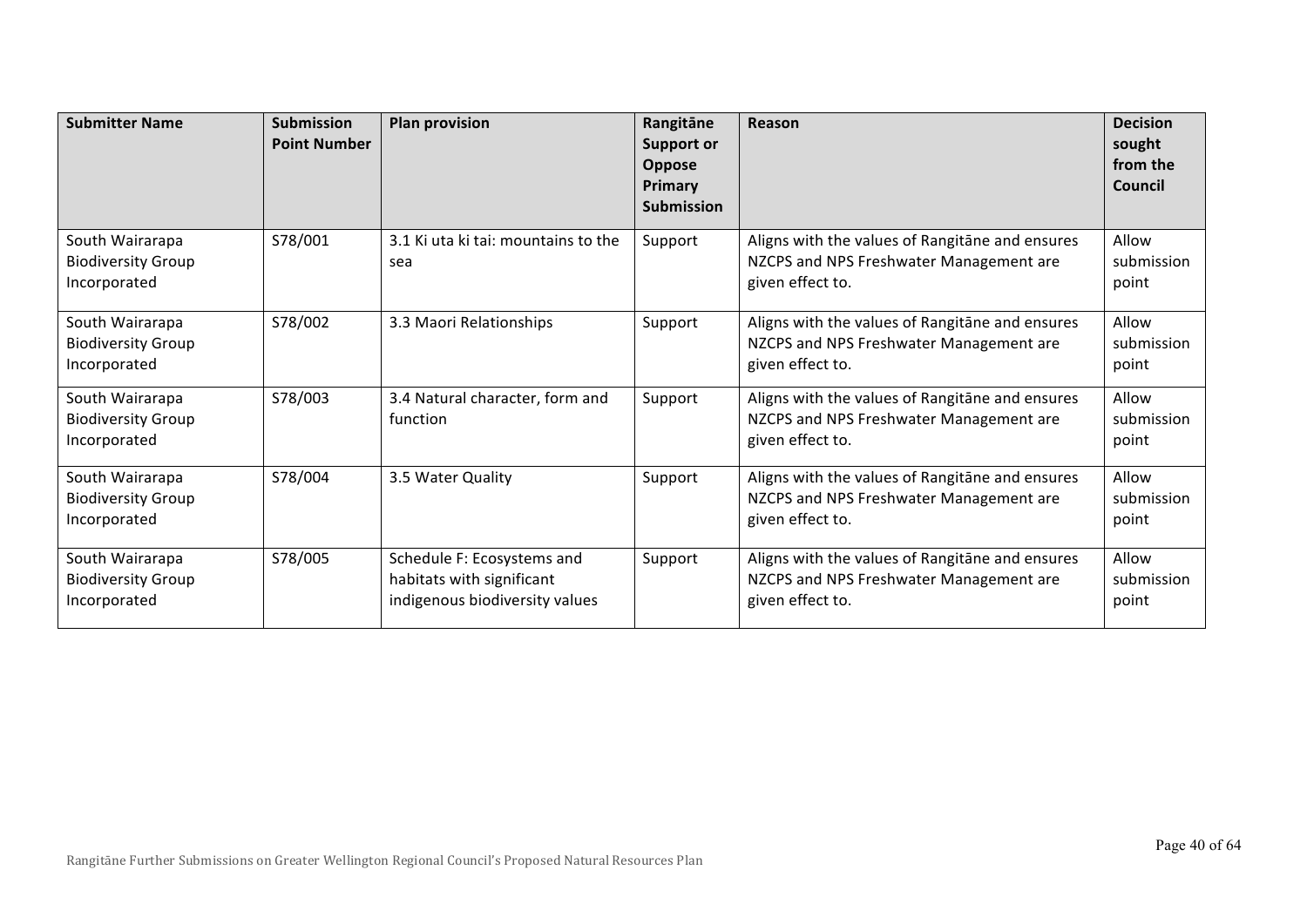| Submitter Name | Submission Point Number | Plan provision | Rangitāne Support or Oppose Primary Submission | Reason | Decision sought from the Council |
|---|---|---|---|---|---|
| South Wairarapa Biodiversity Group Incorporated | S78/001 | 3.1 Ki uta ki tai: mountains to the sea | Support | Aligns with the values of Rangitāne and ensures NZCPS and NPS Freshwater Management are given effect to. | Allow submission point |
| South Wairarapa Biodiversity Group Incorporated | S78/002 | 3.3 Maori Relationships | Support | Aligns with the values of Rangitāne and ensures NZCPS and NPS Freshwater Management are given effect to. | Allow submission point |
| South Wairarapa Biodiversity Group Incorporated | S78/003 | 3.4 Natural character, form and function | Support | Aligns with the values of Rangitāne and ensures NZCPS and NPS Freshwater Management are given effect to. | Allow submission point |
| South Wairarapa Biodiversity Group Incorporated | S78/004 | 3.5 Water Quality | Support | Aligns with the values of Rangitāne and ensures NZCPS and NPS Freshwater Management are given effect to. | Allow submission point |
| South Wairarapa Biodiversity Group Incorporated | S78/005 | Schedule F: Ecosystems and habitats with significant indigenous biodiversity values | Support | Aligns with the values of Rangitāne and ensures NZCPS and NPS Freshwater Management are given effect to. | Allow submission point |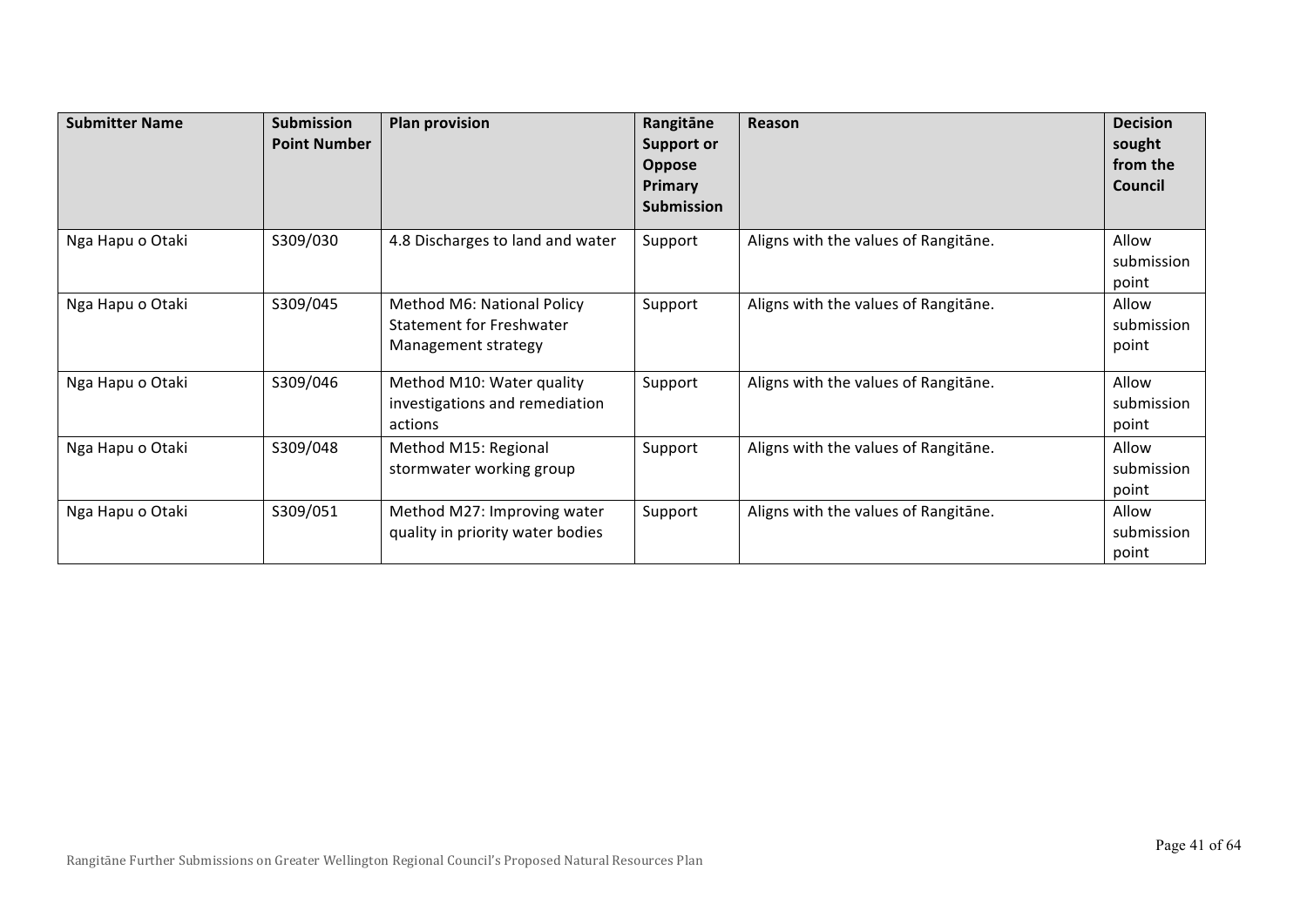| Submitter Name | Submission Point Number | Plan provision | Rangitāne Support or Oppose Primary Submission | Reason | Decision sought from the Council |
|---|---|---|---|---|---|
| Nga Hapu o Otaki | S309/030 | 4.8 Discharges to land and water | Support | Aligns with the values of Rangitāne. | Allow submission point |
| Nga Hapu o Otaki | S309/045 | Method M6: National Policy Statement for Freshwater Management strategy | Support | Aligns with the values of Rangitāne. | Allow submission point |
| Nga Hapu o Otaki | S309/046 | Method M10: Water quality investigations and remediation actions | Support | Aligns with the values of Rangitāne. | Allow submission point |
| Nga Hapu o Otaki | S309/048 | Method M15: Regional stormwater working group | Support | Aligns with the values of Rangitāne. | Allow submission point |
| Nga Hapu o Otaki | S309/051 | Method M27: Improving water quality in priority water bodies | Support | Aligns with the values of Rangitāne. | Allow submission point |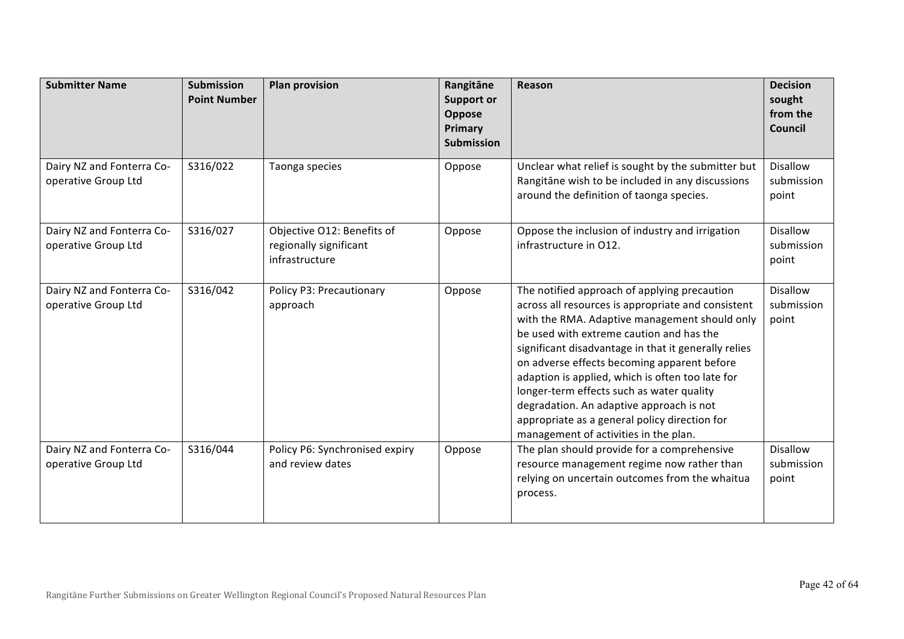| Submitter Name | Submission Point Number | Plan provision | Rangitāne Support or Oppose Primary Submission | Reason | Decision sought from the Council |
|---|---|---|---|---|---|
| Dairy NZ and Fonterra Co-operative Group Ltd | S316/022 | Taonga species | Oppose | Unclear what relief is sought by the submitter but Rangitāne wish to be included in any discussions around the definition of taonga species. | Disallow submission point |
| Dairy NZ and Fonterra Co-operative Group Ltd | S316/027 | Objective O12: Benefits of regionally significant infrastructure | Oppose | Oppose the inclusion of industry and irrigation infrastructure in O12. | Disallow submission point |
| Dairy NZ and Fonterra Co-operative Group Ltd | S316/042 | Policy P3: Precautionary approach | Oppose | The notified approach of applying precaution across all resources is appropriate and consistent with the RMA. Adaptive management should only be used with extreme caution and has the significant disadvantage in that it generally relies on adverse effects becoming apparent before adaption is applied, which is often too late for longer-term effects such as water quality degradation. An adaptive approach is not appropriate as a general policy direction for management of activities in the plan. | Disallow submission point |
| Dairy NZ and Fonterra Co-operative Group Ltd | S316/044 | Policy P6: Synchronised expiry and review dates | Oppose | The plan should provide for a comprehensive resource management regime now rather than relying on uncertain outcomes from the whaitua process. | Disallow submission point |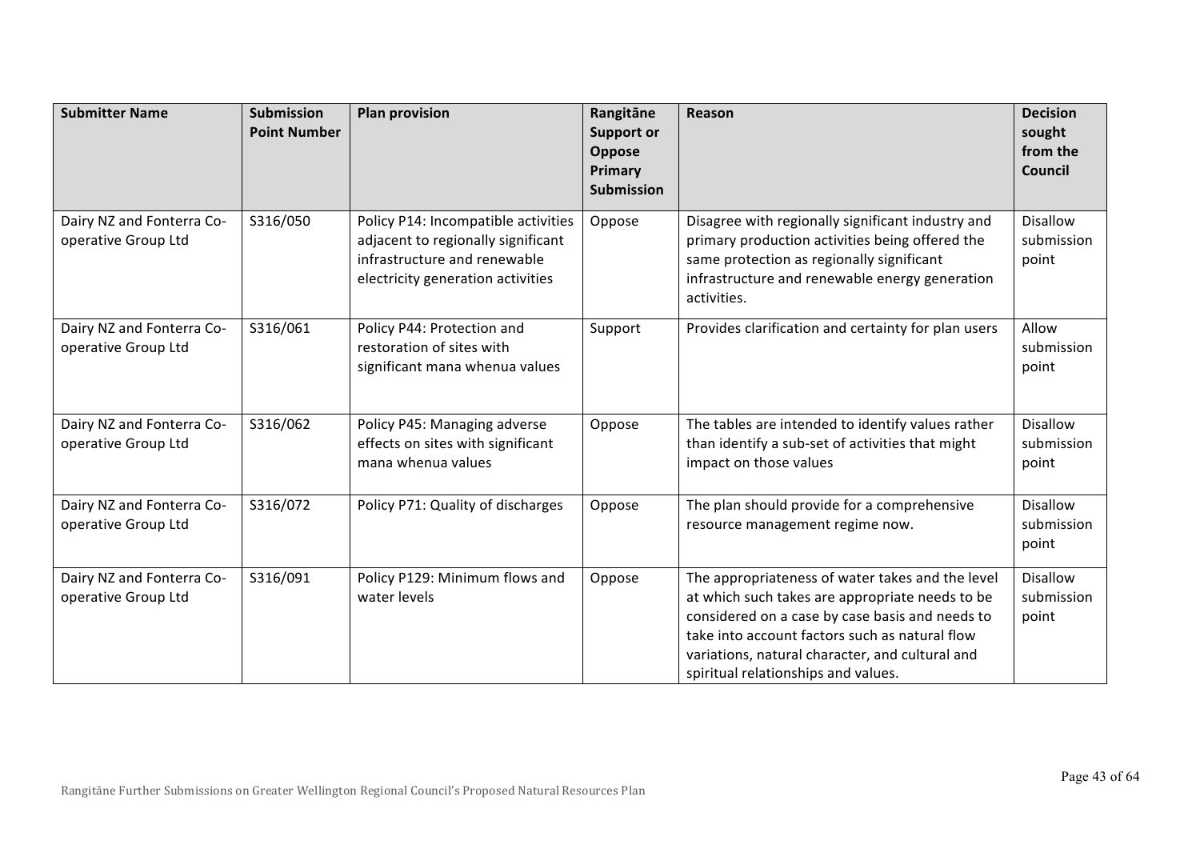| Submitter Name | Submission Point Number | Plan provision | Rangitāne Support or Oppose Primary Submission | Reason | Decision sought from the Council |
|---|---|---|---|---|---|
| Dairy NZ and Fonterra Co-operative Group Ltd | S316/050 | Policy P14: Incompatible activities adjacent to regionally significant infrastructure and renewable electricity generation activities | Oppose | Disagree with regionally significant industry and primary production activities being offered the same protection as regionally significant infrastructure and renewable energy generation activities. | Disallow submission point |
| Dairy NZ and Fonterra Co-operative Group Ltd | S316/061 | Policy P44: Protection and restoration of sites with significant mana whenua values | Support | Provides clarification and certainty for plan users | Allow submission point |
| Dairy NZ and Fonterra Co-operative Group Ltd | S316/062 | Policy P45: Managing adverse effects on sites with significant mana whenua values | Oppose | The tables are intended to identify values rather than identify a sub-set of activities that might impact on those values | Disallow submission point |
| Dairy NZ and Fonterra Co-operative Group Ltd | S316/072 | Policy P71: Quality of discharges | Oppose | The plan should provide for a comprehensive resource management regime now. | Disallow submission point |
| Dairy NZ and Fonterra Co-operative Group Ltd | S316/091 | Policy P129: Minimum flows and water levels | Oppose | The appropriateness of water takes and the level at which such takes are appropriate needs to be considered on a case by case basis and needs to take into account factors such as natural flow variations, natural character, and cultural and spiritual relationships and values. | Disallow submission point |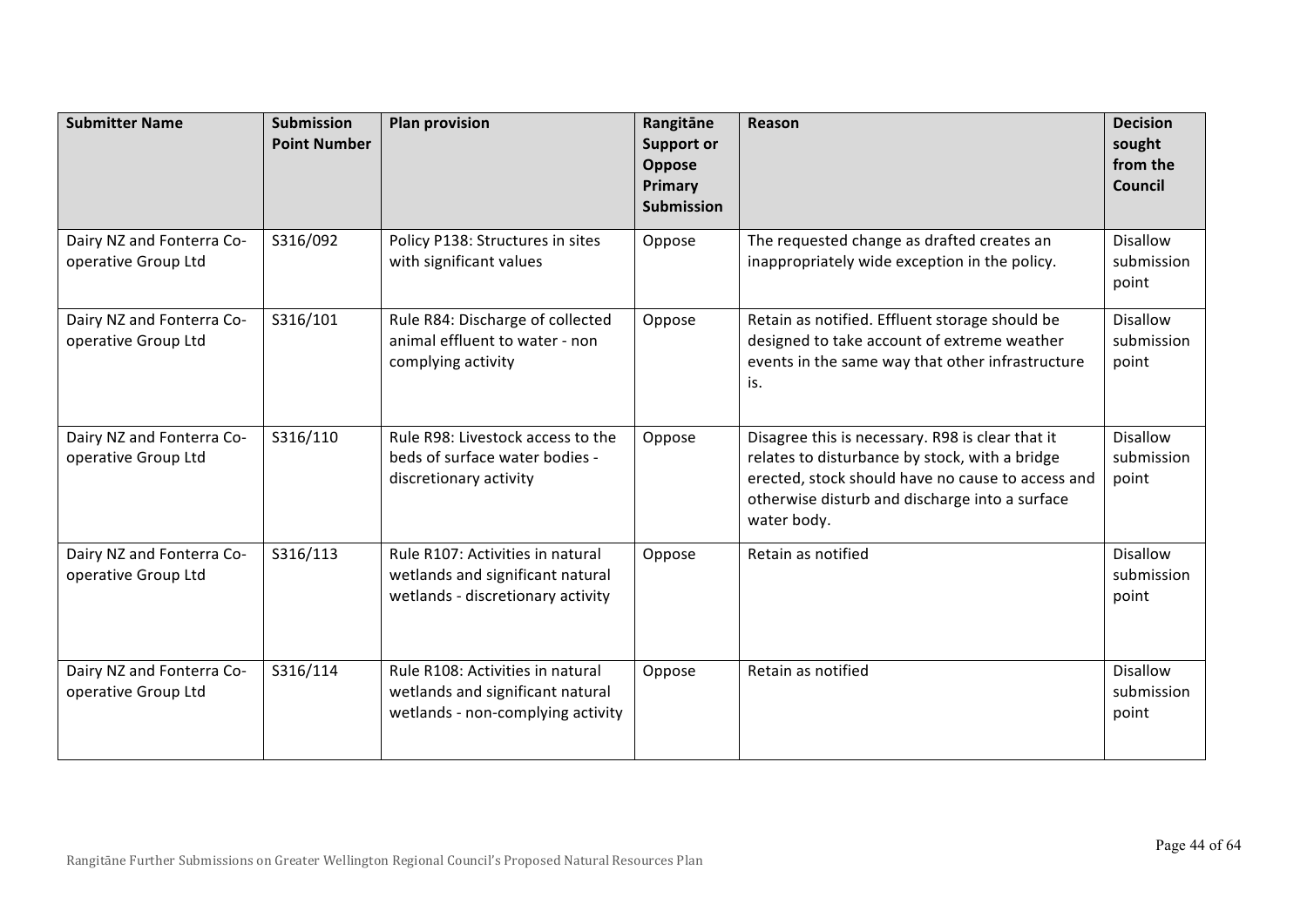| Submitter Name | Submission Point Number | Plan provision | Rangitāne Support or Oppose Primary Submission | Reason | Decision sought from the Council |
|---|---|---|---|---|---|
| Dairy NZ and Fonterra Co-operative Group Ltd | S316/092 | Policy P138: Structures in sites with significant values | Oppose | The requested change as drafted creates an inappropriately wide exception in the policy. | Disallow submission point |
| Dairy NZ and Fonterra Co-operative Group Ltd | S316/101 | Rule R84: Discharge of collected animal effluent to water - non complying activity | Oppose | Retain as notified. Effluent storage should be designed to take account of extreme weather events in the same way that other infrastructure is. | Disallow submission point |
| Dairy NZ and Fonterra Co-operative Group Ltd | S316/110 | Rule R98: Livestock access to the beds of surface water bodies - discretionary activity | Oppose | Disagree this is necessary. R98 is clear that it relates to disturbance by stock, with a bridge erected, stock should have no cause to access and otherwise disturb and discharge into a surface water body. | Disallow submission point |
| Dairy NZ and Fonterra Co-operative Group Ltd | S316/113 | Rule R107: Activities in natural wetlands and significant natural wetlands - discretionary activity | Oppose | Retain as notified | Disallow submission point |
| Dairy NZ and Fonterra Co-operative Group Ltd | S316/114 | Rule R108: Activities in natural wetlands and significant natural wetlands - non-complying activity | Oppose | Retain as notified | Disallow submission point |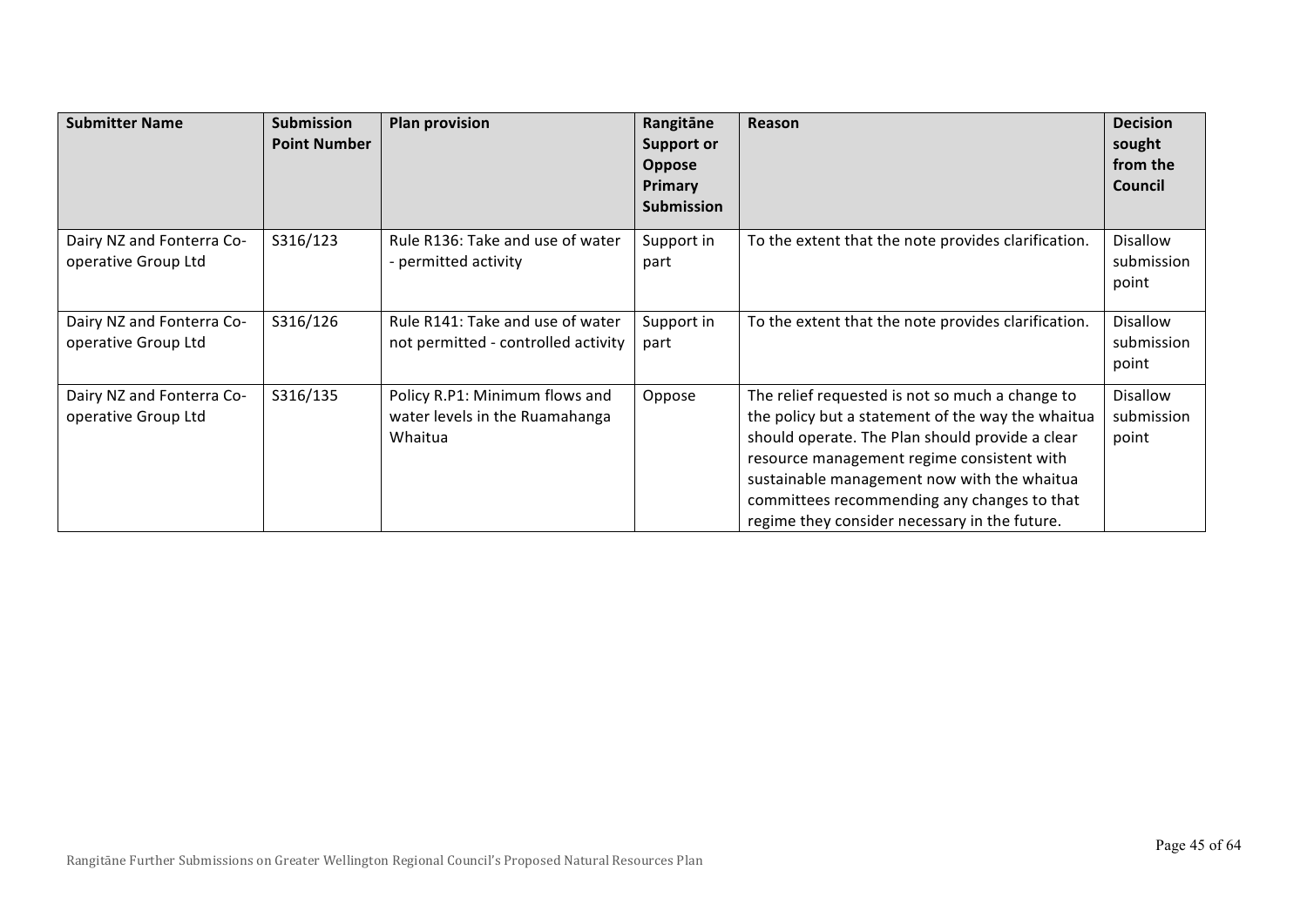| Submitter Name | Submission Point Number | Plan provision | Rangitāne Support or Oppose Primary Submission | Reason | Decision sought from the Council |
|---|---|---|---|---|---|
| Dairy NZ and Fonterra Co-operative Group Ltd | S316/123 | Rule R136: Take and use of water - permitted activity | Support in part | To the extent that the note provides clarification. | Disallow submission point |
| Dairy NZ and Fonterra Co-operative Group Ltd | S316/126 | Rule R141: Take and use of water not permitted - controlled activity | Support in part | To the extent that the note provides clarification. | Disallow submission point |
| Dairy NZ and Fonterra Co-operative Group Ltd | S316/135 | Policy R.P1: Minimum flows and water levels in the Ruamahanga Whaitua | Oppose | The relief requested is not so much a change to the policy but a statement of the way the whaitua should operate. The Plan should provide a clear resource management regime consistent with sustainable management now with the whaitua committees recommending any changes to that regime they consider necessary in the future. | Disallow submission point |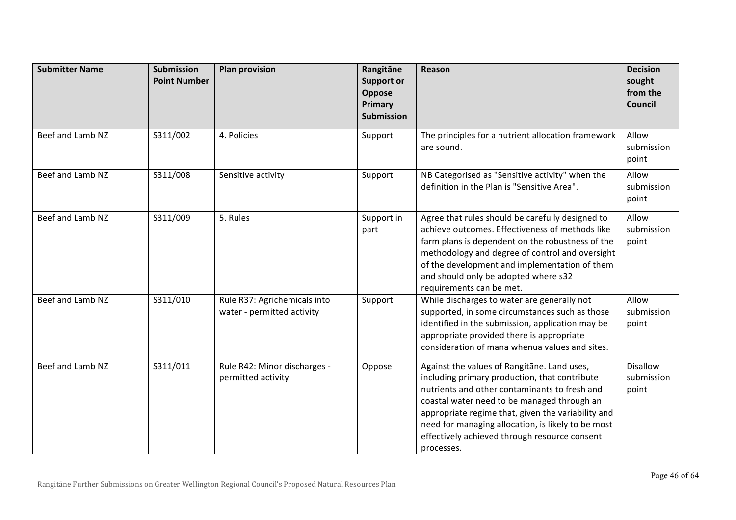| Submitter Name | Submission Point Number | Plan provision | Rangitāne Support or Oppose Primary Submission | Reason | Decision sought from the Council |
|---|---|---|---|---|---|
| Beef and Lamb NZ | S311/002 | 4. Policies | Support | The principles for a nutrient allocation framework are sound. | Allow submission point |
| Beef and Lamb NZ | S311/008 | Sensitive activity | Support | NB Categorised as "Sensitive activity" when the definition in the Plan is "Sensitive Area". | Allow submission point |
| Beef and Lamb NZ | S311/009 | 5. Rules | Support in part | Agree that rules should be carefully designed to achieve outcomes. Effectiveness of methods like farm plans is dependent on the robustness of the methodology and degree of control and oversight of the development and implementation of them and should only be adopted where s32 requirements can be met. | Allow submission point |
| Beef and Lamb NZ | S311/010 | Rule R37: Agrichemicals into water - permitted activity | Support | While discharges to water are generally not supported, in some circumstances such as those identified in the submission, application may be appropriate provided there is appropriate consideration of mana whenua values and sites. | Allow submission point |
| Beef and Lamb NZ | S311/011 | Rule R42: Minor discharges - permitted activity | Oppose | Against the values of Rangitāne. Land uses, including primary production, that contribute nutrients and other contaminants to fresh and coastal water need to be managed through an appropriate regime that, given the variability and need for managing allocation, is likely to be most effectively achieved through resource consent processes. | Disallow submission point |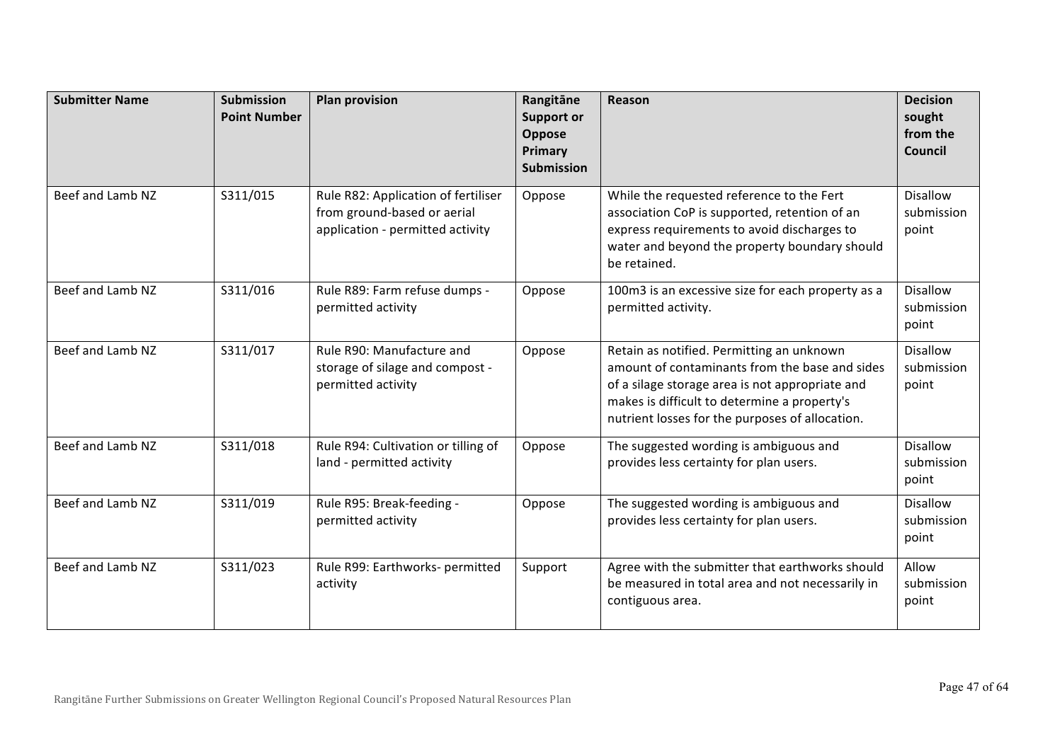| Submitter Name | Submission Point Number | Plan provision | Rangitāne Support or Oppose Primary Submission | Reason | Decision sought from the Council |
|---|---|---|---|---|---|
| Beef and Lamb NZ | S311/015 | Rule R82: Application of fertiliser from ground-based or aerial application - permitted activity | Oppose | While the requested reference to the Fert association CoP is supported, retention of an express requirements to avoid discharges to water and beyond the property boundary should be retained. | Disallow submission point |
| Beef and Lamb NZ | S311/016 | Rule R89: Farm refuse dumps - permitted activity | Oppose | 100m3 is an excessive size for each property as a permitted activity. | Disallow submission point |
| Beef and Lamb NZ | S311/017 | Rule R90: Manufacture and storage of silage and compost - permitted activity | Oppose | Retain as notified. Permitting an unknown amount of contaminants from the base and sides of a silage storage area is not appropriate and makes is difficult to determine a property's nutrient losses for the purposes of allocation. | Disallow submission point |
| Beef and Lamb NZ | S311/018 | Rule R94: Cultivation or tilling of land - permitted activity | Oppose | The suggested wording is ambiguous and provides less certainty for plan users. | Disallow submission point |
| Beef and Lamb NZ | S311/019 | Rule R95: Break-feeding - permitted activity | Oppose | The suggested wording is ambiguous and provides less certainty for plan users. | Disallow submission point |
| Beef and Lamb NZ | S311/023 | Rule R99: Earthworks- permitted activity | Support | Agree with the submitter that earthworks should be measured in total area and not necessarily in contiguous area. | Allow submission point |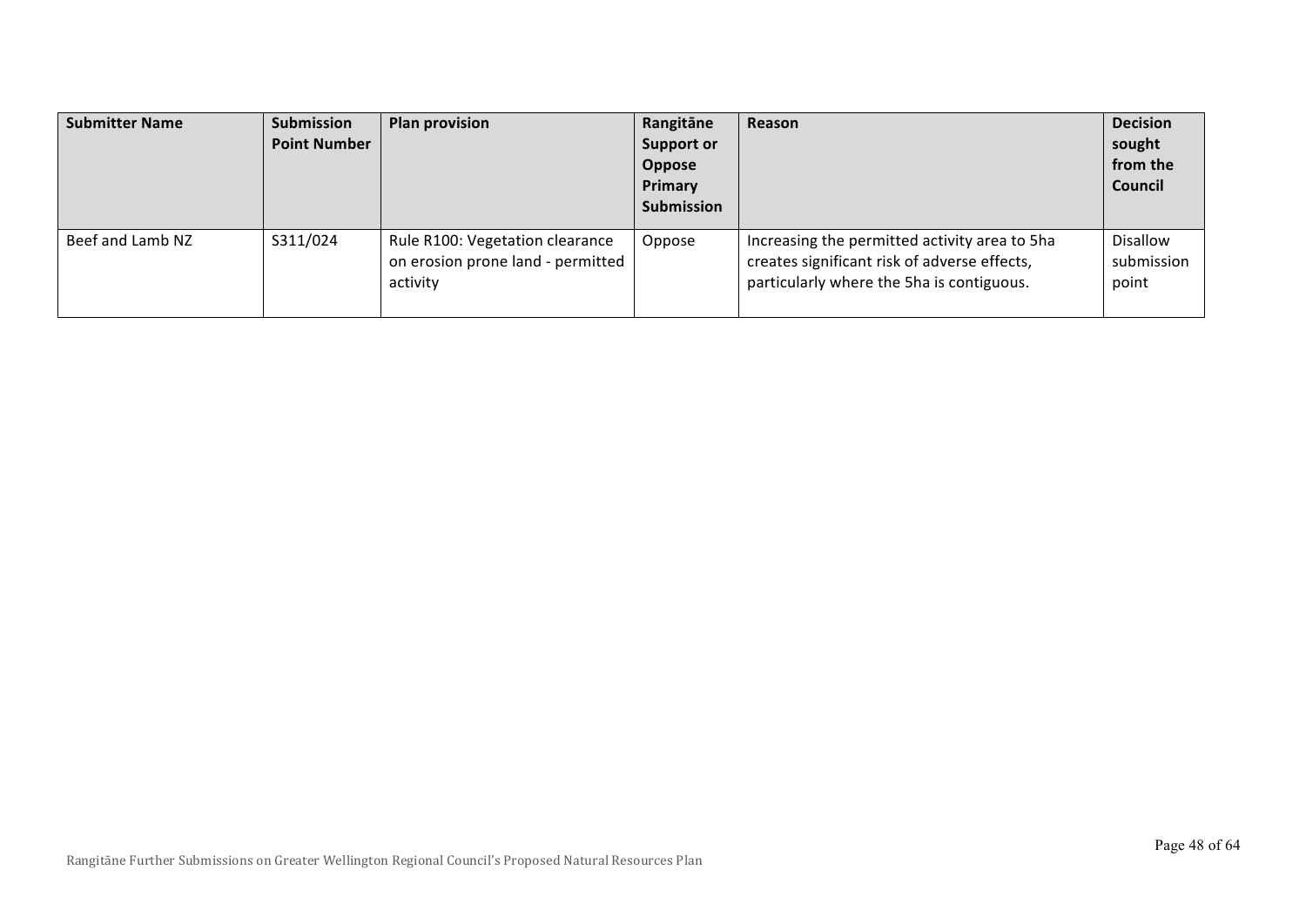| Submitter Name | Submission Point Number | Plan provision | Rangitāne Support or Oppose Primary Submission | Reason | Decision sought from the Council |
|---|---|---|---|---|---|
| Beef and Lamb NZ | S311/024 | Rule R100: Vegetation clearance on erosion prone land - permitted activity | Oppose | Increasing the permitted activity area to 5ha creates significant risk of adverse effects, particularly where the 5ha is contiguous. | Disallow submission point |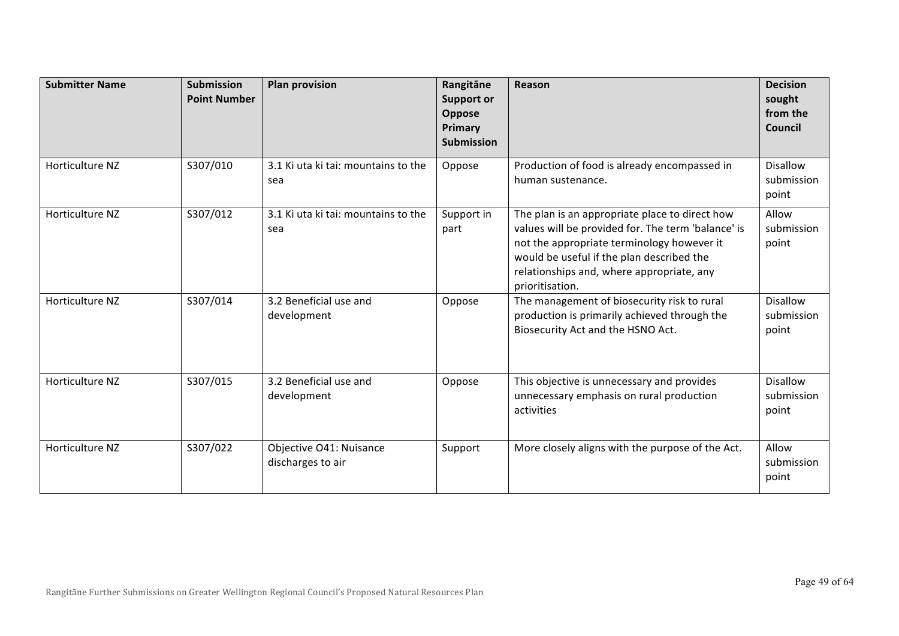| Submitter Name | Submission Point Number | Plan provision | Rangitāne Support or Oppose Primary Submission | Reason | Decision sought from the Council |
|---|---|---|---|---|---|
| Horticulture NZ | S307/010 | 3.1 Ki uta ki tai: mountains to the sea | Oppose | Production of food is already encompassed in human sustenance. | Disallow submission point |
| Horticulture NZ | S307/012 | 3.1 Ki uta ki tai: mountains to the sea | Support in part | The plan is an appropriate place to direct how values will be provided for. The term 'balance' is not the appropriate terminology however it would be useful if the plan described the relationships and, where appropriate, any prioritisation. | Allow submission point |
| Horticulture NZ | S307/014 | 3.2 Beneficial use and development | Oppose | The management of biosecurity risk to rural production is primarily achieved through the Biosecurity Act and the HSNO Act. | Disallow submission point |
| Horticulture NZ | S307/015 | 3.2 Beneficial use and development | Oppose | This objective is unnecessary and provides unnecessary emphasis on rural production activities | Disallow submission point |
| Horticulture NZ | S307/022 | Objective O41: Nuisance discharges to air | Support | More closely aligns with the purpose of the Act. | Allow submission point |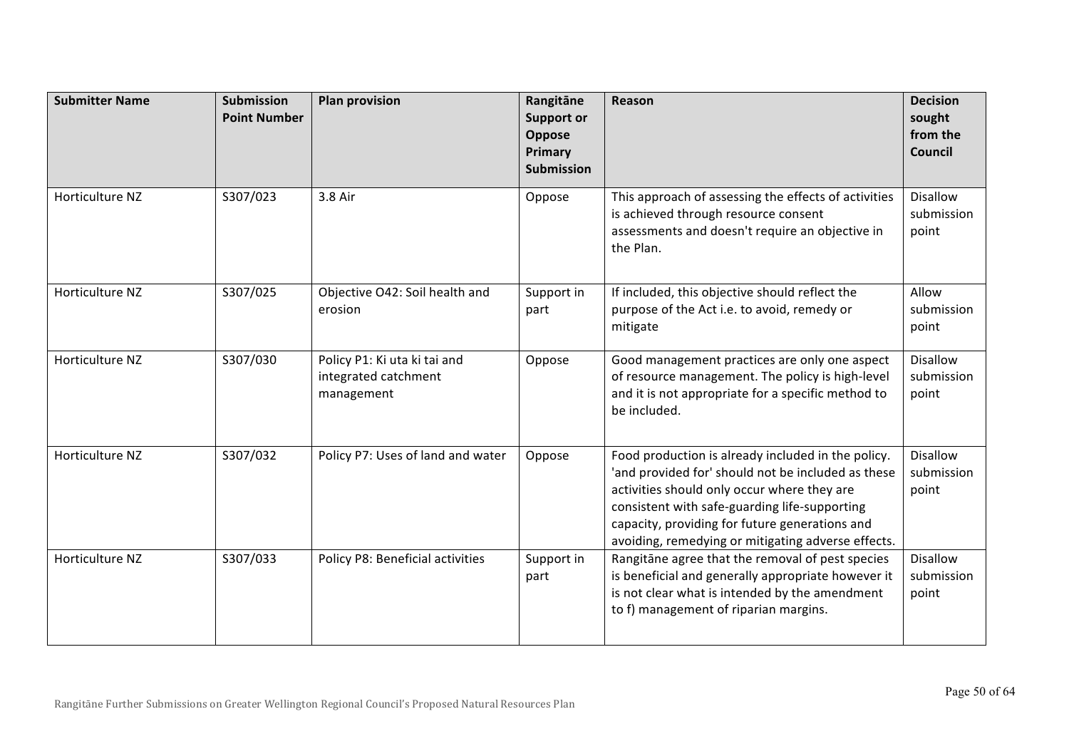| Submitter Name | Submission Point Number | Plan provision | Rangitāne Support or Oppose Primary Submission | Reason | Decision sought from the Council |
|---|---|---|---|---|---|
| Horticulture NZ | S307/023 | 3.8 Air | Oppose | This approach of assessing the effects of activities is achieved through resource consent assessments and doesn't require an objective in the Plan. | Disallow submission point |
| Horticulture NZ | S307/025 | Objective O42: Soil health and erosion | Support in part | If included, this objective should reflect the purpose of the Act i.e. to avoid, remedy or mitigate | Allow submission point |
| Horticulture NZ | S307/030 | Policy P1: Ki uta ki tai and integrated catchment management | Oppose | Good management practices are only one aspect of resource management. The policy is high-level and it is not appropriate for a specific method to be included. | Disallow submission point |
| Horticulture NZ | S307/032 | Policy P7: Uses of land and water | Oppose | Food production is already included in the policy. 'and provided for' should not be included as these activities should only occur where they are consistent with safe-guarding life-supporting capacity, providing for future generations and avoiding, remedying or mitigating adverse effects. | Disallow submission point |
| Horticulture NZ | S307/033 | Policy P8: Beneficial activities | Support in part | Rangitāne agree that the removal of pest species is beneficial and generally appropriate however it is not clear what is intended by the amendment to f) management of riparian margins. | Disallow submission point |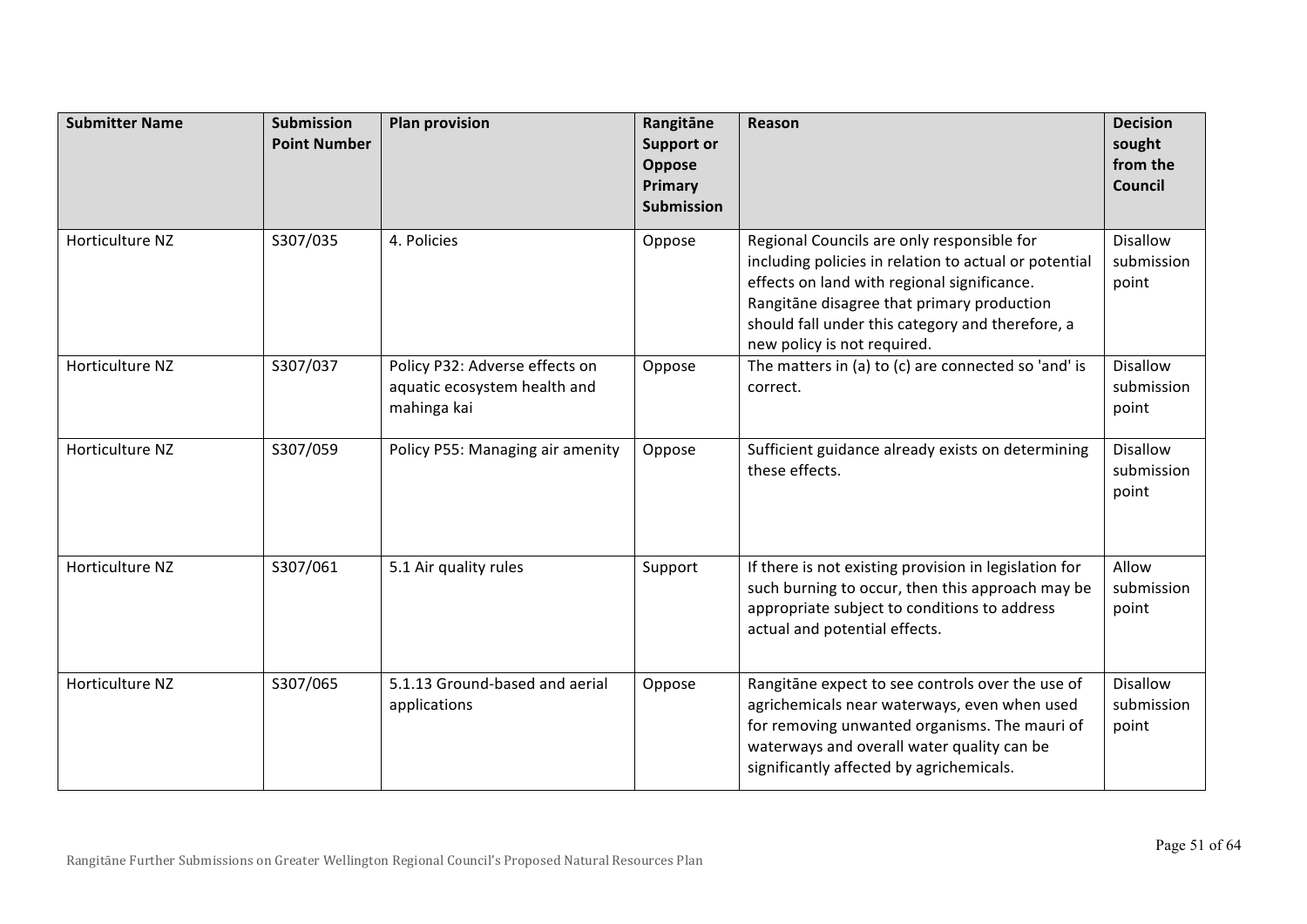| Submitter Name | Submission Point Number | Plan provision | Rangitāne Support or Oppose Primary Submission | Reason | Decision sought from the Council |
|---|---|---|---|---|---|
| Horticulture NZ | S307/035 | 4. Policies | Oppose | Regional Councils are only responsible for including policies in relation to actual or potential effects on land with regional significance. Rangitāne disagree that primary production should fall under this category and therefore, a new policy is not required. | Disallow submission point |
| Horticulture NZ | S307/037 | Policy P32: Adverse effects on aquatic ecosystem health and mahinga kai | Oppose | The matters in (a) to (c) are connected so 'and' is correct. | Disallow submission point |
| Horticulture NZ | S307/059 | Policy P55: Managing air amenity | Oppose | Sufficient guidance already exists on determining these effects. | Disallow submission point |
| Horticulture NZ | S307/061 | 5.1 Air quality rules | Support | If there is not existing provision in legislation for such burning to occur, then this approach may be appropriate subject to conditions to address actual and potential effects. | Allow submission point |
| Horticulture NZ | S307/065 | 5.1.13 Ground-based and aerial applications | Oppose | Rangitāne expect to see controls over the use of agrichemicals near waterways, even when used for removing unwanted organisms. The mauri of waterways and overall water quality can be significantly affected by agrichemicals. | Disallow submission point |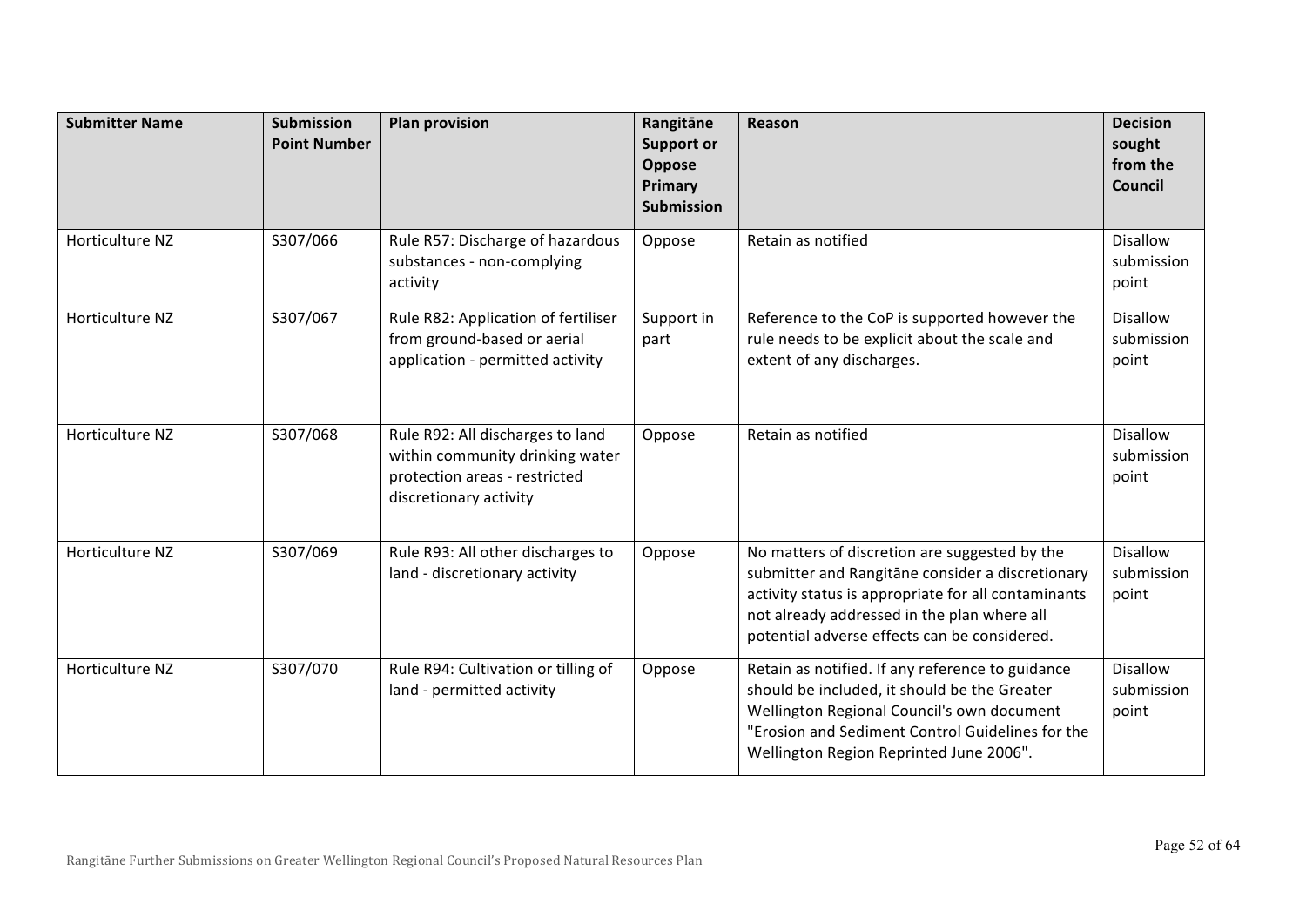| Submitter Name | Submission Point Number | Plan provision | Rangitāne Support or Oppose Primary Submission | Reason | Decision sought from the Council |
|---|---|---|---|---|---|
| Horticulture NZ | S307/066 | Rule R57: Discharge of hazardous substances - non-complying activity | Oppose | Retain as notified | Disallow submission point |
| Horticulture NZ | S307/067 | Rule R82: Application of fertiliser from ground-based or aerial application - permitted activity | Support in part | Reference to the CoP is supported however the rule needs to be explicit about the scale and extent of any discharges. | Disallow submission point |
| Horticulture NZ | S307/068 | Rule R92: All discharges to land within community drinking water protection areas - restricted discretionary activity | Oppose | Retain as notified | Disallow submission point |
| Horticulture NZ | S307/069 | Rule R93: All other discharges to land - discretionary activity | Oppose | No matters of discretion are suggested by the submitter and Rangitāne consider a discretionary activity status is appropriate for all contaminants not already addressed in the plan where all potential adverse effects can be considered. | Disallow submission point |
| Horticulture NZ | S307/070 | Rule R94: Cultivation or tilling of land - permitted activity | Oppose | Retain as notified. If any reference to guidance should be included, it should be the Greater Wellington Regional Council's own document "Erosion and Sediment Control Guidelines for the Wellington Region Reprinted June 2006". | Disallow submission point |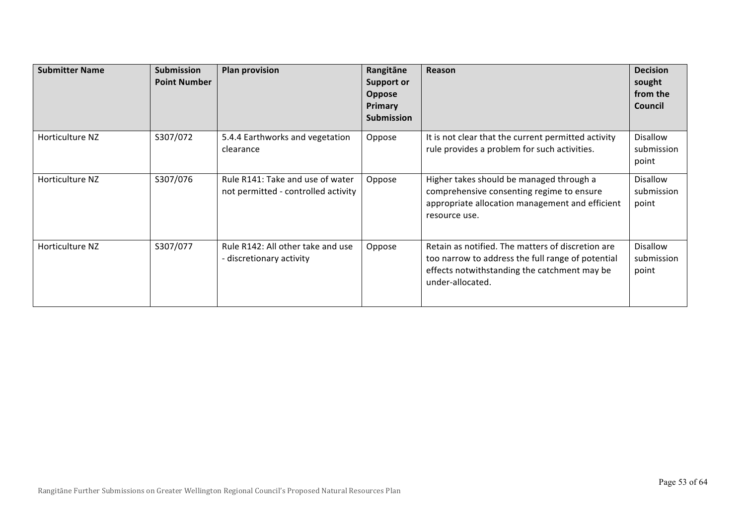| Submitter Name | Submission Point Number | Plan provision | Rangitāne Support or Oppose Primary Submission | Reason | Decision sought from the Council |
|---|---|---|---|---|---|
| Horticulture NZ | S307/072 | 5.4.4 Earthworks and vegetation clearance | Oppose | It is not clear that the current permitted activity rule provides a problem for such activities. | Disallow submission point |
| Horticulture NZ | S307/076 | Rule R141: Take and use of water not permitted - controlled activity | Oppose | Higher takes should be managed through a comprehensive consenting regime to ensure appropriate allocation management and efficient resource use. | Disallow submission point |
| Horticulture NZ | S307/077 | Rule R142: All other take and use - discretionary activity | Oppose | Retain as notified. The matters of discretion are too narrow to address the full range of potential effects notwithstanding the catchment may be under-allocated. | Disallow submission point |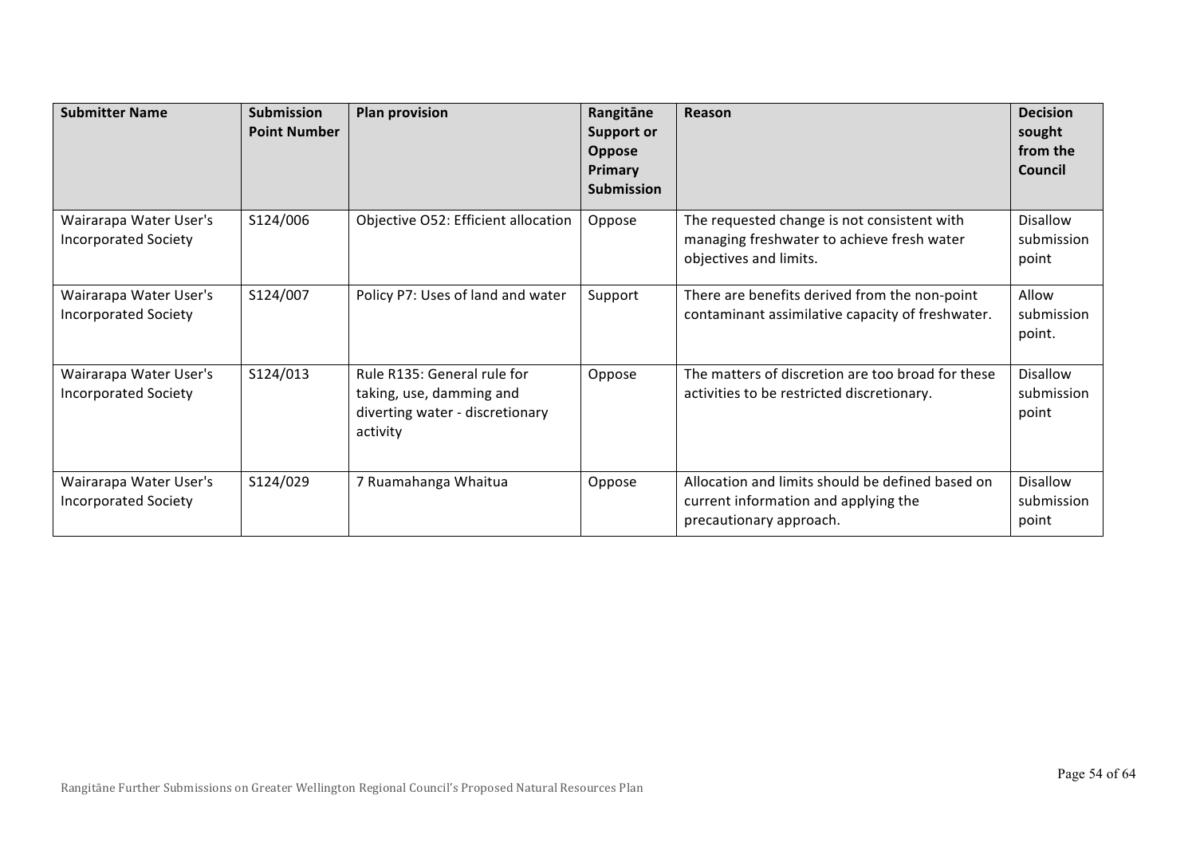| Submitter Name | Submission Point Number | Plan provision | Rangitāne Support or Oppose Primary Submission | Reason | Decision sought from the Council |
|---|---|---|---|---|---|
| Wairarapa Water User's Incorporated Society | S124/006 | Objective O52: Efficient allocation | Oppose | The requested change is not consistent with managing freshwater to achieve fresh water objectives and limits. | Disallow submission point |
| Wairarapa Water User's Incorporated Society | S124/007 | Policy P7: Uses of land and water | Support | There are benefits derived from the non-point contaminant assimilative capacity of freshwater. | Allow submission point. |
| Wairarapa Water User's Incorporated Society | S124/013 | Rule R135: General rule for taking, use, damming and diverting water - discretionary activity | Oppose | The matters of discretion are too broad for these activities to be restricted discretionary. | Disallow submission point |
| Wairarapa Water User's Incorporated Society | S124/029 | 7 Ruamahanga Whaitua | Oppose | Allocation and limits should be defined based on current information and applying the precautionary approach. | Disallow submission point |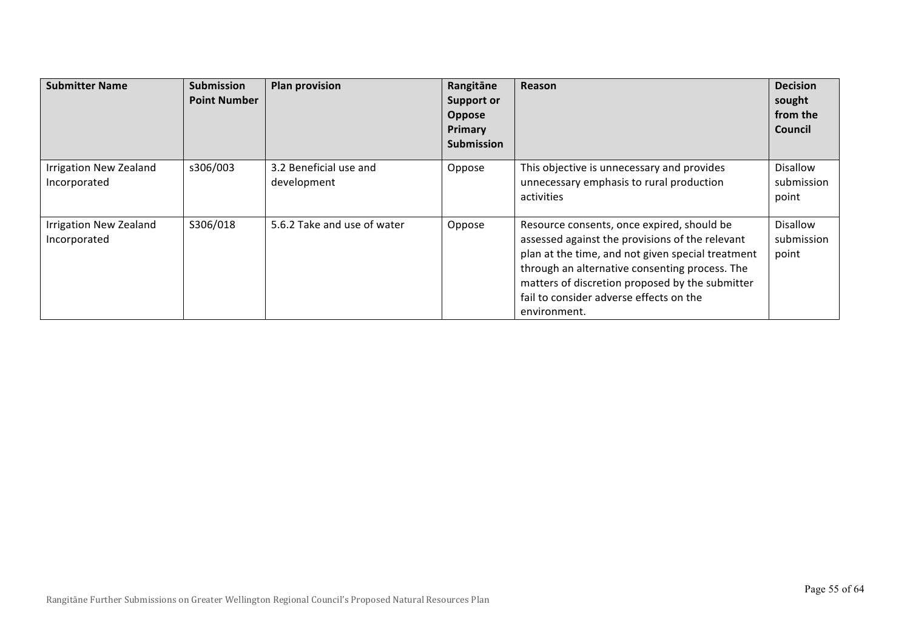| Submitter Name | Submission Point Number | Plan provision | Rangitāne Support or Oppose Primary Submission | Reason | Decision sought from the Council |
|---|---|---|---|---|---|
| Irrigation New Zealand Incorporated | s306/003 | 3.2 Beneficial use and development | Oppose | This objective is unnecessary and provides unnecessary emphasis to rural production activities | Disallow submission point |
| Irrigation New Zealand Incorporated | S306/018 | 5.6.2 Take and use of water | Oppose | Resource consents, once expired, should be assessed against the provisions of the relevant plan at the time, and not given special treatment through an alternative consenting process. The matters of discretion proposed by the submitter fail to consider adverse effects on the environment. | Disallow submission point |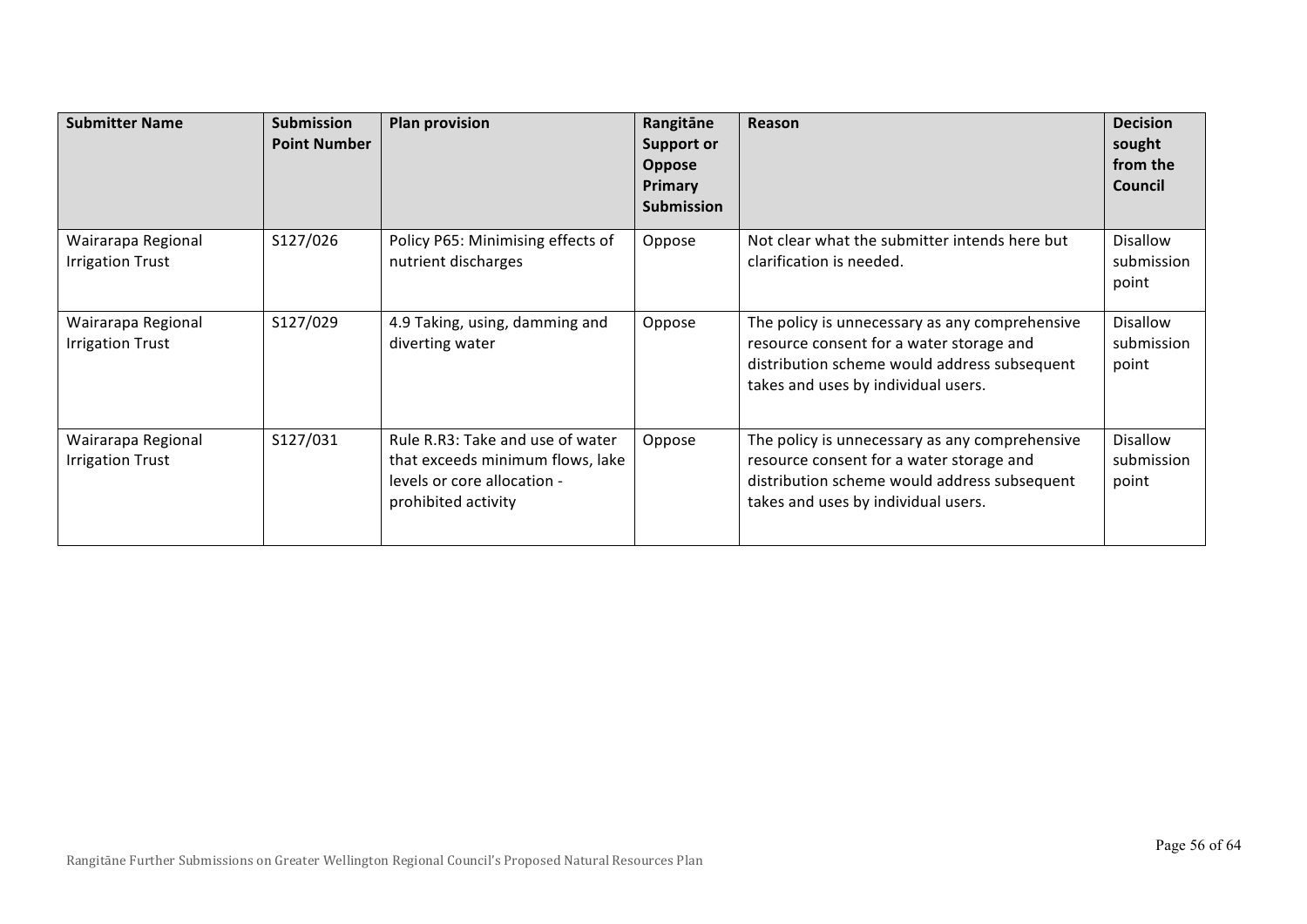| Submitter Name | Submission Point Number | Plan provision | Rangitāne Support or Oppose Primary Submission | Reason | Decision sought from the Council |
|---|---|---|---|---|---|
| Wairarapa Regional Irrigation Trust | S127/026 | Policy P65: Minimising effects of nutrient discharges | Oppose | Not clear what the submitter intends here but clarification is needed. | Disallow submission point |
| Wairarapa Regional Irrigation Trust | S127/029 | 4.9 Taking, using, damming and diverting water | Oppose | The policy is unnecessary as any comprehensive resource consent for a water storage and distribution scheme would address subsequent takes and uses by individual users. | Disallow submission point |
| Wairarapa Regional Irrigation Trust | S127/031 | Rule R.R3: Take and use of water that exceeds minimum flows, lake levels or core allocation - prohibited activity | Oppose | The policy is unnecessary as any comprehensive resource consent for a water storage and distribution scheme would address subsequent takes and uses by individual users. | Disallow submission point |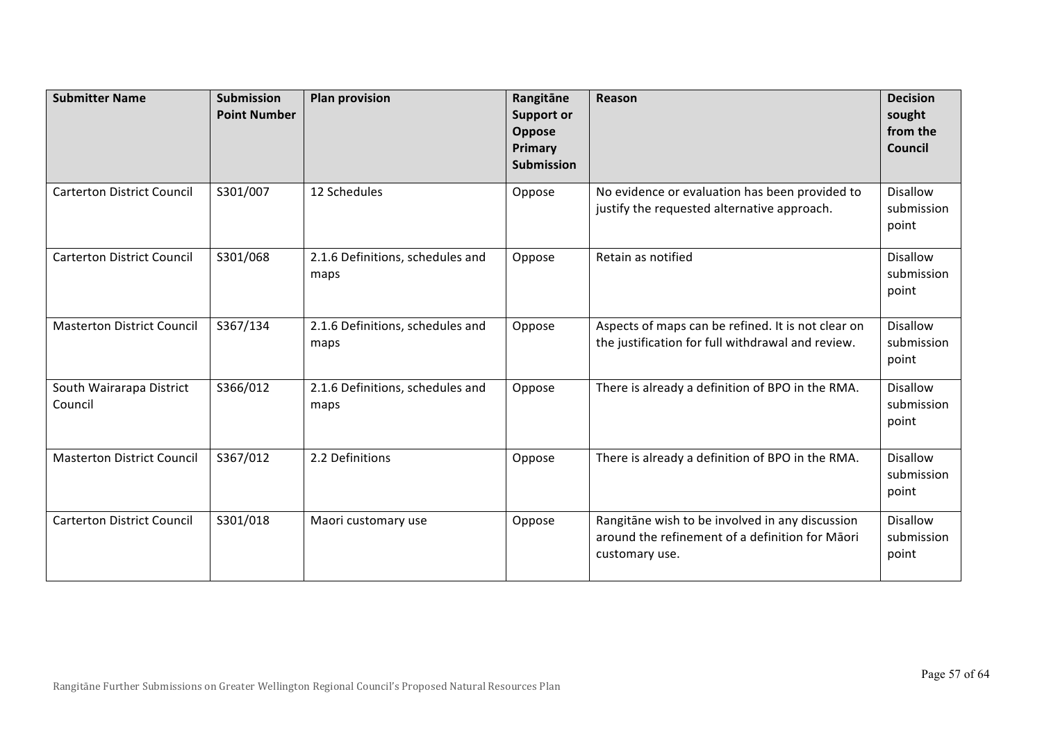| Submitter Name | Submission Point Number | Plan provision | Rangitāne Support or Oppose Primary Submission | Reason | Decision sought from the Council |
|---|---|---|---|---|---|
| Carterton District Council | S301/007 | 12 Schedules | Oppose | No evidence or evaluation has been provided to justify the requested alternative approach. | Disallow submission point |
| Carterton District Council | S301/068 | 2.1.6 Definitions, schedules and maps | Oppose | Retain as notified | Disallow submission point |
| Masterton District Council | S367/134 | 2.1.6 Definitions, schedules and maps | Oppose | Aspects of maps can be refined. It is not clear on the justification for full withdrawal and review. | Disallow submission point |
| South Wairarapa District Council | S366/012 | 2.1.6 Definitions, schedules and maps | Oppose | There is already a definition of BPO in the RMA. | Disallow submission point |
| Masterton District Council | S367/012 | 2.2 Definitions | Oppose | There is already a definition of BPO in the RMA. | Disallow submission point |
| Carterton District Council | S301/018 | Maori customary use | Oppose | Rangitāne wish to be involved in any discussion around the refinement of a definition for Māori customary use. | Disallow submission point |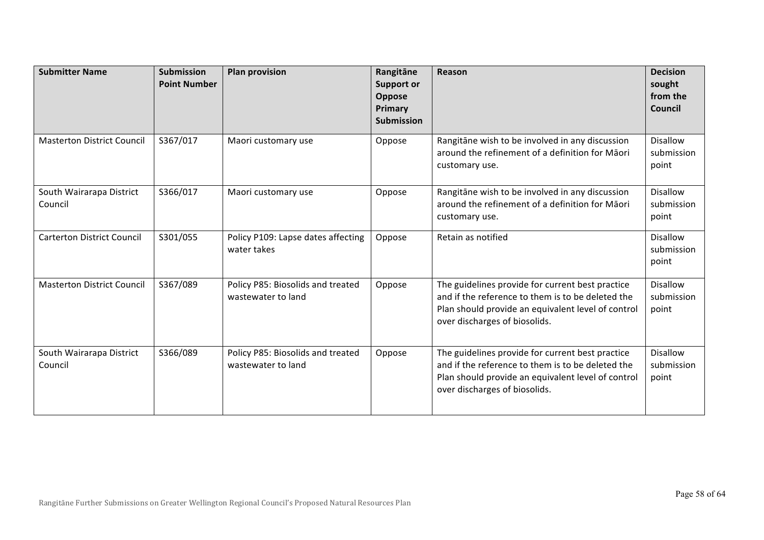| Submitter Name | Submission Point Number | Plan provision | Rangitāne Support or Oppose Primary Submission | Reason | Decision sought from the Council |
|---|---|---|---|---|---|
| Masterton District Council | S367/017 | Maori customary use | Oppose | Rangitāne wish to be involved in any discussion around the refinement of a definition for Māori customary use. | Disallow submission point |
| South Wairarapa District Council | S366/017 | Maori customary use | Oppose | Rangitāne wish to be involved in any discussion around the refinement of a definition for Māori customary use. | Disallow submission point |
| Carterton District Council | S301/055 | Policy P109: Lapse dates affecting water takes | Oppose | Retain as notified | Disallow submission point |
| Masterton District Council | S367/089 | Policy P85: Biosolids and treated wastewater to land | Oppose | The guidelines provide for current best practice and if the reference to them is to be deleted the Plan should provide an equivalent level of control over discharges of biosolids. | Disallow submission point |
| South Wairarapa District Council | S366/089 | Policy P85: Biosolids and treated wastewater to land | Oppose | The guidelines provide for current best practice and if the reference to them is to be deleted the Plan should provide an equivalent level of control over discharges of biosolids. | Disallow submission point |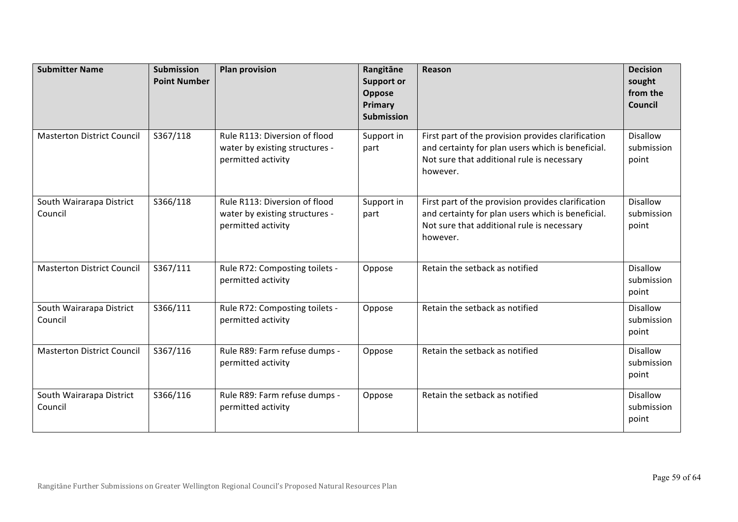| Submitter Name | Submission Point Number | Plan provision | Rangitāne Support or Oppose Primary Submission | Reason | Decision sought from the Council |
|---|---|---|---|---|---|
| Masterton District Council | S367/118 | Rule R113: Diversion of flood water by existing structures - permitted activity | Support in part | First part of the provision provides clarification and certainty for plan users which is beneficial. Not sure that additional rule is necessary however. | Disallow submission point |
| South Wairarapa District Council | S366/118 | Rule R113: Diversion of flood water by existing structures - permitted activity | Support in part | First part of the provision provides clarification and certainty for plan users which is beneficial. Not sure that additional rule is necessary however. | Disallow submission point |
| Masterton District Council | S367/111 | Rule R72: Composting toilets - permitted activity | Oppose | Retain the setback as notified | Disallow submission point |
| South Wairarapa District Council | S366/111 | Rule R72: Composting toilets - permitted activity | Oppose | Retain the setback as notified | Disallow submission point |
| Masterton District Council | S367/116 | Rule R89: Farm refuse dumps - permitted activity | Oppose | Retain the setback as notified | Disallow submission point |
| South Wairarapa District Council | S366/116 | Rule R89: Farm refuse dumps - permitted activity | Oppose | Retain the setback as notified | Disallow submission point |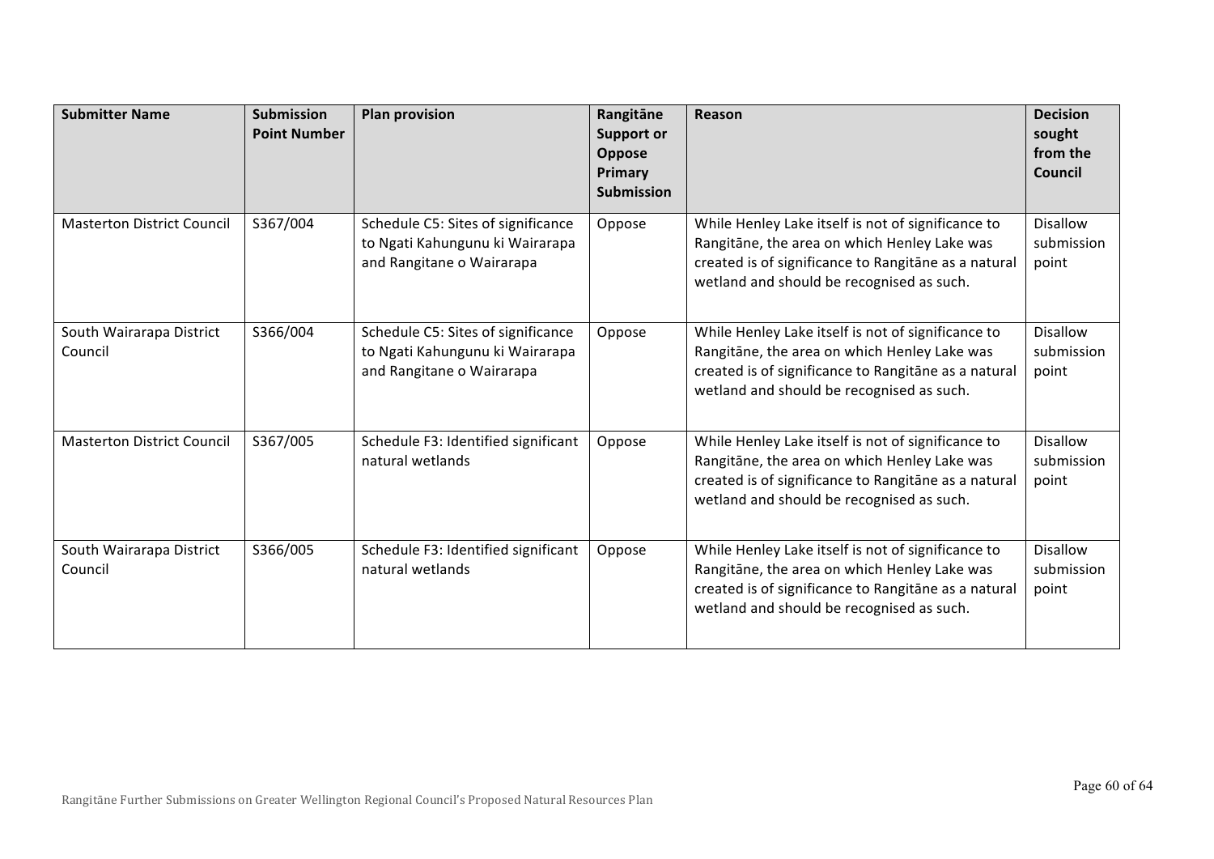| Submitter Name | Submission Point Number | Plan provision | Rangitāne Support or Oppose Primary Submission | Reason | Decision sought from the Council |
|---|---|---|---|---|---|
| Masterton District Council | S367/004 | Schedule C5: Sites of significance to Ngati Kahungunu ki Wairarapa and Rangitane o Wairarapa | Oppose | While Henley Lake itself is not of significance to Rangitāne, the area on which Henley Lake was created is of significance to Rangitāne as a natural wetland and should be recognised as such. | Disallow submission point |
| South Wairarapa District Council | S366/004 | Schedule C5: Sites of significance to Ngati Kahungunu ki Wairarapa and Rangitane o Wairarapa | Oppose | While Henley Lake itself is not of significance to Rangitāne, the area on which Henley Lake was created is of significance to Rangitāne as a natural wetland and should be recognised as such. | Disallow submission point |
| Masterton District Council | S367/005 | Schedule F3: Identified significant natural wetlands | Oppose | While Henley Lake itself is not of significance to Rangitāne, the area on which Henley Lake was created is of significance to Rangitāne as a natural wetland and should be recognised as such. | Disallow submission point |
| South Wairarapa District Council | S366/005 | Schedule F3: Identified significant natural wetlands | Oppose | While Henley Lake itself is not of significance to Rangitāne, the area on which Henley Lake was created is of significance to Rangitāne as a natural wetland and should be recognised as such. | Disallow submission point |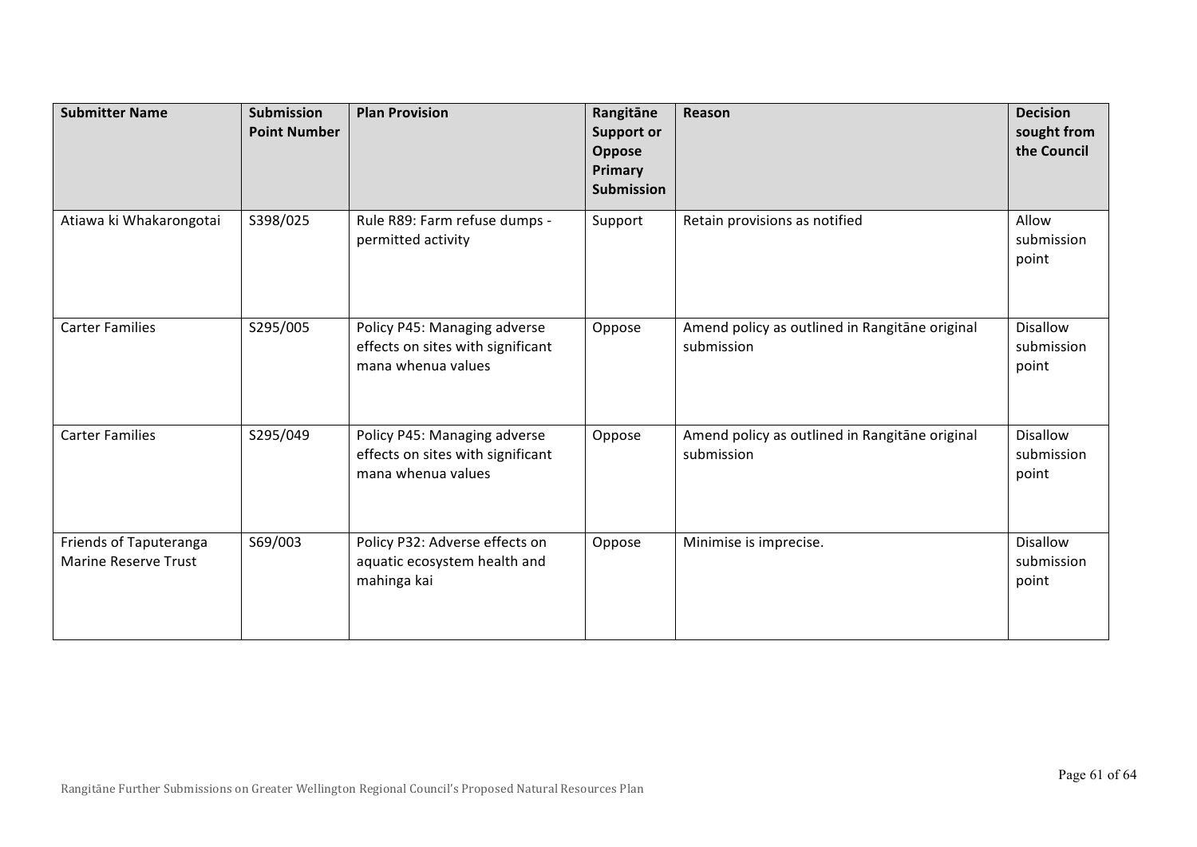| Submitter Name | Submission Point Number | Plan Provision | Rangitāne Support or Oppose Primary Submission | Reason | Decision sought from the Council |
|---|---|---|---|---|---|
| Atiawa ki Whakarongotai | S398/025 | Rule R89: Farm refuse dumps - permitted activity | Support | Retain provisions as notified | Allow submission point |
| Carter Families | S295/005 | Policy P45: Managing adverse effects on sites with significant mana whenua values | Oppose | Amend policy as outlined in Rangitāne original submission | Disallow submission point |
| Carter Families | S295/049 | Policy P45: Managing adverse effects on sites with significant mana whenua values | Oppose | Amend policy as outlined in Rangitāne original submission | Disallow submission point |
| Friends of Taputeranga Marine Reserve Trust | S69/003 | Policy P32: Adverse effects on aquatic ecosystem health and mahinga kai | Oppose | Minimise is imprecise. | Disallow submission point |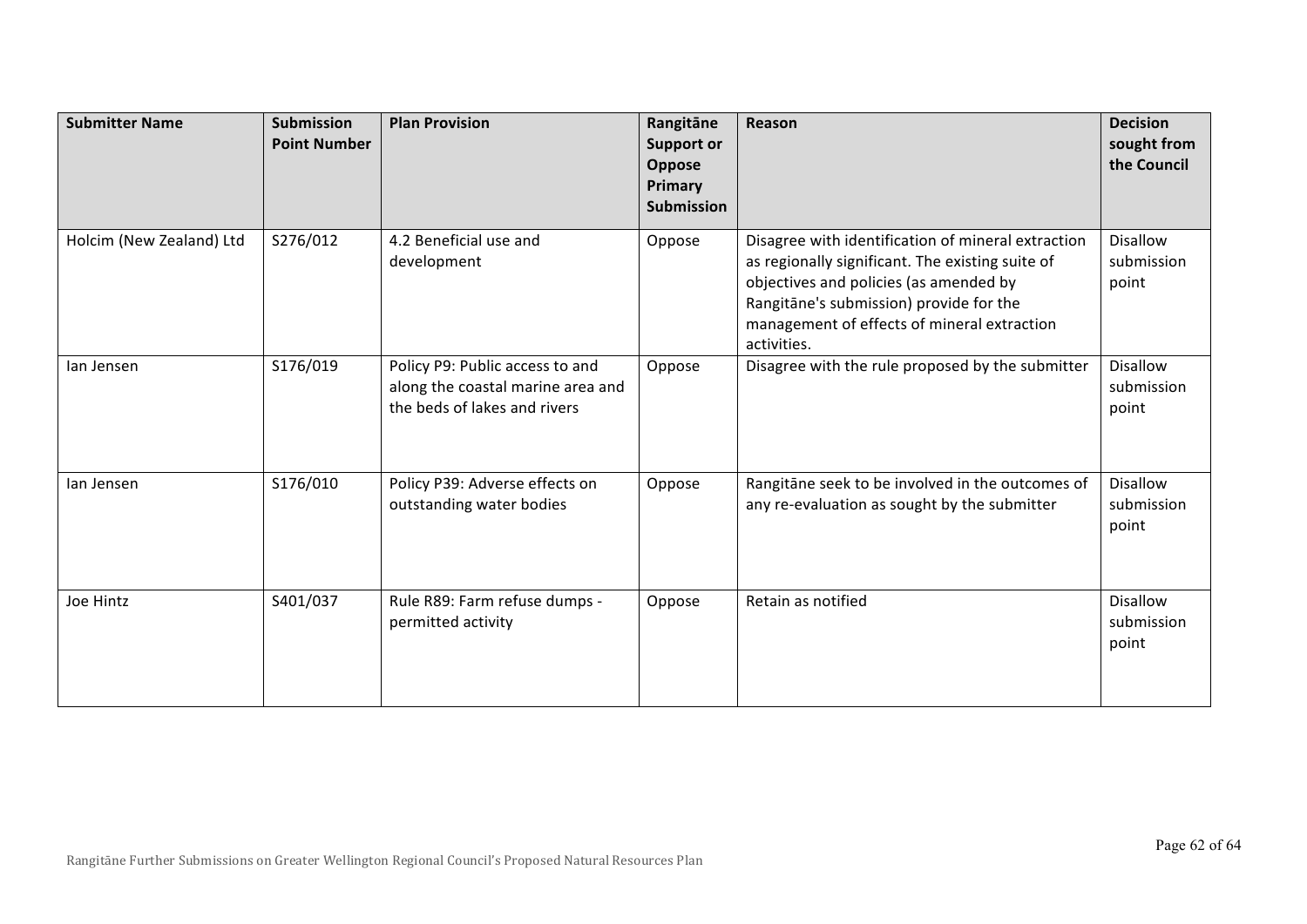| Submitter Name | Submission Point Number | Plan Provision | Rangitāne Support or Oppose Primary Submission | Reason | Decision sought from the Council |
|---|---|---|---|---|---|
| Holcim (New Zealand) Ltd | S276/012 | 4.2 Beneficial use and development | Oppose | Disagree with identification of mineral extraction as regionally significant. The existing suite of objectives and policies (as amended by Rangitāne's submission) provide for the management of effects of mineral extraction activities. | Disallow submission point |
| Ian Jensen | S176/019 | Policy P9: Public access to and along the coastal marine area and the beds of lakes and rivers | Oppose | Disagree with the rule proposed by the submitter | Disallow submission point |
| Ian Jensen | S176/010 | Policy P39: Adverse effects on outstanding water bodies | Oppose | Rangitāne seek to be involved in the outcomes of any re-evaluation as sought by the submitter | Disallow submission point |
| Joe Hintz | S401/037 | Rule R89: Farm refuse dumps - permitted activity | Oppose | Retain as notified | Disallow submission point |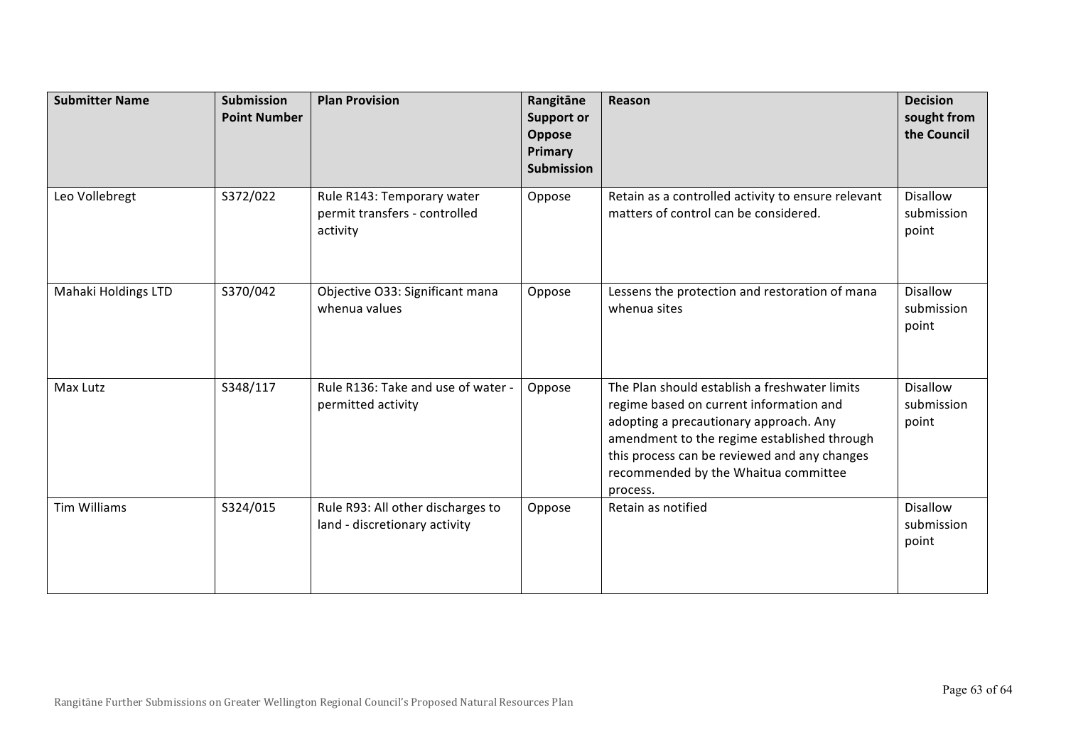| Submitter Name | Submission Point Number | Plan Provision | Rangitāne Support or Oppose Primary Submission | Reason | Decision sought from the Council |
|---|---|---|---|---|---|
| Leo Vollebregt | S372/022 | Rule R143: Temporary water permit transfers - controlled activity | Oppose | Retain as a controlled activity to ensure relevant matters of control can be considered. | Disallow submission point |
| Mahaki Holdings LTD | S370/042 | Objective O33: Significant mana whenua values | Oppose | Lessens the protection and restoration of mana whenua sites | Disallow submission point |
| Max Lutz | S348/117 | Rule R136: Take and use of water - permitted activity | Oppose | The Plan should establish a freshwater limits regime based on current information and adopting a precautionary approach. Any amendment to the regime established through this process can be reviewed and any changes recommended by the Whaitua committee process. | Disallow submission point |
| Tim Williams | S324/015 | Rule R93: All other discharges to land - discretionary activity | Oppose | Retain as notified | Disallow submission point |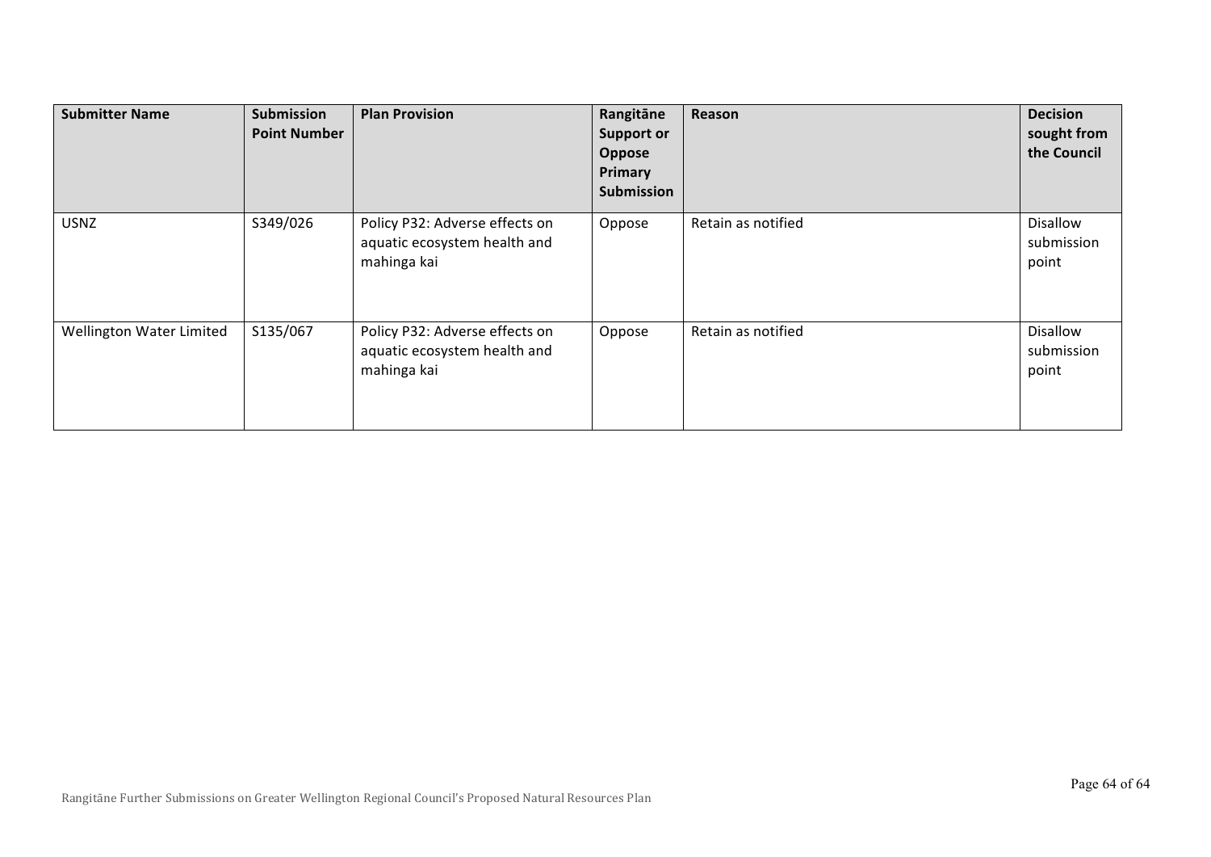| Submitter Name | Submission Point Number | Plan Provision | Rangitāne Support or Oppose Primary Submission | Reason | Decision sought from the Council |
|---|---|---|---|---|---|
| USNZ | S349/026 | Policy P32: Adverse effects on aquatic ecosystem health and mahinga kai | Oppose | Retain as notified | Disallow submission point |
| Wellington Water Limited | S135/067 | Policy P32: Adverse effects on aquatic ecosystem health and mahinga kai | Oppose | Retain as notified | Disallow submission point |